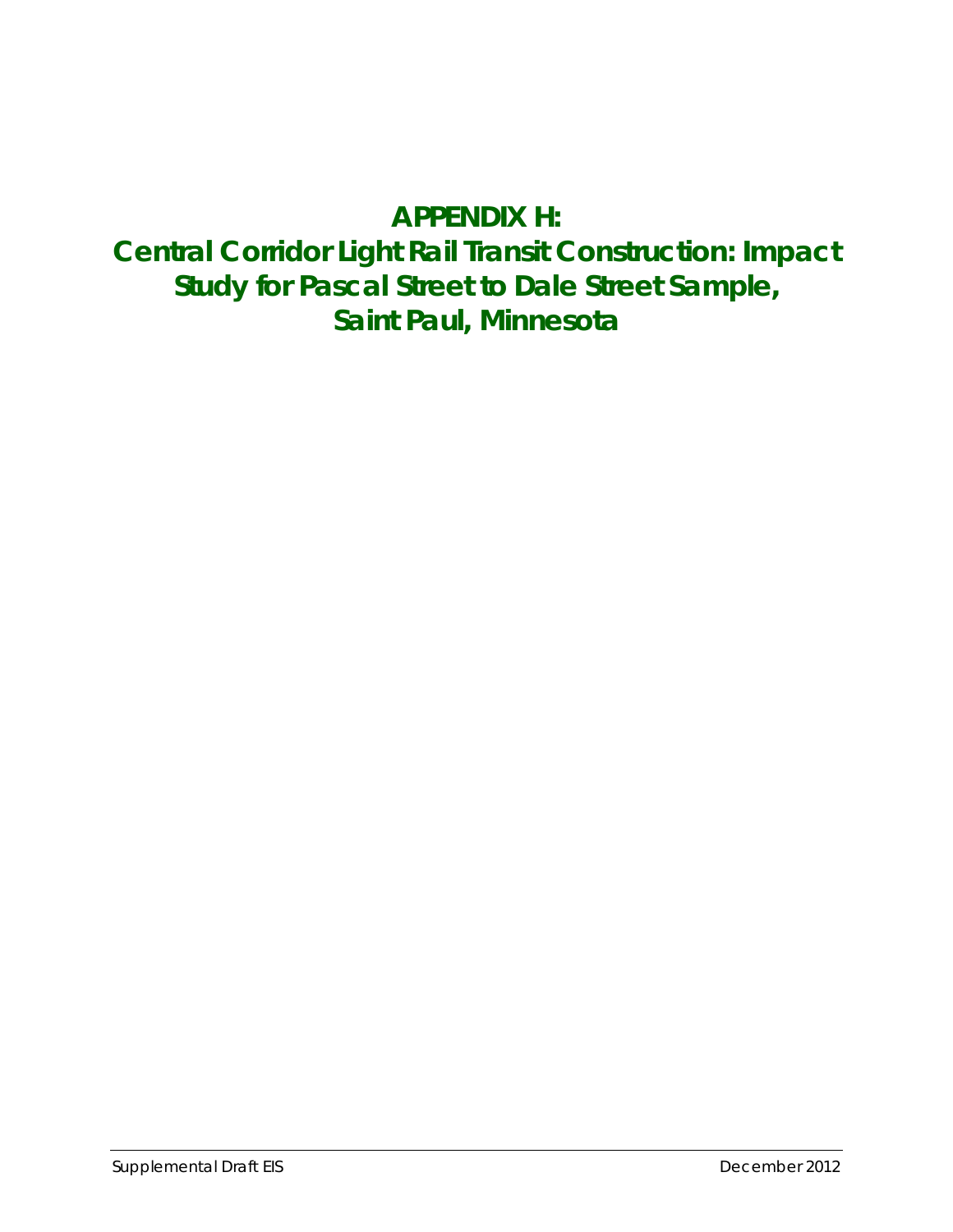# APPENDIX H:
# Central Corridor Light Rail Transit Construction: Impact Study for Pascal Street to Dale Street Sample, Saint Paul, Minnesota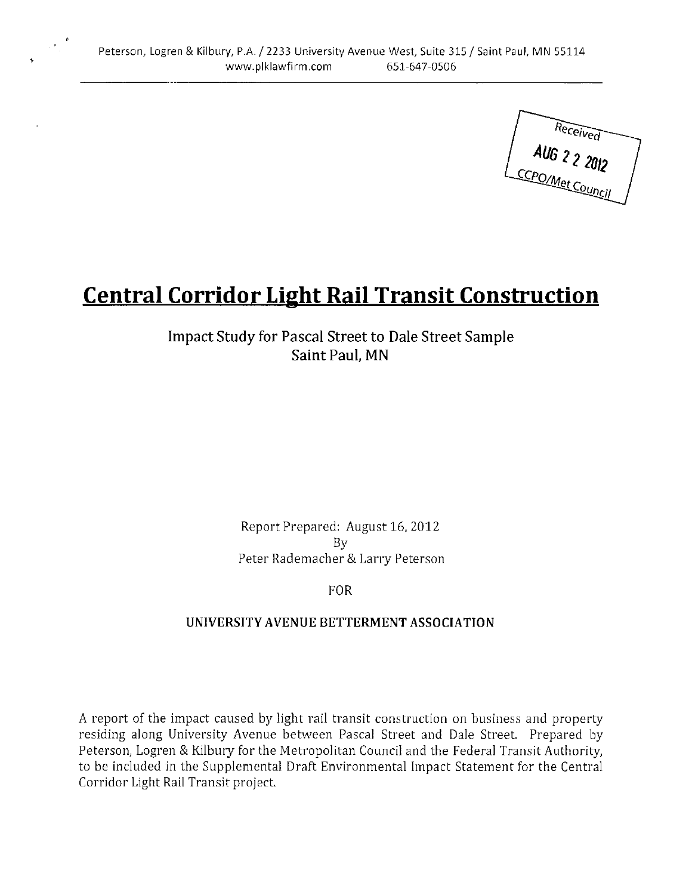Peterson, Logren & Kilbury, P.A. / 2233 University Avenue West, Suite 315 / Saint Paul, MN 55114
www.plklawfirm.com 651-647-0506

Received
AUG 22 2012
CCPO/Met Council

# Central Corridor Light Rail Transit Construction

Impact Study for Pascal Street to Dale Street Sample
Saint Paul, MN

Report Prepared: August 16, 2012
By
Peter Rademacher & Larry Peterson

FOR

**UNIVERSITY AVENUE BETTERMENT ASSOCIATION**

A report of the impact caused by light rail transit construction on business and property residing along University Avenue between Pascal Street and Dale Street. Prepared by Peterson, Logren & Kilbury for the Metropolitan Council and the Federal Transit Authority, to be included in the Supplemental Draft Environmental Impact Statement for the Central Corridor Light Rail Transit project.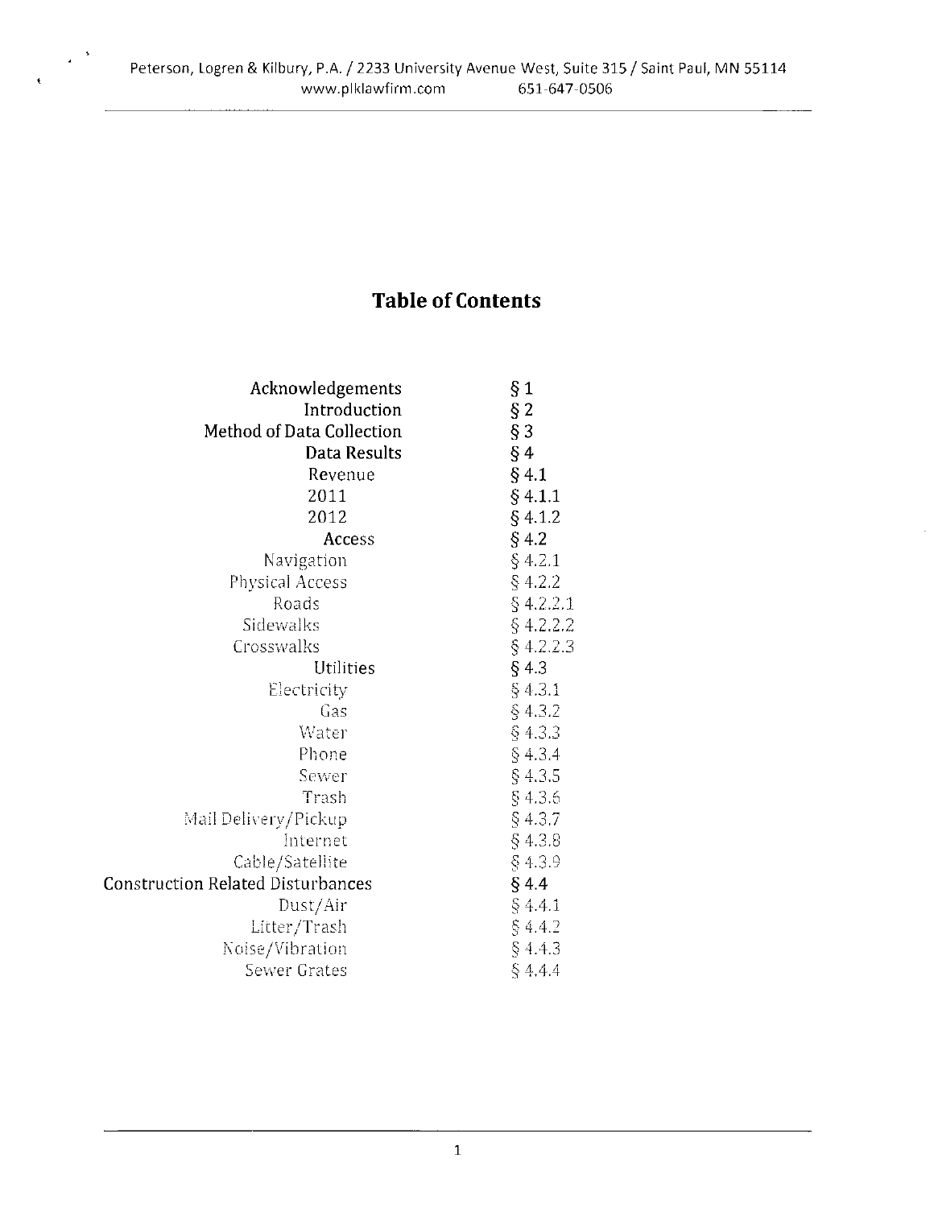# Table of Contents

| | |
|---|---|
| Acknowledgements | § 1 |
| Introduction | § 2 |
| Method of Data Collection | § 3 |
| Data Results | § 4 |
| Revenue | § 4.1 |
| 2011 | § 4.1.1 |
| 2012 | § 4.1.2 |
| Access | § 4.2 |
| Navigation | § 4.2.1 |
| Physical Access | § 4.2.2 |
| Roads | § 4.2.2.1 |
| Sidewalks | § 4.2.2.2 |
| Crosswalks | § 4.2.2.3 |
| Utilities | § 4.3 |
| Electricity | § 4.3.1 |
| Gas | § 4.3.2 |
| Water | § 4.3.3 |
| Phone | § 4.3.4 |
| Sewer | § 4.3.5 |
| Trash | § 4.3.6 |
| Mail Delivery/Pickup | § 4.3.7 |
| Internet | § 4.3.8 |
| Cable/Satellite | § 4.3.9 |
| Construction Related Disturbances | § 4.4 |
| Dust/Air | § 4.4.1 |
| Litter/Trash | § 4.4.2 |
| Noise/Vibration | § 4.4.3 |
| Sewer Grates | § 4.4.4 |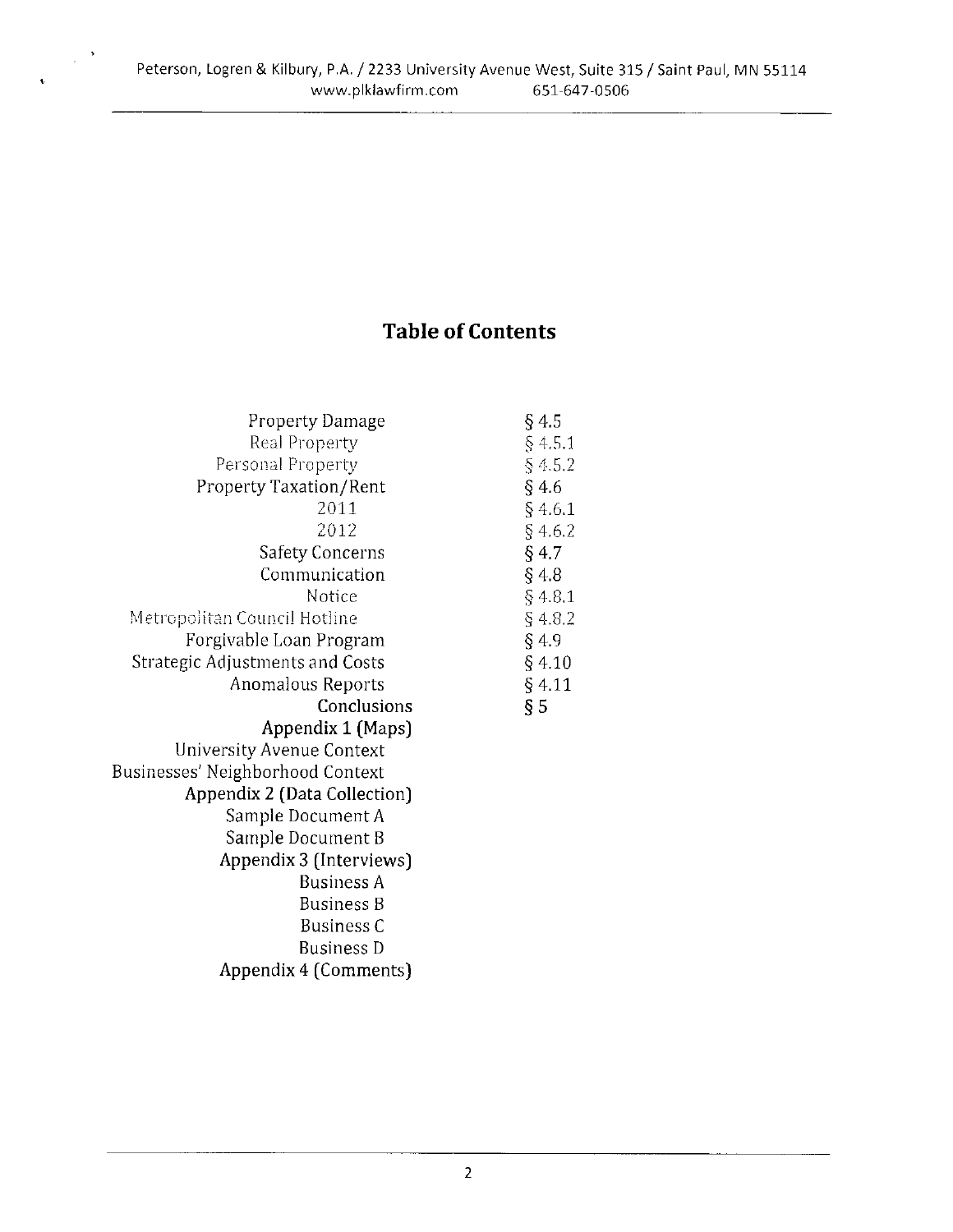## Table of Contents

| | |
|---|---|
| Property Damage | § 4.5 |
| Real Property | § 4.5.1 |
| Personal Property | § 4.5.2 |
| Property Taxation/Rent | § 4.6 |
| 2011 | § 4.6.1 |
| 2012 | § 4.6.2 |
| Safety Concerns | § 4.7 |
| Communication | § 4.8 |
| Notice | § 4.8.1 |
| Metropolitan Council Hotline | § 4.8.2 |
| Forgivable Loan Program | § 4.9 |
| Strategic Adjustments and Costs | § 4.10 |
| Anomalous Reports | § 4.11 |
| Conclusions | § 5 |
| Appendix 1 (Maps) | |
| University Avenue Context | |
| Businesses' Neighborhood Context | |
| Appendix 2 (Data Collection) | |
| Sample Document A | |
| Sample Document B | |
| Appendix 3 (Interviews) | |
| Business A | |
| Business B | |
| Business C | |
| Business D | |
| Appendix 4 (Comments) | |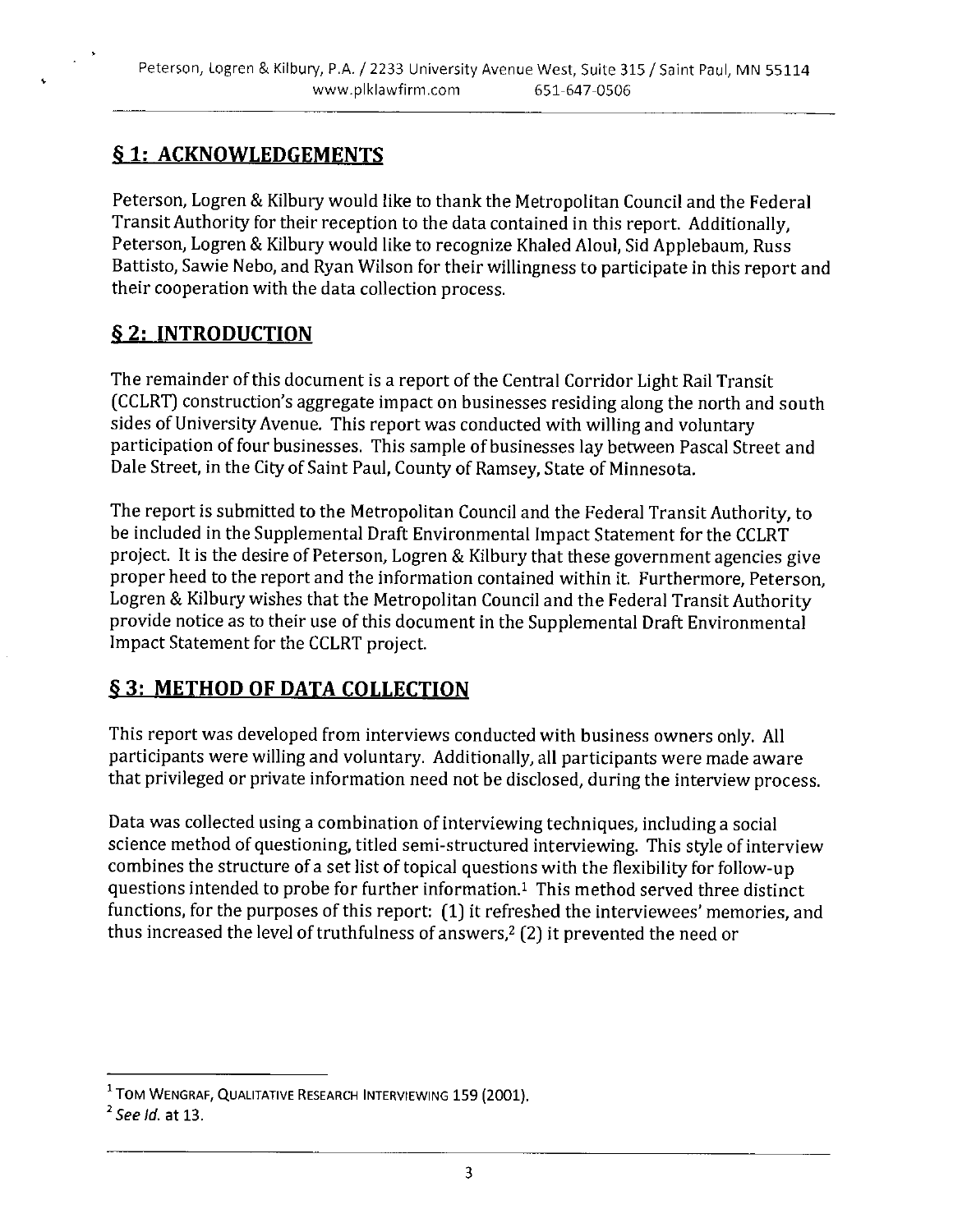## § 1: ACKNOWLEDGEMENTS

Peterson, Logren & Kilbury would like to thank the Metropolitan Council and the Federal Transit Authority for their reception to the data contained in this report. Additionally, Peterson, Logren & Kilbury would like to recognize Khaled Aloul, Sid Applebaum, Russ Battisto, Sawie Nebo, and Ryan Wilson for their willingness to participate in this report and their cooperation with the data collection process.

## § 2: INTRODUCTION

The remainder of this document is a report of the Central Corridor Light Rail Transit (CCLRT) construction's aggregate impact on businesses residing along the north and south sides of University Avenue. This report was conducted with willing and voluntary participation of four businesses. This sample of businesses lay between Pascal Street and Dale Street, in the City of Saint Paul, County of Ramsey, State of Minnesota.

The report is submitted to the Metropolitan Council and the Federal Transit Authority, to be included in the Supplemental Draft Environmental Impact Statement for the CCLRT project. It is the desire of Peterson, Logren & Kilbury that these government agencies give proper heed to the report and the information contained within it. Furthermore, Peterson, Logren & Kilbury wishes that the Metropolitan Council and the Federal Transit Authority provide notice as to their use of this document in the Supplemental Draft Environmental Impact Statement for the CCLRT project.

## § 3: METHOD OF DATA COLLECTION

This report was developed from interviews conducted with business owners only. All participants were willing and voluntary. Additionally, all participants were made aware that privileged or private information need not be disclosed, during the interview process.

Data was collected using a combination of interviewing techniques, including a social science method of questioning, titled semi-structured interviewing. This style of interview combines the structure of a set list of topical questions with the flexibility for follow-up questions intended to probe for further information.[1] This method served three distinct functions, for the purposes of this report: (1) it refreshed the interviewees' memories, and thus increased the level of truthfulness of answers,[2] (2) it prevented the need or

---

[1] TOM WENGRAF, QUALITATIVE RESEARCH INTERVIEWING 159 (2001).

[2] *See Id.* at 13.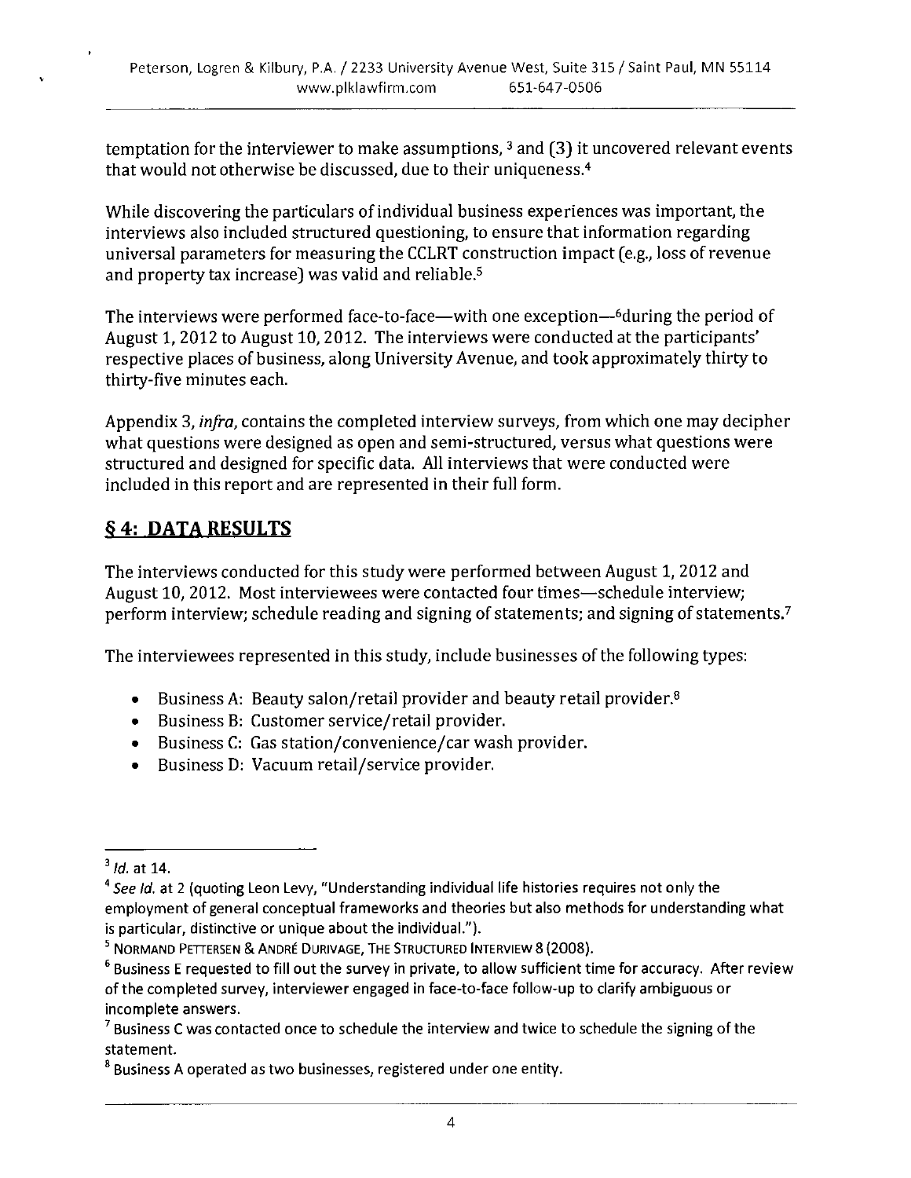temptation for the interviewer to make assumptions, [3] and (3) it uncovered relevant events that would not otherwise be discussed, due to their uniqueness.[4]

While discovering the particulars of individual business experiences was important, the interviews also included structured questioning, to ensure that information regarding universal parameters for measuring the CCLRT construction impact (e.g., loss of revenue and property tax increase) was valid and reliable.[5]

The interviews were performed face-to-face—with one exception—[6]during the period of August 1, 2012 to August 10, 2012. The interviews were conducted at the participants' respective places of business, along University Avenue, and took approximately thirty to thirty-five minutes each.

Appendix 3, *infra*, contains the completed interview surveys, from which one may decipher what questions were designed as open and semi-structured, versus what questions were structured and designed for specific data. All interviews that were conducted were included in this report and are represented in their full form.

## **§ 4: DATA RESULTS**

The interviews conducted for this study were performed between August 1, 2012 and August 10, 2012. Most interviewees were contacted four times—schedule interview; perform interview; schedule reading and signing of statements; and signing of statements.[7]

The interviewees represented in this study, include businesses of the following types:

- Business A: Beauty salon/retail provider and beauty retail provider.[8]
- Business B: Customer service/retail provider.
- Business C: Gas station/convenience/car wash provider.
- Business D: Vacuum retail/service provider.

---

[3] *Id.* at 14.

[4] *See Id.* at 2 (quoting Leon Levy, "Understanding individual life histories requires not only the employment of general conceptual frameworks and theories but also methods for understanding what is particular, distinctive or unique about the individual.").

[5] NORMAND PETTERSEN & ANDRÉ DURIVAGE, THE STRUCTURED INTERVIEW 8 (2008).

[6] Business E requested to fill out the survey in private, to allow sufficient time for accuracy. After review of the completed survey, interviewer engaged in face-to-face follow-up to clarify ambiguous or incomplete answers.

[7] Business C was contacted once to schedule the interview and twice to schedule the signing of the statement.

[8] Business A operated as two businesses, registered under one entity.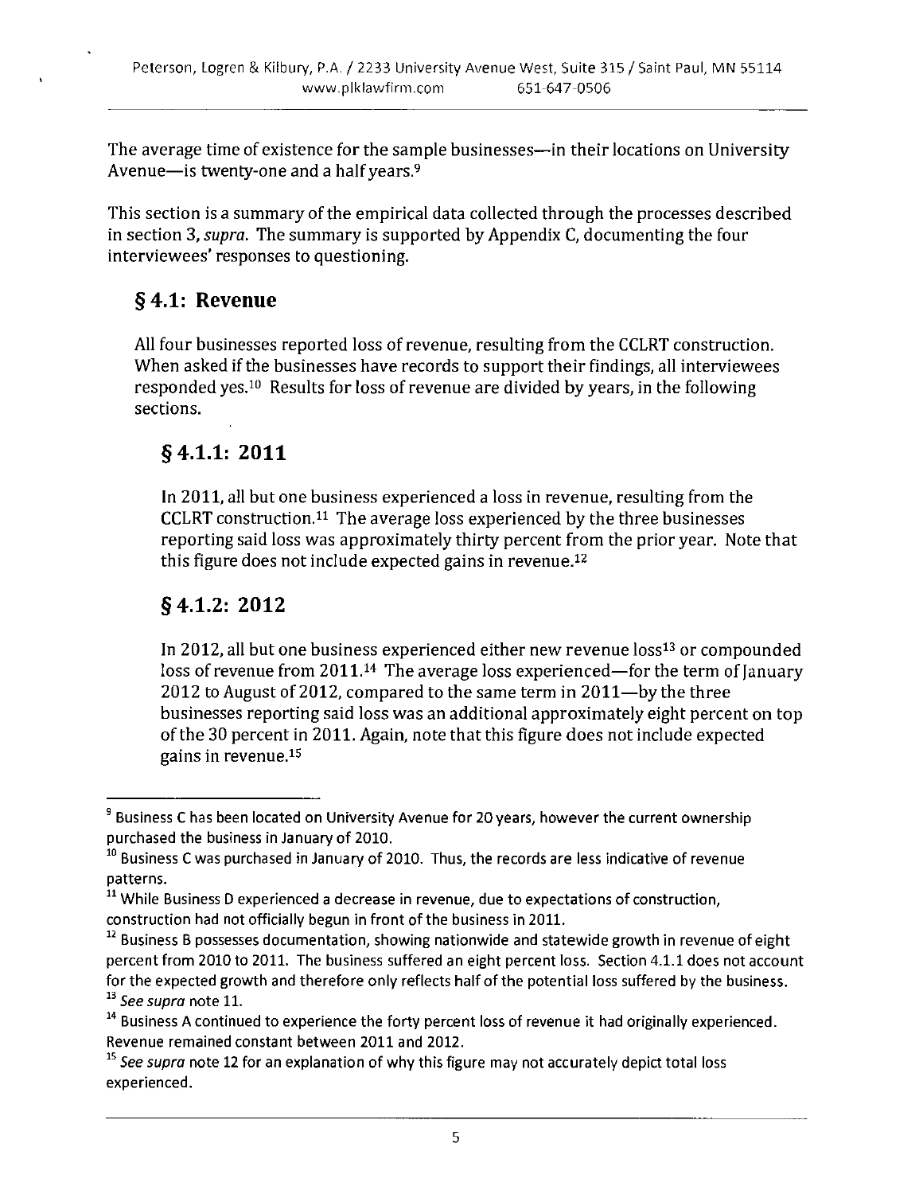The average time of existence for the sample businesses—in their locations on University Avenue—is twenty-one and a half years.[9]

This section is a summary of the empirical data collected through the processes described in section 3, *supra*. The summary is supported by Appendix C, documenting the four interviewees' responses to questioning.

## § 4.1: Revenue

All four businesses reported loss of revenue, resulting from the CCLRT construction. When asked if the businesses have records to support their findings, all interviewees responded yes.[10] Results for loss of revenue are divided by years, in the following sections.

### § 4.1.1: 2011

In 2011, all but one business experienced a loss in revenue, resulting from the CCLRT construction.[11] The average loss experienced by the three businesses reporting said loss was approximately thirty percent from the prior year. Note that this figure does not include expected gains in revenue.[12]

### § 4.1.2: 2012

In 2012, all but one business experienced either new revenue loss[13] or compounded loss of revenue from 2011.[14] The average loss experienced—for the term of January 2012 to August of 2012, compared to the same term in 2011—by the three businesses reporting said loss was an additional approximately eight percent on top of the 30 percent in 2011. Again, note that this figure does not include expected gains in revenue.[15]

---

[9] Business C has been located on University Avenue for 20 years, however the current ownership purchased the business in January of 2010.

[10] Business C was purchased in January of 2010. Thus, the records are less indicative of revenue patterns.

[11] While Business D experienced a decrease in revenue, due to expectations of construction, construction had not officially begun in front of the business in 2011.

[12] Business B possesses documentation, showing nationwide and statewide growth in revenue of eight percent from 2010 to 2011. The business suffered an eight percent loss. Section 4.1.1 does not account for the expected growth and therefore only reflects half of the potential loss suffered by the business.

[13] *See supra* note 11.

[14] Business A continued to experience the forty percent loss of revenue it had originally experienced. Revenue remained constant between 2011 and 2012.

[15] *See supra* note 12 for an explanation of why this figure may not accurately depict total loss experienced.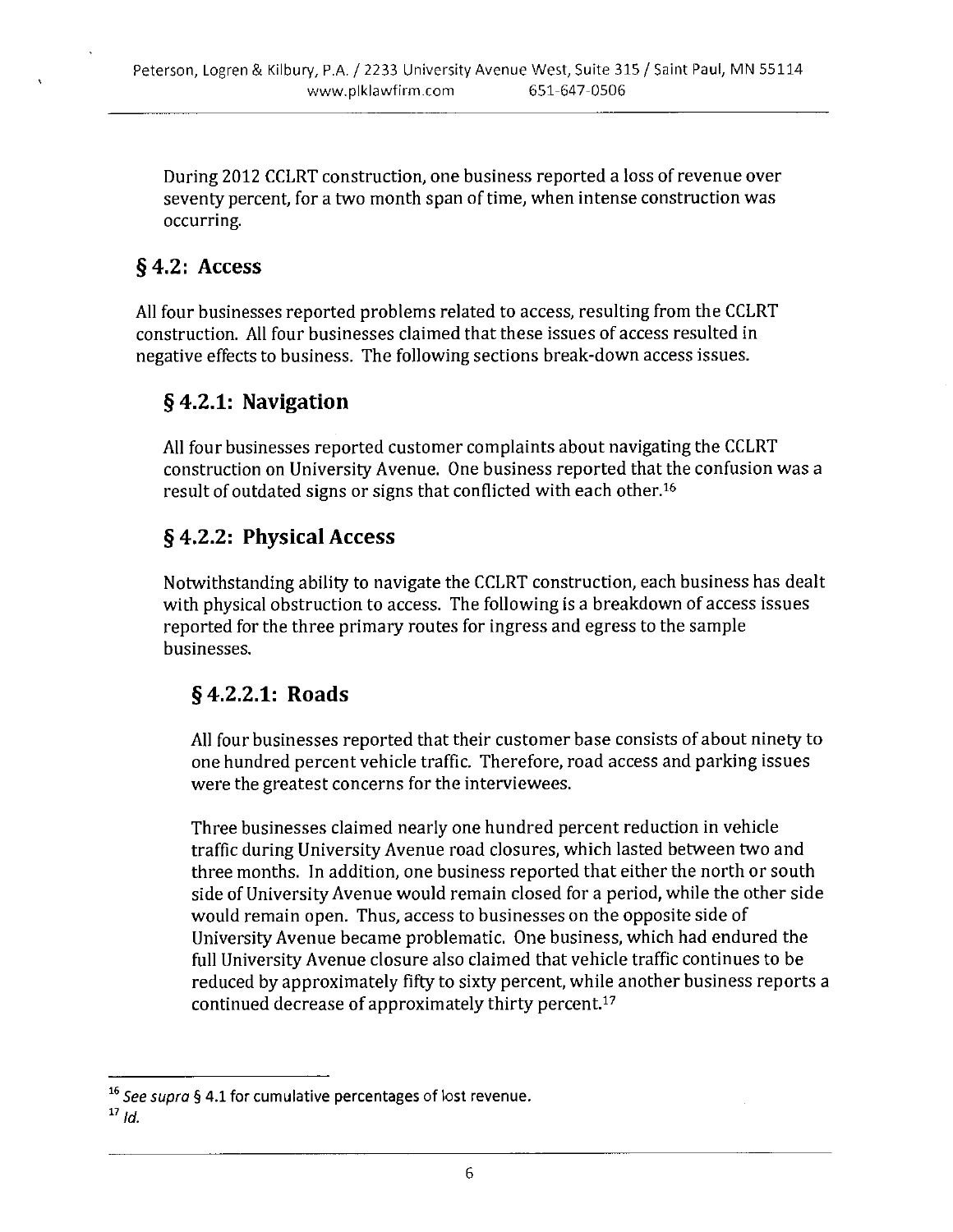During 2012 CCLRT construction, one business reported a loss of revenue over seventy percent, for a two month span of time, when intense construction was occurring.

## § 4.2: Access

All four businesses reported problems related to access, resulting from the CCLRT construction. All four businesses claimed that these issues of access resulted in negative effects to business. The following sections break-down access issues.

### § 4.2.1: Navigation

All four businesses reported customer complaints about navigating the CCLRT construction on University Avenue. One business reported that the confusion was a result of outdated signs or signs that conflicted with each other.[16]

### § 4.2.2: Physical Access

Notwithstanding ability to navigate the CCLRT construction, each business has dealt with physical obstruction to access. The following is a breakdown of access issues reported for the three primary routes for ingress and egress to the sample businesses.

#### § 4.2.2.1: Roads

All four businesses reported that their customer base consists of about ninety to one hundred percent vehicle traffic. Therefore, road access and parking issues were the greatest concerns for the interviewees.

Three businesses claimed nearly one hundred percent reduction in vehicle traffic during University Avenue road closures, which lasted between two and three months. In addition, one business reported that either the north or south side of University Avenue would remain closed for a period, while the other side would remain open. Thus, access to businesses on the opposite side of University Avenue became problematic. One business, which had endured the full University Avenue closure also claimed that vehicle traffic continues to be reduced by approximately fifty to sixty percent, while another business reports a continued decrease of approximately thirty percent.[17]

---

[16] *See supra* § 4.1 for cumulative percentages of lost revenue.

[17] *Id.*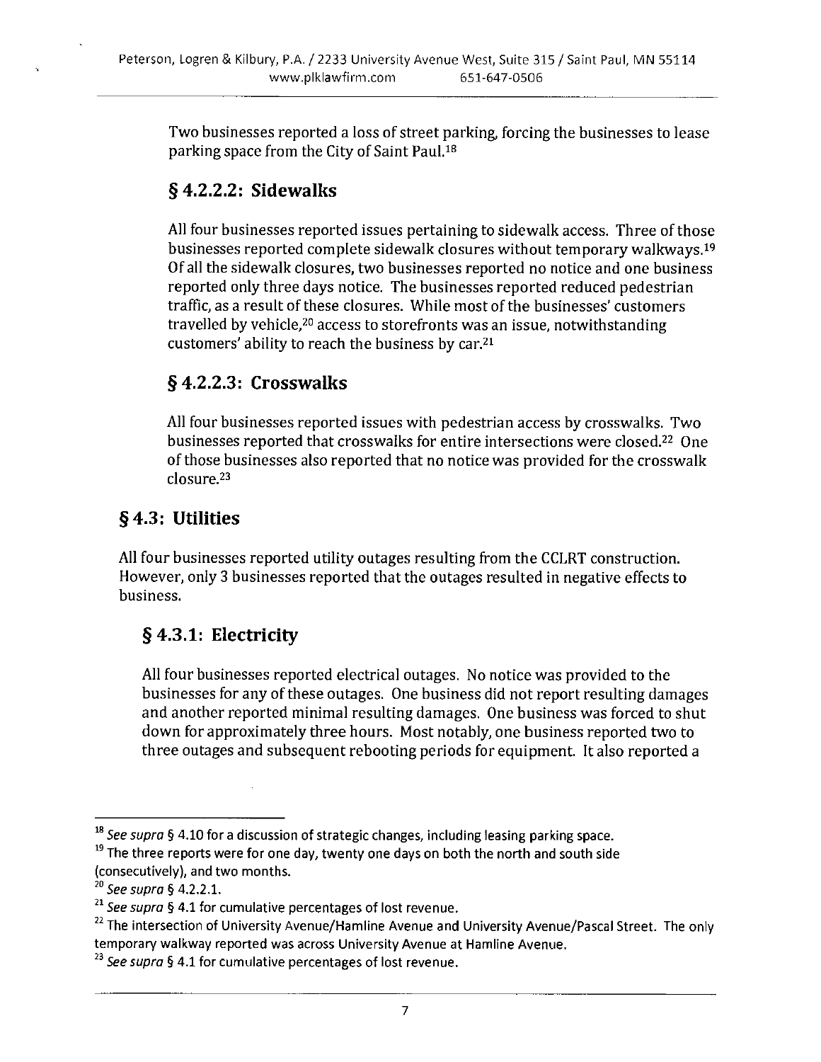Two businesses reported a loss of street parking, forcing the businesses to lease parking space from the City of Saint Paul.[18]

### § 4.2.2.2: Sidewalks

All four businesses reported issues pertaining to sidewalk access. Three of those businesses reported complete sidewalk closures without temporary walkways.[19] Of all the sidewalk closures, two businesses reported no notice and one business reported only three days notice. The businesses reported reduced pedestrian traffic, as a result of these closures. While most of the businesses' customers travelled by vehicle,[20] access to storefronts was an issue, notwithstanding customers' ability to reach the business by car.[21]

### § 4.2.2.3: Crosswalks

All four businesses reported issues with pedestrian access by crosswalks. Two businesses reported that crosswalks for entire intersections were closed.[22] One of those businesses also reported that no notice was provided for the crosswalk closure.[23]

## § 4.3: Utilities

All four businesses reported utility outages resulting from the CCLRT construction. However, only 3 businesses reported that the outages resulted in negative effects to business.

### § 4.3.1: Electricity

All four businesses reported electrical outages. No notice was provided to the businesses for any of these outages. One business did not report resulting damages and another reported minimal resulting damages. One business was forced to shut down for approximately three hours. Most notably, one business reported two to three outages and subsequent rebooting periods for equipment. It also reported a

---

[18] *See supra* § 4.10 for a discussion of strategic changes, including leasing parking space.

[19] The three reports were for one day, twenty one days on both the north and south side (consecutively), and two months.

[20] *See supra* § 4.2.2.1.

[21] *See supra* § 4.1 for cumulative percentages of lost revenue.

[22] The intersection of University Avenue/Hamline Avenue and University Avenue/Pascal Street. The only temporary walkway reported was across University Avenue at Hamline Avenue.

[23] *See supra* § 4.1 for cumulative percentages of lost revenue.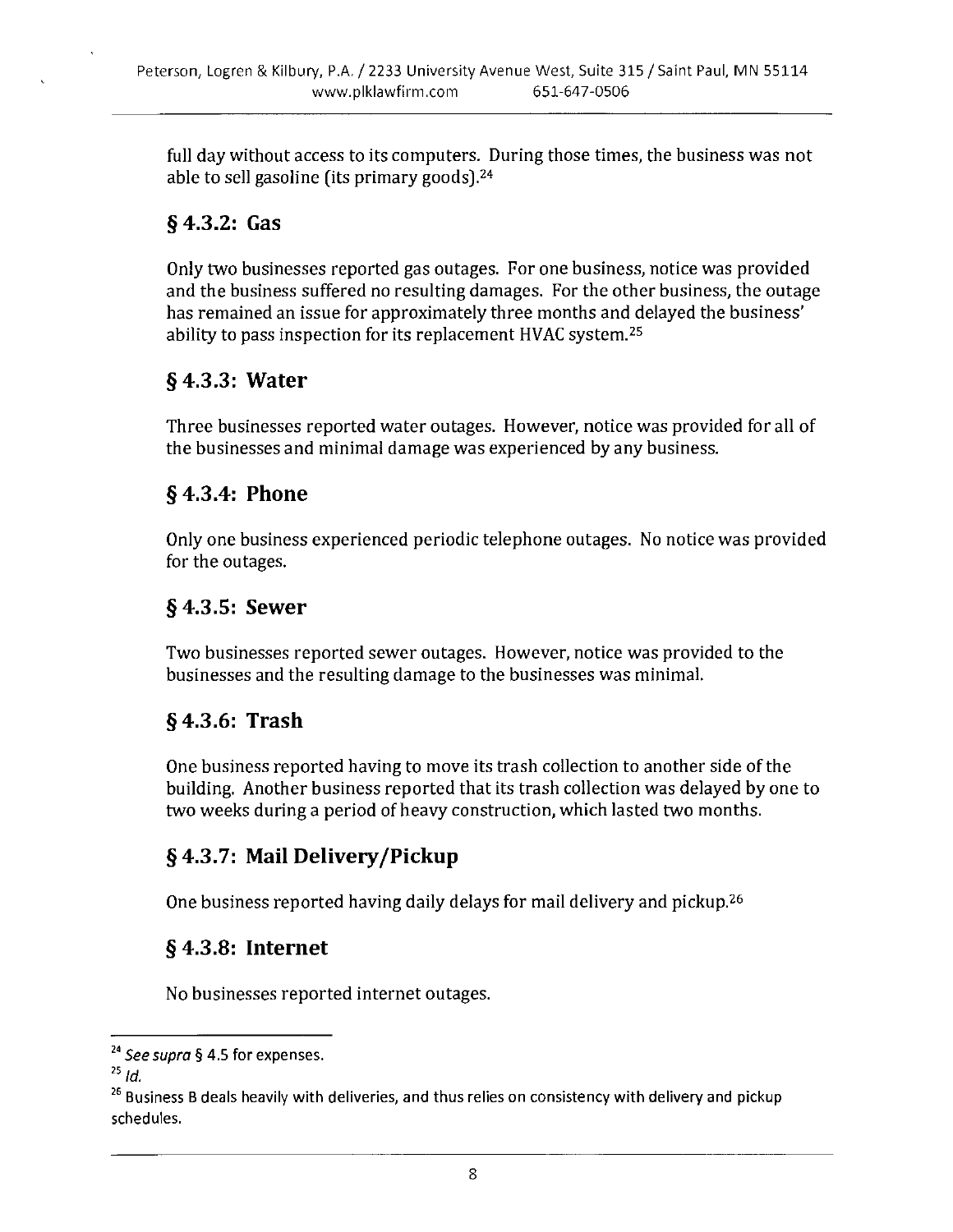full day without access to its computers. During those times, the business was not able to sell gasoline (its primary goods).[24]

## § 4.3.2: Gas

Only two businesses reported gas outages. For one business, notice was provided and the business suffered no resulting damages. For the other business, the outage has remained an issue for approximately three months and delayed the business' ability to pass inspection for its replacement HVAC system.[25]

## § 4.3.3: Water

Three businesses reported water outages. However, notice was provided for all of the businesses and minimal damage was experienced by any business.

## § 4.3.4: Phone

Only one business experienced periodic telephone outages. No notice was provided for the outages.

## § 4.3.5: Sewer

Two businesses reported sewer outages. However, notice was provided to the businesses and the resulting damage to the businesses was minimal.

## § 4.3.6: Trash

One business reported having to move its trash collection to another side of the building. Another business reported that its trash collection was delayed by one to two weeks during a period of heavy construction, which lasted two months.

## § 4.3.7: Mail Delivery/Pickup

One business reported having daily delays for mail delivery and pickup.[26]

## § 4.3.8: Internet

No businesses reported internet outages.

---

[24] *See supra* § 4.5 for expenses.

[25] *Id.*

[26] Business B deals heavily with deliveries, and thus relies on consistency with delivery and pickup schedules.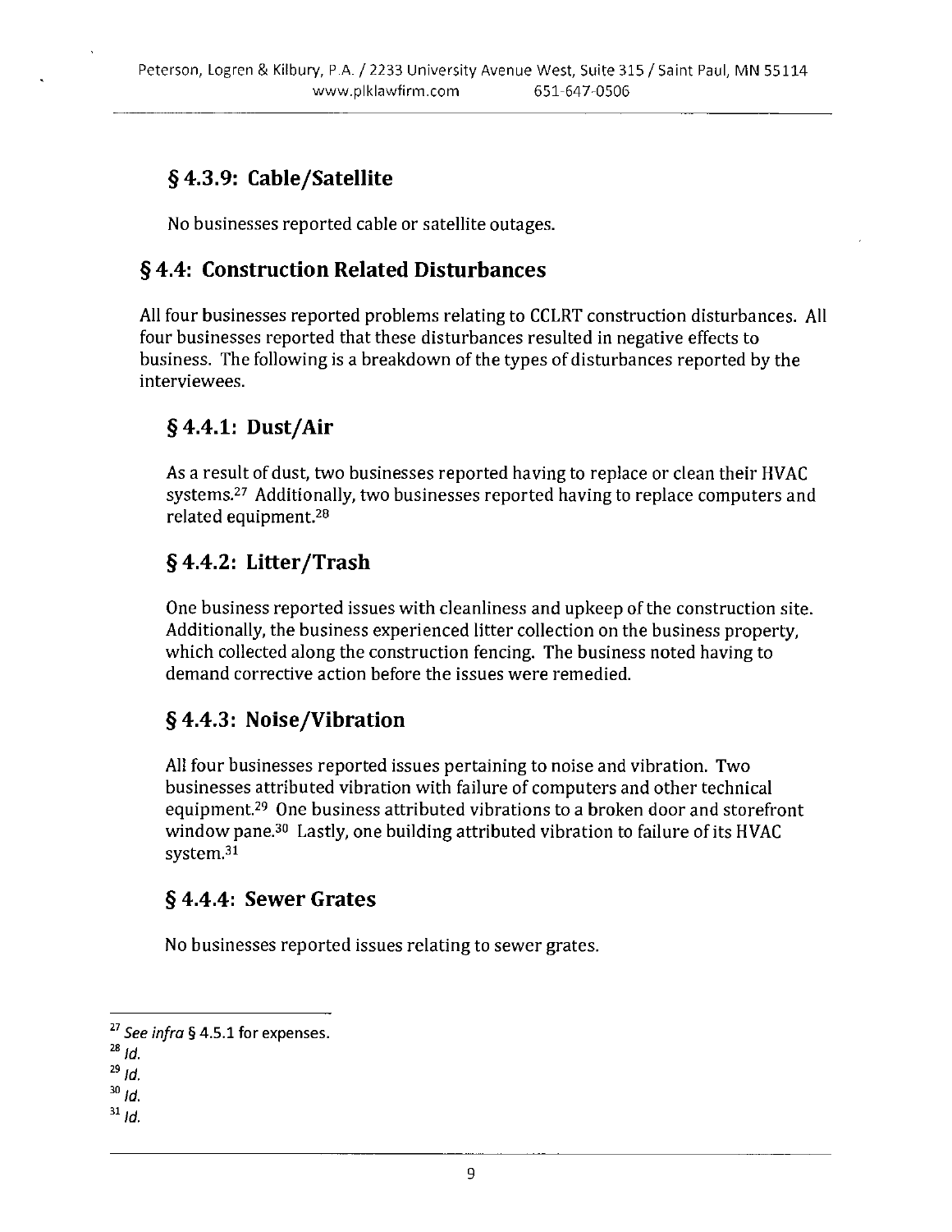### § 4.3.9: Cable/Satellite

No businesses reported cable or satellite outages.

## § 4.4: Construction Related Disturbances

All four businesses reported problems relating to CCLRT construction disturbances. All four businesses reported that these disturbances resulted in negative effects to business. The following is a breakdown of the types of disturbances reported by the interviewees.

### § 4.4.1: Dust/Air

As a result of dust, two businesses reported having to replace or clean their HVAC systems.[27] Additionally, two businesses reported having to replace computers and related equipment.[28]

### § 4.4.2: Litter/Trash

One business reported issues with cleanliness and upkeep of the construction site. Additionally, the business experienced litter collection on the business property, which collected along the construction fencing. The business noted having to demand corrective action before the issues were remedied.

### § 4.4.3: Noise/Vibration

All four businesses reported issues pertaining to noise and vibration. Two businesses attributed vibration with failure of computers and other technical equipment.[29] One business attributed vibrations to a broken door and storefront window pane.[30] Lastly, one building attributed vibration to failure of its HVAC system.[31]

### § 4.4.4: Sewer Grates

No businesses reported issues relating to sewer grates.

---

[27] *See infra* § 4.5.1 for expenses.

[28] *Id.*

[29] *Id.*

[30] *Id.*

[31] *Id.*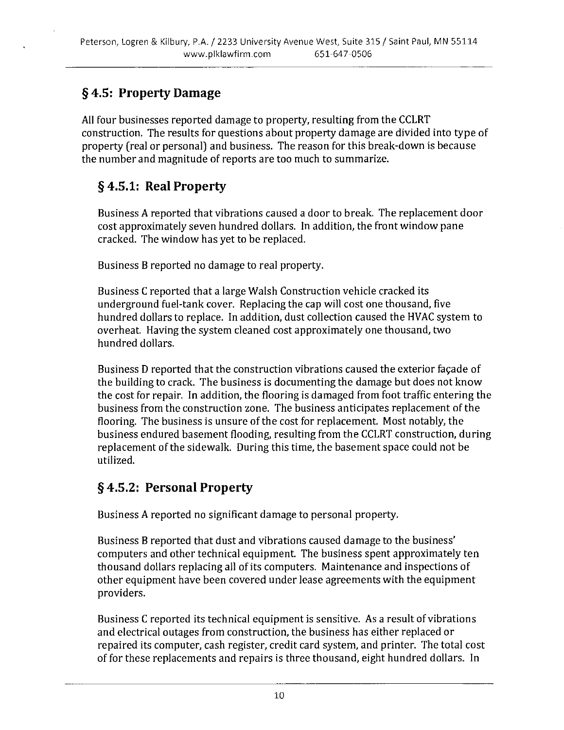## § 4.5: Property Damage

All four businesses reported damage to property, resulting from the CCLRT construction. The results for questions about property damage are divided into type of property (real or personal) and business. The reason for this break-down is because the number and magnitude of reports are too much to summarize.

### § 4.5.1: Real Property

Business A reported that vibrations caused a door to break. The replacement door cost approximately seven hundred dollars. In addition, the front window pane cracked. The window has yet to be replaced.

Business B reported no damage to real property.

Business C reported that a large Walsh Construction vehicle cracked its underground fuel-tank cover. Replacing the cap will cost one thousand, five hundred dollars to replace. In addition, dust collection caused the HVAC system to overheat. Having the system cleaned cost approximately one thousand, two hundred dollars.

Business D reported that the construction vibrations caused the exterior façade of the building to crack. The business is documenting the damage but does not know the cost for repair. In addition, the flooring is damaged from foot traffic entering the business from the construction zone. The business anticipates replacement of the flooring. The business is unsure of the cost for replacement. Most notably, the business endured basement flooding, resulting from the CCLRT construction, during replacement of the sidewalk. During this time, the basement space could not be utilized.

### § 4.5.2: Personal Property

Business A reported no significant damage to personal property.

Business B reported that dust and vibrations caused damage to the business' computers and other technical equipment. The business spent approximately ten thousand dollars replacing all of its computers. Maintenance and inspections of other equipment have been covered under lease agreements with the equipment providers.

Business C reported its technical equipment is sensitive. As a result of vibrations and electrical outages from construction, the business has either replaced or repaired its computer, cash register, credit card system, and printer. The total cost of for these replacements and repairs is three thousand, eight hundred dollars. In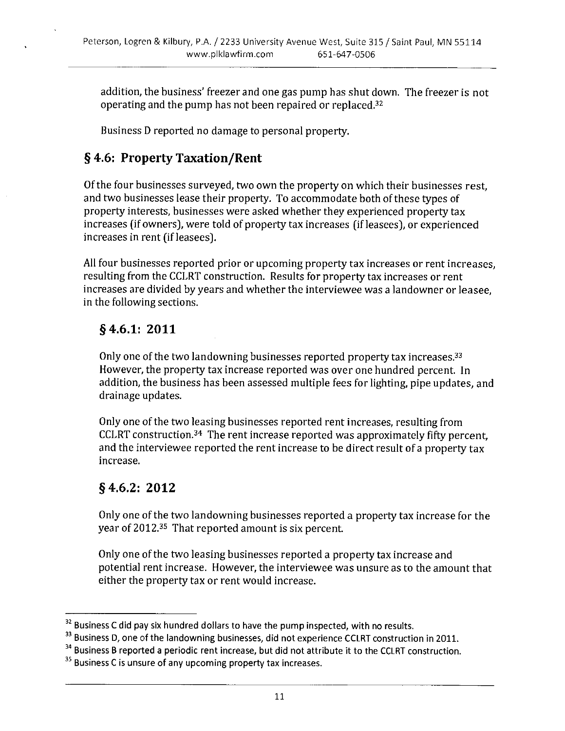addition, the business' freezer and one gas pump has shut down. The freezer is not operating and the pump has not been repaired or replaced.[32]

Business D reported no damage to personal property.

## § 4.6: Property Taxation/Rent

Of the four businesses surveyed, two own the property on which their businesses rest, and two businesses lease their property. To accommodate both of these types of property interests, businesses were asked whether they experienced property tax increases (if owners), were told of property tax increases (if leasees), or experienced increases in rent (if leasees).

All four businesses reported prior or upcoming property tax increases or rent increases, resulting from the CCLRT construction. Results for property tax increases or rent increases are divided by years and whether the interviewee was a landowner or leasee, in the following sections.

### § 4.6.1: 2011

Only one of the two landowning businesses reported property tax increases.[33] However, the property tax increase reported was over one hundred percent. In addition, the business has been assessed multiple fees for lighting, pipe updates, and drainage updates.

Only one of the two leasing businesses reported rent increases, resulting from CCLRT construction.[34] The rent increase reported was approximately fifty percent, and the interviewee reported the rent increase to be direct result of a property tax increase.

### § 4.6.2: 2012

Only one of the two landowning businesses reported a property tax increase for the year of 2012.[35] That reported amount is six percent.

Only one of the two leasing businesses reported a property tax increase and potential rent increase. However, the interviewee was unsure as to the amount that either the property tax or rent would increase.

---

[32] Business C did pay six hundred dollars to have the pump inspected, with no results.

[33] Business D, one of the landowning businesses, did not experience CCLRT construction in 2011.

[34] Business B reported a periodic rent increase, but did not attribute it to the CCLRT construction.

[35] Business C is unsure of any upcoming property tax increases.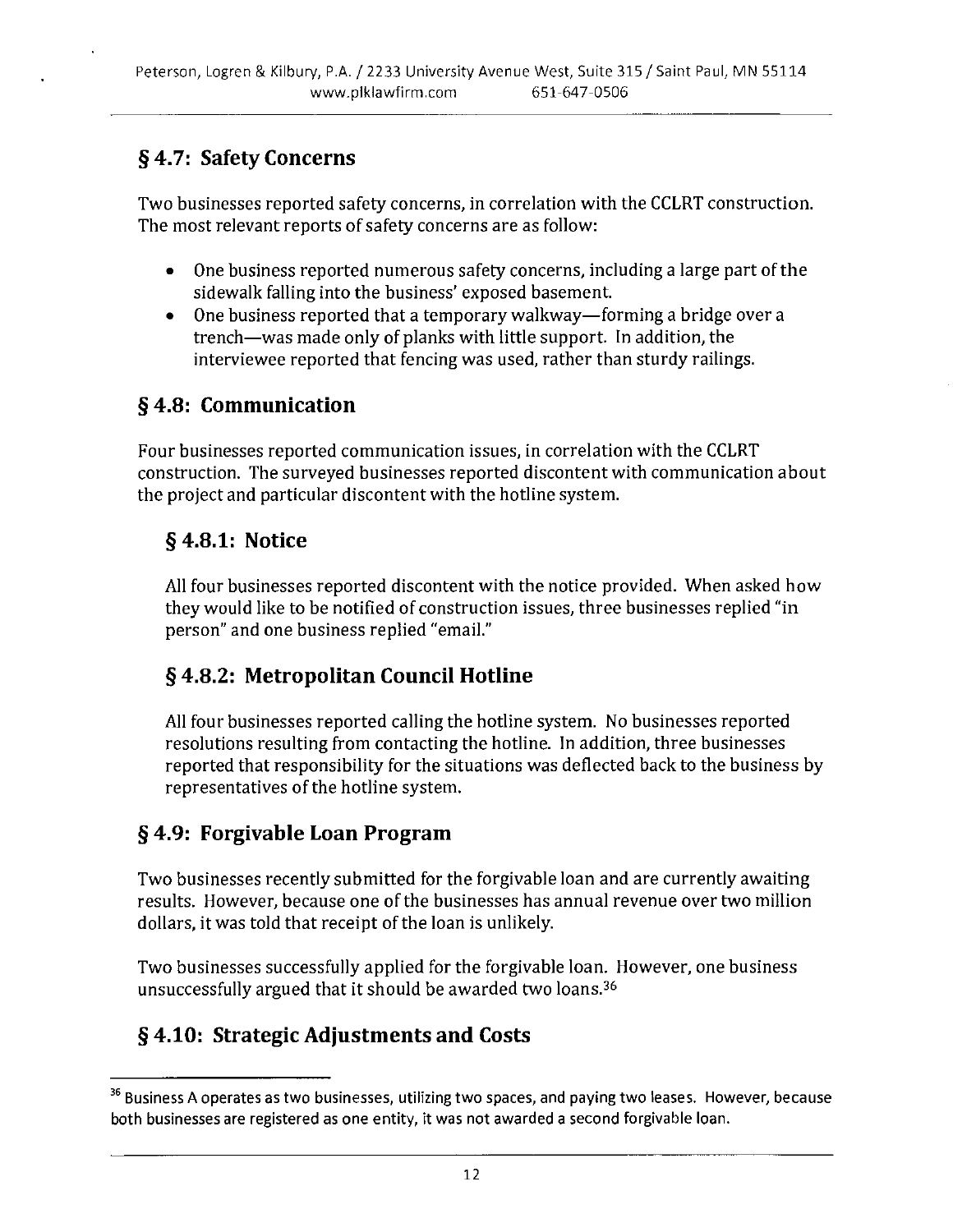## § 4.7: Safety Concerns

Two businesses reported safety concerns, in correlation with the CCLRT construction. The most relevant reports of safety concerns are as follow:

- One business reported numerous safety concerns, including a large part of the sidewalk falling into the business' exposed basement.
- One business reported that a temporary walkway—forming a bridge over a trench—was made only of planks with little support. In addition, the interviewee reported that fencing was used, rather than sturdy railings.

## § 4.8: Communication

Four businesses reported communication issues, in correlation with the CCLRT construction. The surveyed businesses reported discontent with communication about the project and particular discontent with the hotline system.

### § 4.8.1: Notice

All four businesses reported discontent with the notice provided. When asked how they would like to be notified of construction issues, three businesses replied "in person" and one business replied "email."

### § 4.8.2: Metropolitan Council Hotline

All four businesses reported calling the hotline system. No businesses reported resolutions resulting from contacting the hotline. In addition, three businesses reported that responsibility for the situations was deflected back to the business by representatives of the hotline system.

## § 4.9: Forgivable Loan Program

Two businesses recently submitted for the forgivable loan and are currently awaiting results. However, because one of the businesses has annual revenue over two million dollars, it was told that receipt of the loan is unlikely.

Two businesses successfully applied for the forgivable loan. However, one business unsuccessfully argued that it should be awarded two loans.[36]

## § 4.10: Strategic Adjustments and Costs

[36] Business A operates as two businesses, utilizing two spaces, and paying two leases. However, because both businesses are registered as one entity, it was not awarded a second forgivable loan.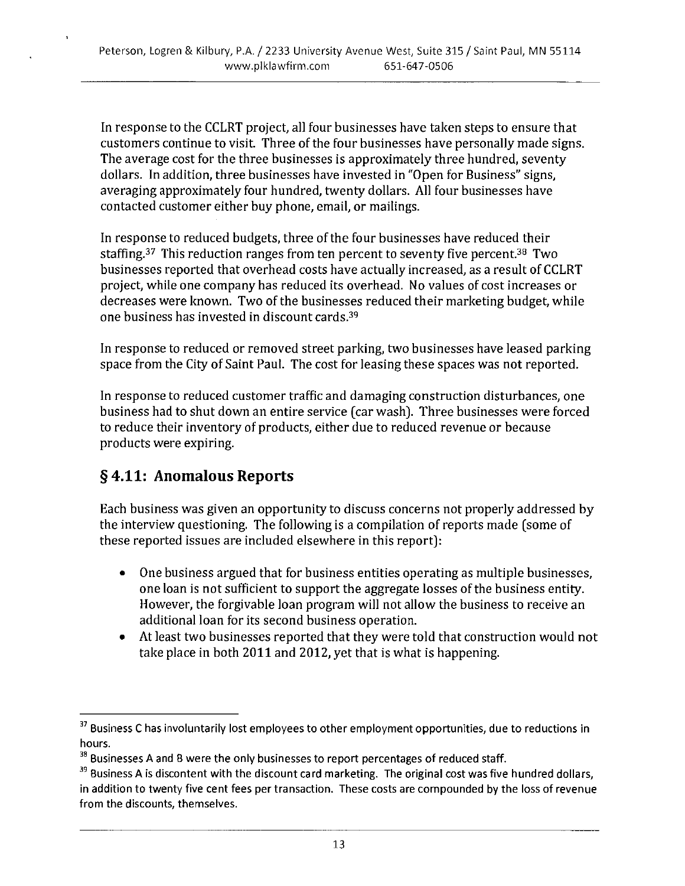In response to the CCLRT project, all four businesses have taken steps to ensure that customers continue to visit. Three of the four businesses have personally made signs. The average cost for the three businesses is approximately three hundred, seventy dollars. In addition, three businesses have invested in "Open for Business" signs, averaging approximately four hundred, twenty dollars. All four businesses have contacted customer either buy phone, email, or mailings.

In response to reduced budgets, three of the four businesses have reduced their staffing.[37] This reduction ranges from ten percent to seventy five percent.[38] Two businesses reported that overhead costs have actually increased, as a result of CCLRT project, while one company has reduced its overhead. No values of cost increases or decreases were known. Two of the businesses reduced their marketing budget, while one business has invested in discount cards.[39]

In response to reduced or removed street parking, two businesses have leased parking space from the City of Saint Paul. The cost for leasing these spaces was not reported.

In response to reduced customer traffic and damaging construction disturbances, one business had to shut down an entire service (car wash). Three businesses were forced to reduce their inventory of products, either due to reduced revenue or because products were expiring.

## § 4.11: Anomalous Reports

Each business was given an opportunity to discuss concerns not properly addressed by the interview questioning. The following is a compilation of reports made (some of these reported issues are included elsewhere in this report):

- One business argued that for business entities operating as multiple businesses, one loan is not sufficient to support the aggregate losses of the business entity. However, the forgivable loan program will not allow the business to receive an additional loan for its second business operation.
- At least two businesses reported that they were told that construction would not take place in both 2011 and 2012, yet that is what is happening.

---

[37] Business C has involuntarily lost employees to other employment opportunities, due to reductions in hours.

[38] Businesses A and B were the only businesses to report percentages of reduced staff.

[39] Business A is discontent with the discount card marketing. The original cost was five hundred dollars, in addition to twenty five cent fees per transaction. These costs are compounded by the loss of revenue from the discounts, themselves.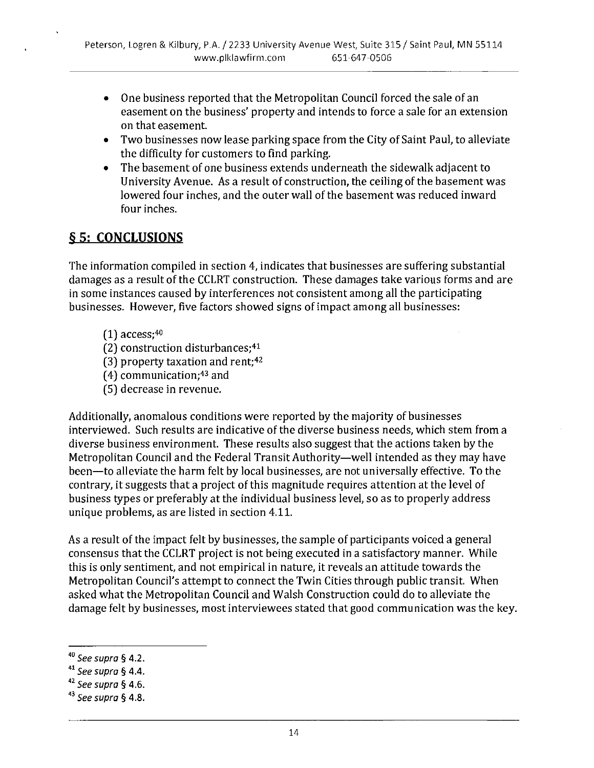- One business reported that the Metropolitan Council forced the sale of an easement on the business' property and intends to force a sale for an extension on that easement.
- Two businesses now lease parking space from the City of Saint Paul, to alleviate the difficulty for customers to find parking.
- The basement of one business extends underneath the sidewalk adjacent to University Avenue. As a result of construction, the ceiling of the basement was lowered four inches, and the outer wall of the basement was reduced inward four inches.

## § 5: CONCLUSIONS

The information compiled in section 4, indicates that businesses are suffering substantial damages as a result of the CCLRT construction. These damages take various forms and are in some instances caused by interferences not consistent among all the participating businesses. However, five factors showed signs of impact among all businesses:

(1) access;[40]
(2) construction disturbances;[41]
(3) property taxation and rent;[42]
(4) communication;[43] and
(5) decrease in revenue.

Additionally, anomalous conditions were reported by the majority of businesses interviewed. Such results are indicative of the diverse business needs, which stem from a diverse business environment. These results also suggest that the actions taken by the Metropolitan Council and the Federal Transit Authority—well intended as they may have been—to alleviate the harm felt by local businesses, are not universally effective. To the contrary, it suggests that a project of this magnitude requires attention at the level of business types or preferably at the individual business level, so as to properly address unique problems, as are listed in section 4.11.

As a result of the impact felt by businesses, the sample of participants voiced a general consensus that the CCLRT project is not being executed in a satisfactory manner. While this is only sentiment, and not empirical in nature, it reveals an attitude towards the Metropolitan Council's attempt to connect the Twin Cities through public transit. When asked what the Metropolitan Council and Walsh Construction could do to alleviate the damage felt by businesses, most interviewees stated that good communication was the key.

---

[40] *See supra* § 4.2.

[41] *See supra* § 4.4.

[42] *See supra* § 4.6.

[43] *See supra* § 4.8.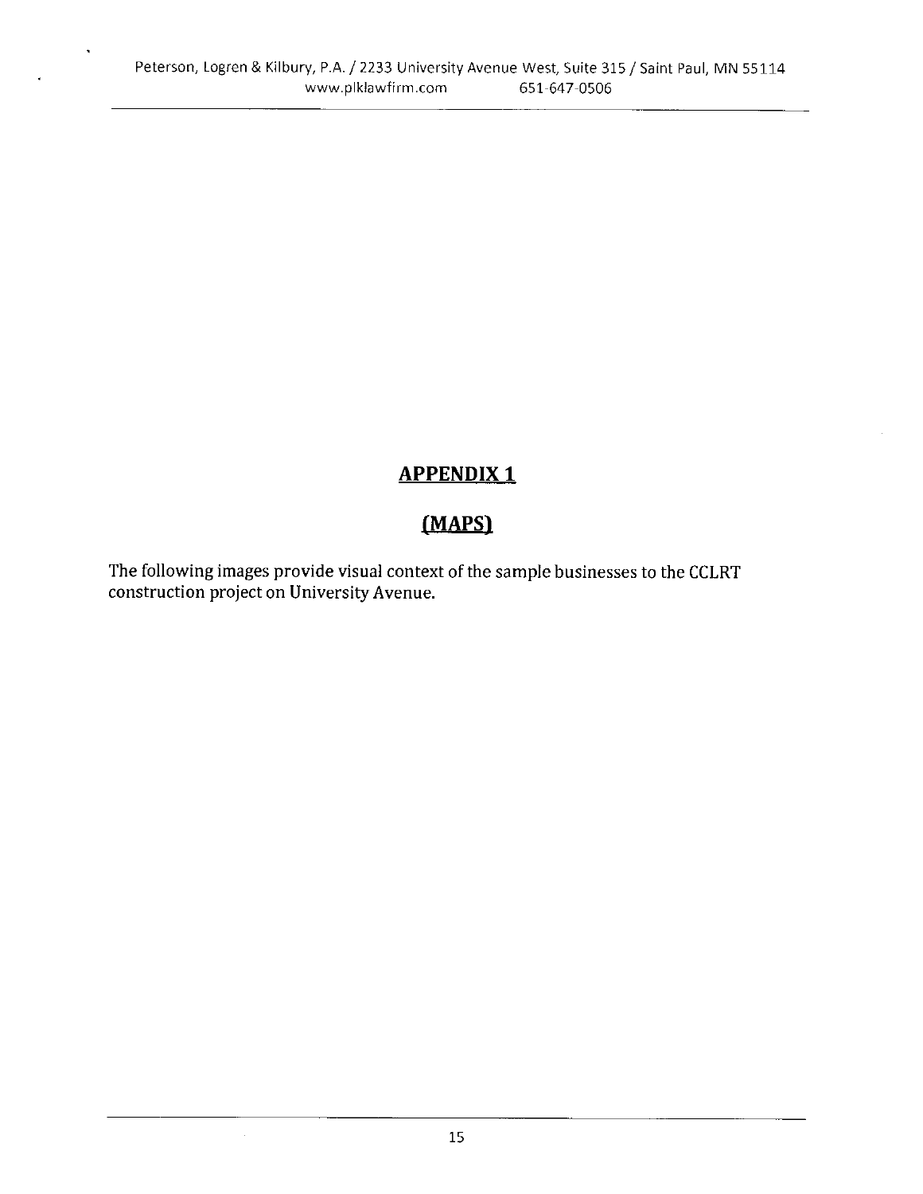# APPENDIX 1

## (MAPS)

The following images provide visual context of the sample businesses to the CCLRT construction project on University Avenue.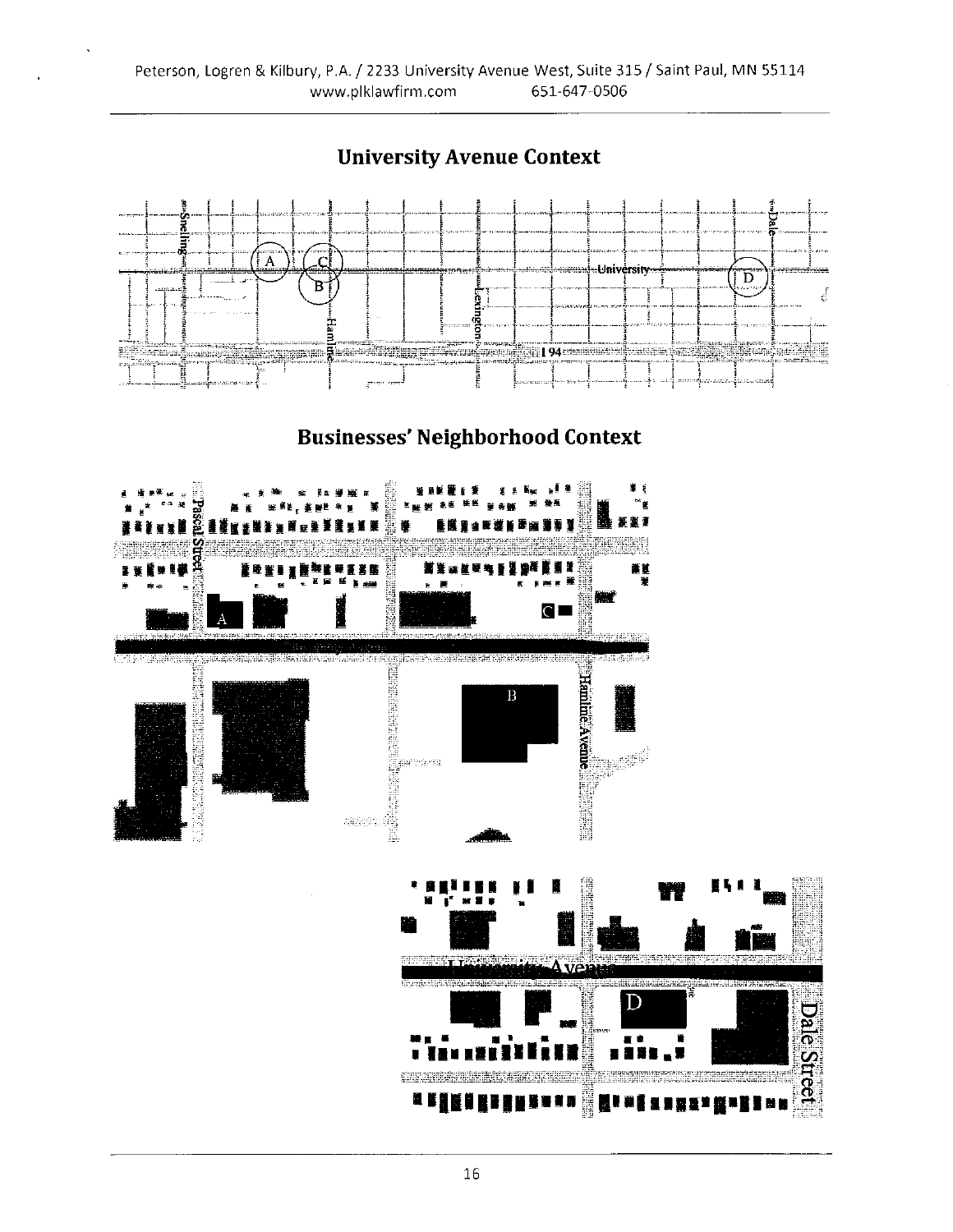## University Avenue Context

## Businesses' Neighborhood Context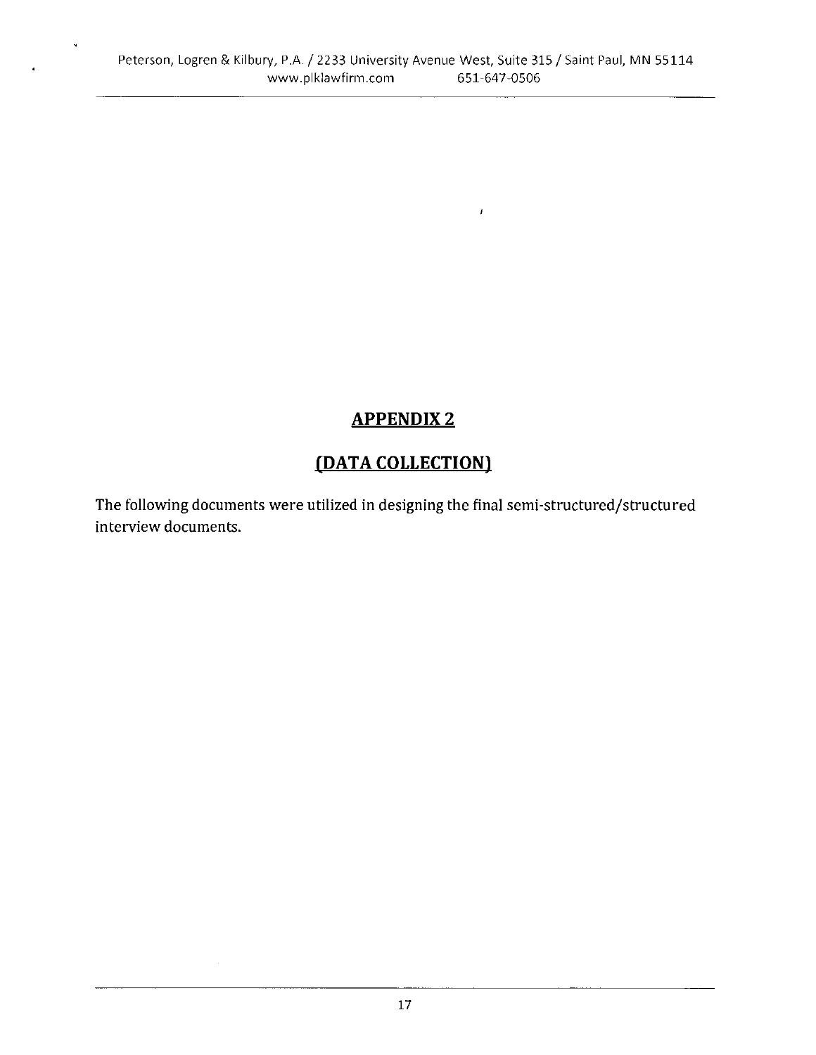## APPENDIX 2

## (DATA COLLECTION)

The following documents were utilized in designing the final semi-structured/structured interview documents.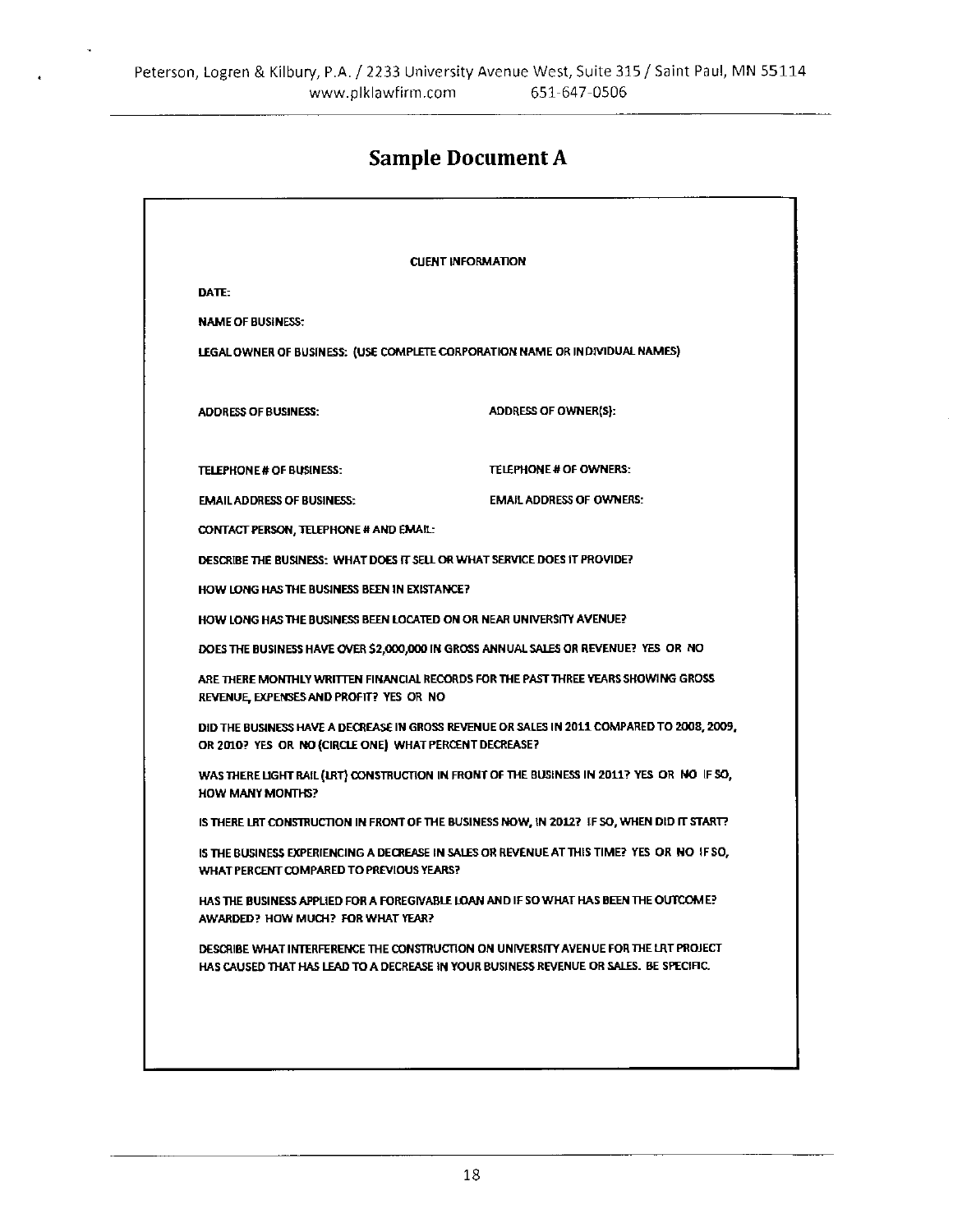# Sample Document A

CLIENT INFORMATION

DATE:

NAME OF BUSINESS:

LEGAL OWNER OF BUSINESS: (USE COMPLETE CORPORATION NAME OR INDIVIDUAL NAMES)

ADDRESS OF BUSINESS: ADDRESS OF OWNER(S):

TELEPHONE # OF BUSINESS: TELEPHONE # OF OWNERS:

EMAIL ADDRESS OF BUSINESS: EMAIL ADDRESS OF OWNERS:

CONTACT PERSON, TELEPHONE # AND EMAIL:

DESCRIBE THE BUSINESS: WHAT DOES IT SELL OR WHAT SERVICE DOES IT PROVIDE?

HOW LONG HAS THE BUSINESS BEEN IN EXISTANCE?

HOW LONG HAS THE BUSINESS BEEN LOCATED ON OR NEAR UNIVERSITY AVENUE?

DOES THE BUSINESS HAVE OVER $2,000,000 IN GROSS ANNUAL SALES OR REVENUE? YES OR NO

ARE THERE MONTHLY WRITTEN FINANCIAL RECORDS FOR THE PAST THREE YEARS SHOWING GROSS REVENUE, EXPENSES AND PROFIT? YES OR NO

DID THE BUSINESS HAVE A DECREASE IN GROSS REVENUE OR SALES IN 2011 COMPARED TO 2008, 2009, OR 2010? YES OR NO (CIRCLE ONE) WHAT PERCENT DECREASE?

WAS THERE LIGHT RAIL (LRT) CONSTRUCTION IN FRONT OF THE BUSINESS IN 2011? YES OR NO IF SO, HOW MANY MONTHS?

IS THERE LRT CONSTRUCTION IN FRONT OF THE BUSINESS NOW, IN 2012? IF SO, WHEN DID IT START?

IS THE BUSINESS EXPERIENCING A DECREASE IN SALES OR REVENUE AT THIS TIME? YES OR NO IF SO, WHAT PERCENT COMPARED TO PREVIOUS YEARS?

HAS THE BUSINESS APPLIED FOR A FOREGIVABLE LOAN AND IF SO WHAT HAS BEEN THE OUTCOME? AWARDED? HOW MUCH? FOR WHAT YEAR?

DESCRIBE WHAT INTERFERENCE THE CONSTRUCTION ON UNIVERSITY AVENUE FOR THE LRT PROJECT HAS CAUSED THAT HAS LEAD TO A DECREASE IN YOUR BUSINESS REVENUE OR SALES. BE SPECIFIC.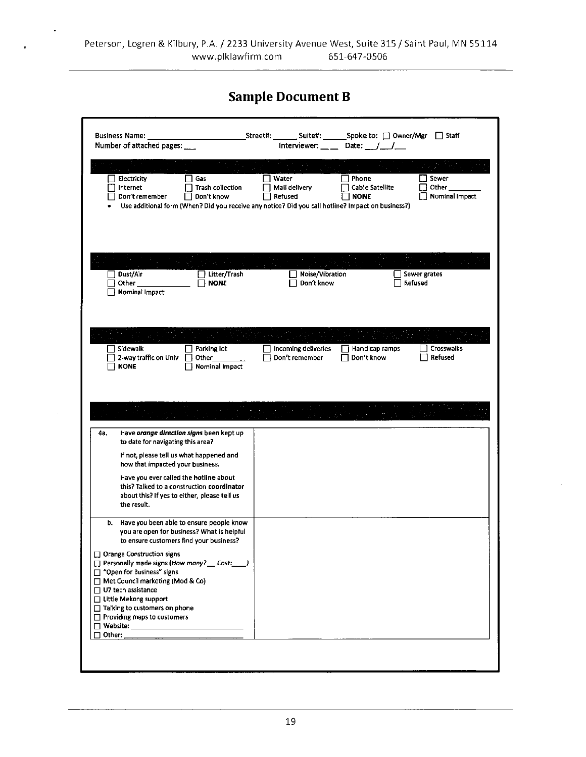Peterson, Logren & Kilbury, P.A. / 2233 University Avenue West, Suite 315 / Saint Paul, MN 55114
www.plklawfirm.com 651-647-0506

# Sample Document B

Business Name: ______________________ Street#: ______ Suite#: ______ Spoke to: ☐ Owner/Mgr ☐ Staff
Number of attached pages: ___ Interviewer: ___ Date: __/__/__

☐ Electricity ☐ Gas ☐ Water ☐ Phone ☐ Sewer
☐ Internet ☐ Trash collection ☐ Mail delivery ☐ Cable Satellite ☐ Other ________
☐ Don't remember ☐ Don't know ☐ Refused ☐ **NONE** ☐ Nominal Impact

- Use additional form (When? Did you receive any notice? Did you call hotline? Impact on business?)

☐ Dust/Air ☐ Litter/Trash ☐ Noise/Vibration ☐ Sewer grates
☐ Other ____________ ☐ **NONE** ☐ Don't know ☐ Refused
☐ Nominal Impact

☐ Sidewalk ☐ Parking lot ☐ Incoming deliveries ☐ Handicap ramps ☐ Crosswalks
☐ 2-way traffic on Univ ☐ Other________ ☐ Don't remember ☐ Don't know ☐ Refused
☐ **NONE** ☐ Nominal Impact

| | |
|---|---|
| 4a. Have ***orange direction signs*** been kept up to date for navigating this area?<br><br>If not, please tell us what happened and how that impacted your business.<br><br>Have you ever called the **hotline** about this? Talked to a construction **coordinator** about this? If yes to either, please tell us the result. | |
| b. Have you been able to ensure people know you are open for business? What is helpful to ensure customers find your business?<br><br>☐ Orange Construction signs<br>☐ Personally made signs (*How many?*__ *Cost:*___)<br>☐ "Open for Business" signs<br>☐ Met Council marketing (Mod & Co)<br>☐ U7 tech assistance<br>☐ Little Mekong support<br>☐ Talking to customers on phone<br>☐ Providing maps to customers<br>☐ Website: ____________________<br>☐ Other: ______________________ | |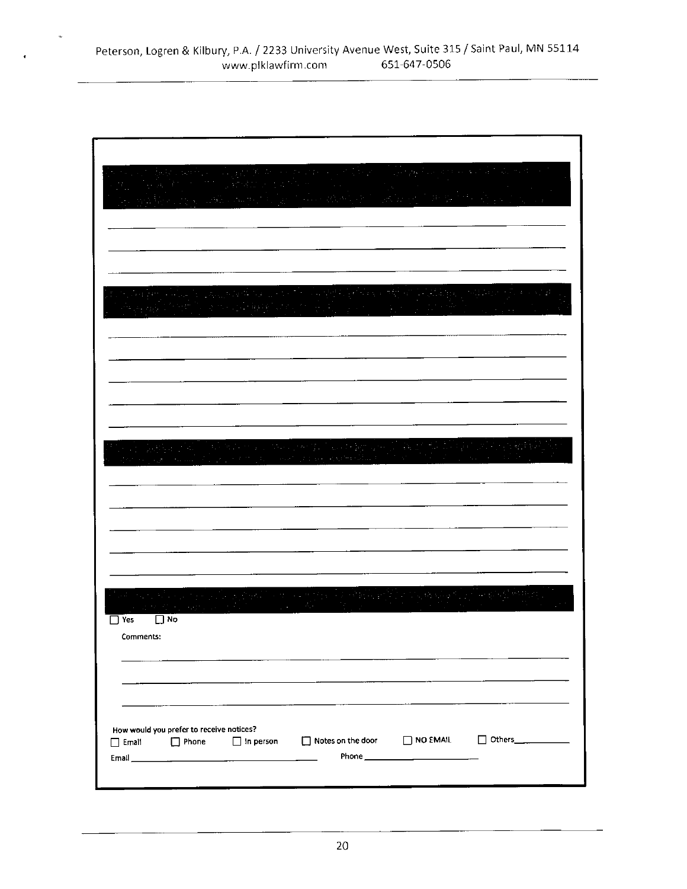☐ Yes ☐ No

Comments:

How would you prefer to receive notices?

☐ Email ☐ Phone ☐ In person ☐ Notes on the door ☐ NO EMAIL ☐ Others__________

Email ______________________________ Phone ______________________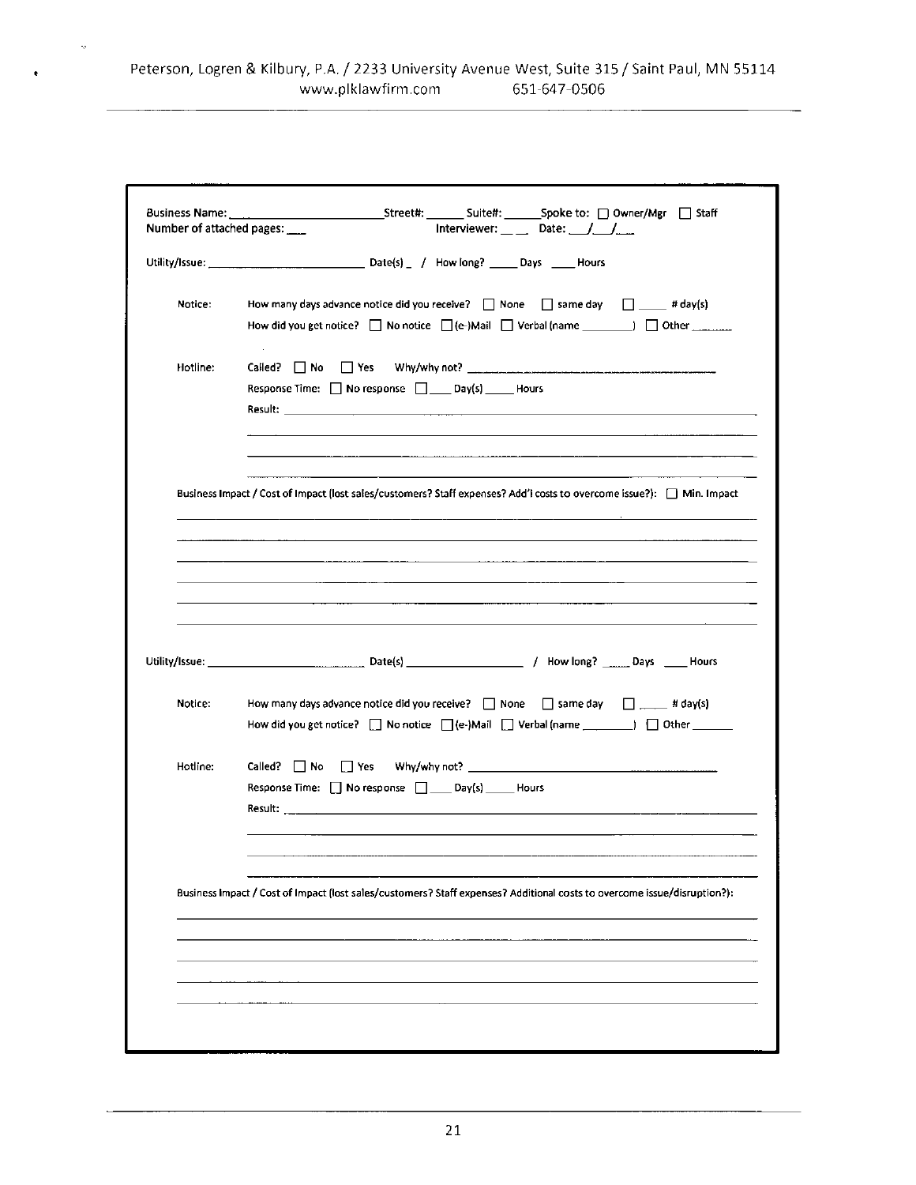Peterson, Logren & Kilbury, P.A. / 2233 University Avenue West, Suite 315 / Saint Paul, MN 55114
www.plklawfirm.com 651-647-0506

---

Business Name: ____________________ Street#: ______ Suite#: ______ Spoke to: ☐ Owner/Mgr ☐ Staff
Number of attached pages: ___ Interviewer: ___ Date: __/__/__

Utility/Issue: ____________________ Date(s) _ / How long? _____ Days ____ Hours

Notice: How many days advance notice did you receive? ☐ None ☐ same day ☐ _____ # day(s)
How did you get notice? ☐ No notice ☐ (e-)Mail ☐ Verbal (name ________) ☐ Other ______

Hotline: Called? ☐ No ☐ Yes Why/why not? ____________________________________
Response Time: ☐ No response ☐ ____ Day(s) _____ Hours
Result: ____________________________________________________________
____________________________________________________________
____________________________________________________________
____________________________________________________________

Business Impact / Cost of Impact (lost sales/customers? Staff expenses? Add'l costs to overcome issue?): ☐ Min. Impact
____________________________________________________________
____________________________________________________________
____________________________________________________________
____________________________________________________________
____________________________________________________________
____________________________________________________________

Utility/Issue: ____________________ Date(s) ____________________ / How long? _____ Days ____ Hours

Notice: How many days advance notice did you receive? ☐ None ☐ same day ☐ _____ # day(s)
How did you get notice? ☐ No notice ☐ (e-)Mail ☐ Verbal (name ________) ☐ Other ______

Hotline: Called? ☐ No ☐ Yes Why/why not? ____________________________________
Response Time: ☐ No response ☐ ____ Day(s) _____ Hours
Result: ____________________________________________________________
____________________________________________________________
____________________________________________________________
____________________________________________________________

Business Impact / Cost of Impact (lost sales/customers? Staff expenses? Additional costs to overcome issue/disruption?):
____________________________________________________________
____________________________________________________________
____________________________________________________________
____________________________________________________________
____________________________________________________________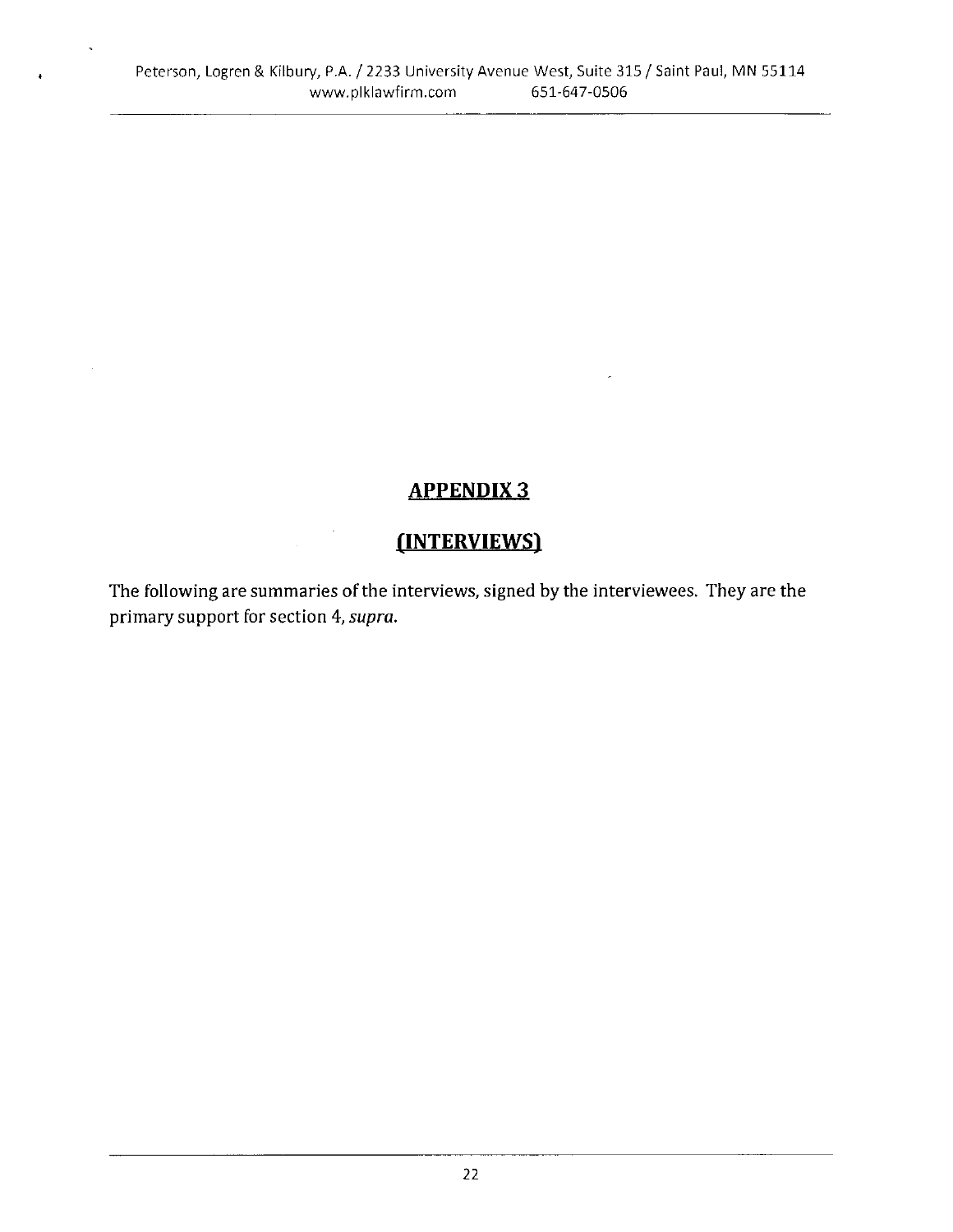## APPENDIX 3

## (INTERVIEWS)

The following are summaries of the interviews, signed by the interviewees. They are the primary support for section 4, *supra*.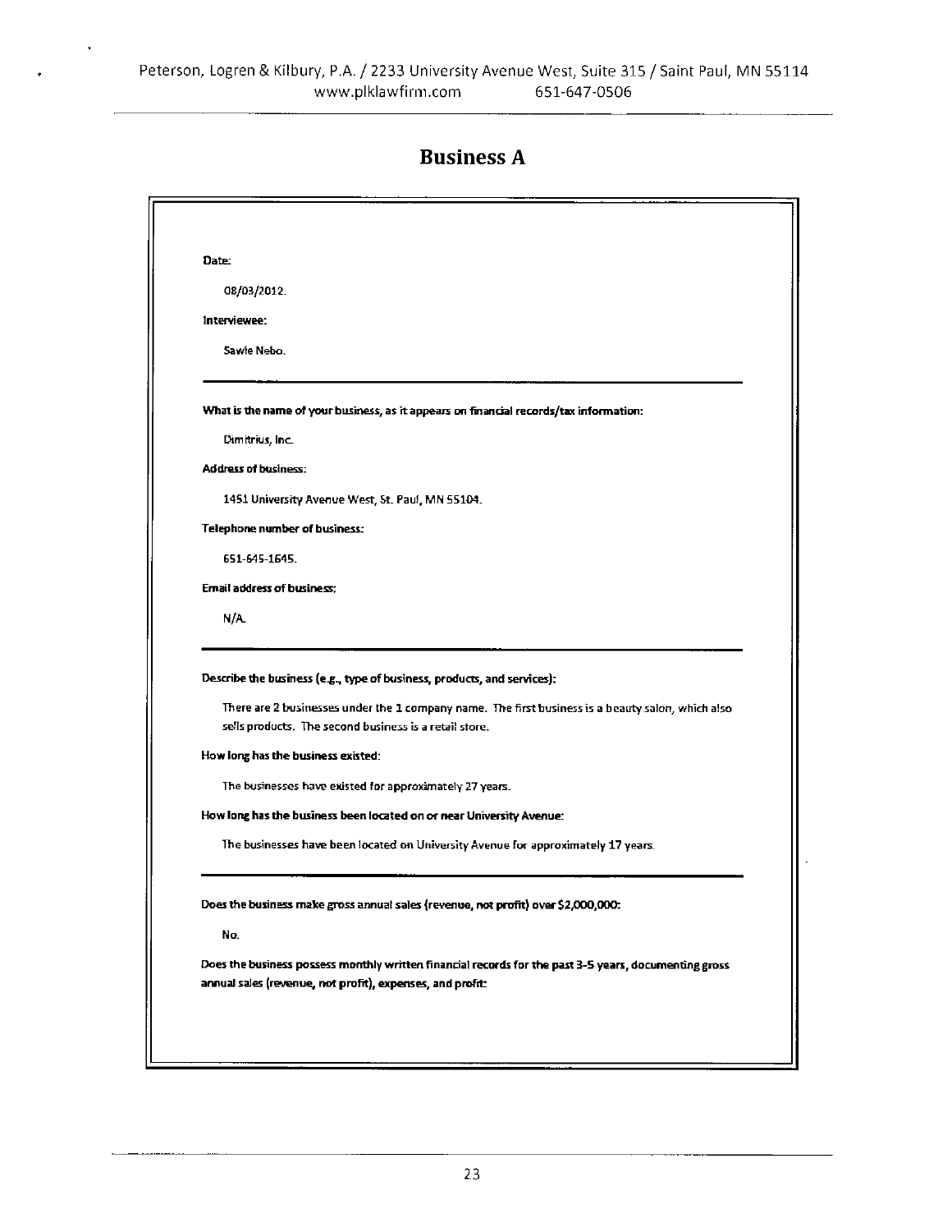# Business A

**Date:**

08/03/2012.

**Interviewee:**

Sawle Nebo.

---

**What is the name of your business, as it appears on financial records/tax information:**

Dimitrius, Inc.

**Address of business:**

1451 University Avenue West, St. Paul, MN 55104.

**Telephone number of business:**

651-645-1645.

**Email address of business:**

N/A.

---

**Describe the business (e.g., type of business, products, and services):**

There are 2 businesses under the 1 company name. The first business is a beauty salon, which also sells products. The second business is a retail store.

**How long has the business existed:**

The businesses have existed for approximately 27 years.

**How long has the business been located on or near University Avenue:**

The businesses have been located on University Avenue for approximately 17 years.

---

**Does the business make gross annual sales (revenue, not profit) over $2,000,000:**

No.

**Does the business possess monthly written financial records for the past 3-5 years, documenting gross annual sales (revenue, not profit), expenses, and profit:**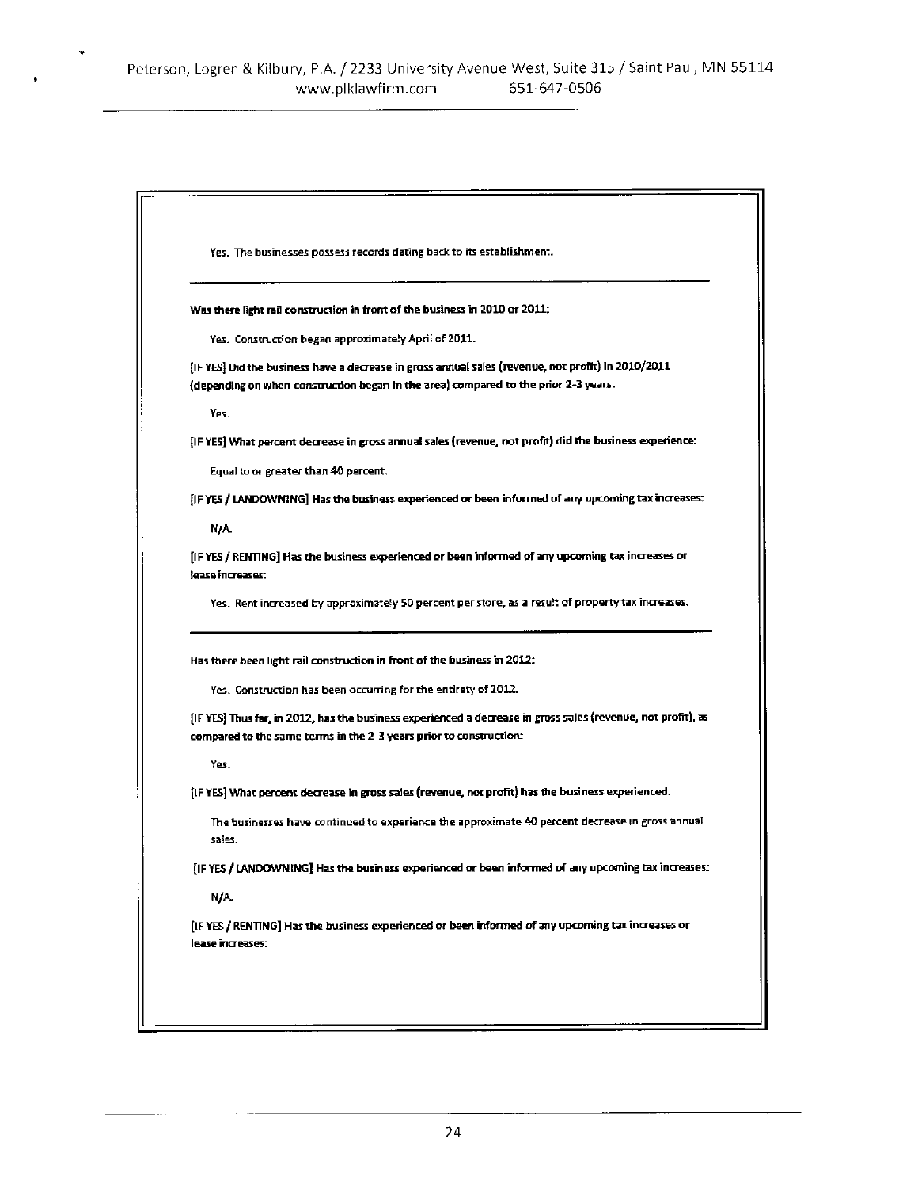Yes. The businesses possess records dating back to its establishment.

---

**Was there light rail construction in front of the business in 2010 or 2011:**

Yes. Construction began approximately April of 2011.

**[IF YES] Did the business have a decrease in gross annual sales (revenue, not profit) in 2010/2011 (depending on when construction began in the area) compared to the prior 2-3 years:**

Yes.

**[IF YES] What percent decrease in gross annual sales (revenue, not profit) did the business experience:**

Equal to or greater than 40 percent.

**[IF YES / LANDOWNING] Has the business experienced or been informed of any upcoming tax increases:**

N/A.

**[IF YES / RENTING] Has the business experienced or been informed of any upcoming tax increases or lease increases:**

Yes. Rent increased by approximately 50 percent per store, as a result of property tax increases.

---

**Has there been light rail construction in front of the business in 2012:**

Yes. Construction has been occurring for the entirety of 2012.

**[IF YES] Thus far, in 2012, has the business experienced a decrease in gross sales (revenue, not profit), as compared to the same terms in the 2-3 years prior to construction:**

Yes.

**[IF YES] What percent decrease in gross sales (revenue, not profit) has the business experienced:**

The businesses have continued to experiance the approximate 40 percent decrease in gross annual sales.

**[IF YES / LANDOWNING] Has the business experienced or been informed of any upcoming tax increases:**

N/A.

**[IF YES / RENTING] Has the business experienced or been informed of any upcoming tax increases or lease increases:**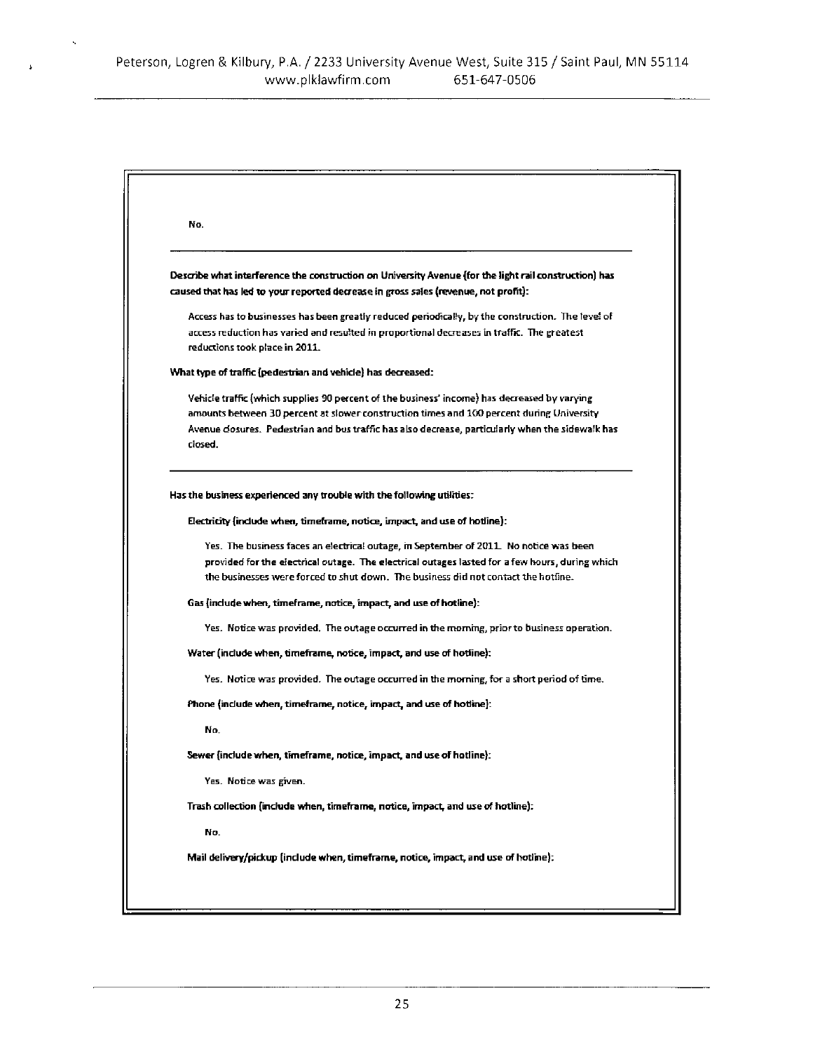No.

---

**Describe what interference the construction on University Avenue (for the light rail construction) has caused that has led to your reported decrease in gross sales (revenue, not profit):**

Access has to businesses has been greatly reduced periodically, by the construction. The level of access reduction has varied and resulted in proportional decreases in traffic. The greatest reductions took place in 2011.

**What type of traffic (pedestrian and vehicle) has decreased:**

Vehicle traffic (which supplies 90 percent of the business' income) has decreased by varying amounts between 30 percent at slower construction times and 100 percent during University Avenue closures. Pedestrian and bus traffic has also decrease, particularly when the sidewalk has closed.

---

**Has the business experienced any trouble with the following utilities:**

**Electricity (include when, timeframe, notice, impact, and use of hotline):**

Yes. The business faces an electrical outage, in September of 2011. No notice was been provided for the electrical outage. The electrical outages lasted for a few hours, during which the businesses were forced to shut down. The business did not contact the hotline.

**Gas (include when, timeframe, notice, impact, and use of hotline):**

Yes. Notice was provided. The outage occurred in the morning, prior to business operation.

**Water (include when, timeframe, notice, impact, and use of hotline):**

Yes. Notice was provided. The outage occurred in the morning, for a short period of time.

**Phone (include when, timeframe, notice, impact, and use of hotline):**

No.

**Sewer (include when, timeframe, notice, impact, and use of hotline):**

Yes. Notice was given.

**Trash collection (include when, timeframe, notice, impact, and use of hotline):**

No.

**Mail delivery/pickup (include when, timeframe, notice, impact, and use of hotline):**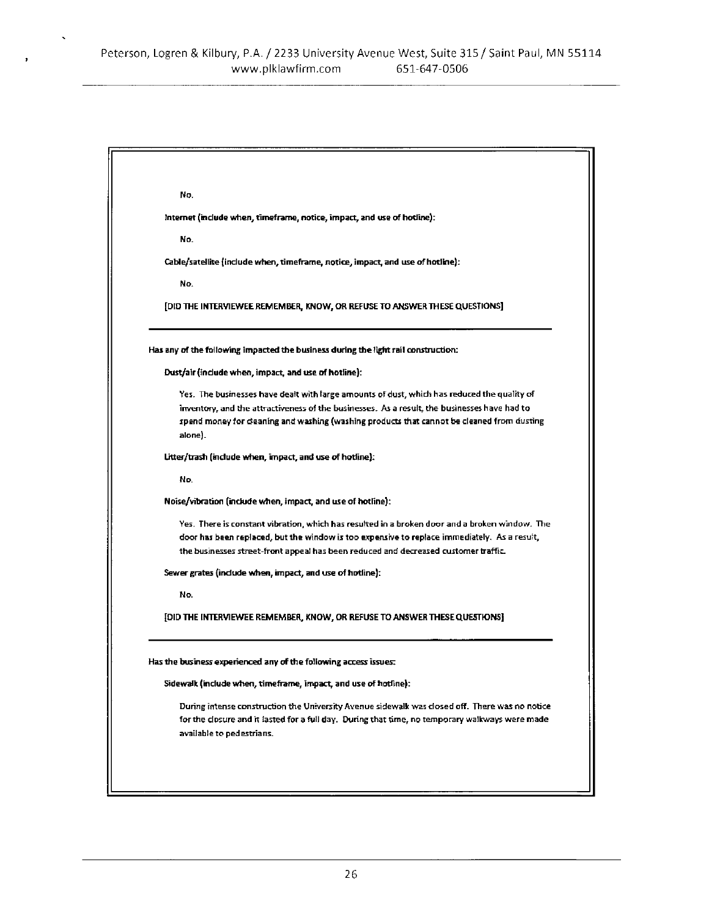No.

**Internet (include when, timeframe, notice, impact, and use of hotline):**

No.

**Cable/satellite (include when, timeframe, notice, impact, and use of hotline):**

No.

**[DID THE INTERVIEWEE REMEMBER, KNOW, OR REFUSE TO ANSWER THESE QUESTIONS]**

---

**Has any of the following impacted the business during the light rail construction:**

**Dust/air (include when, impact, and use of hotline):**

Yes. The businesses have dealt with large amounts of dust, which has reduced the quality of inventory, and the attractiveness of the businesses. As a result, the businesses have had to spend money for cleaning and washing (washing products that cannot be cleaned from dusting alone).

**Litter/trash (include when, impact, and use of hotline):**

No.

**Noise/vibration (include when, impact, and use of hotline):**

Yes. There is constant vibration, which has resulted in a broken door and a broken window. The door has been replaced, but the window is too expensive to replace immediately. As a result, the businesses street-front appeal has been reduced and decreased customer traffic.

**Sewer grates (include when, impact, and use of hotline):**

No.

**[DID THE INTERVIEWEE REMEMBER, KNOW, OR REFUSE TO ANSWER THESE QUESTIONS]**

---

**Has the business experienced any of the following access issues:**

**Sidewalk (include when, timeframe, impact, and use of hotline):**

During intense construction the University Avenue sidewalk was closed off. There was no notice for the closure and it lasted for a full day. During that time, no temporary walkways were made available to pedestrians.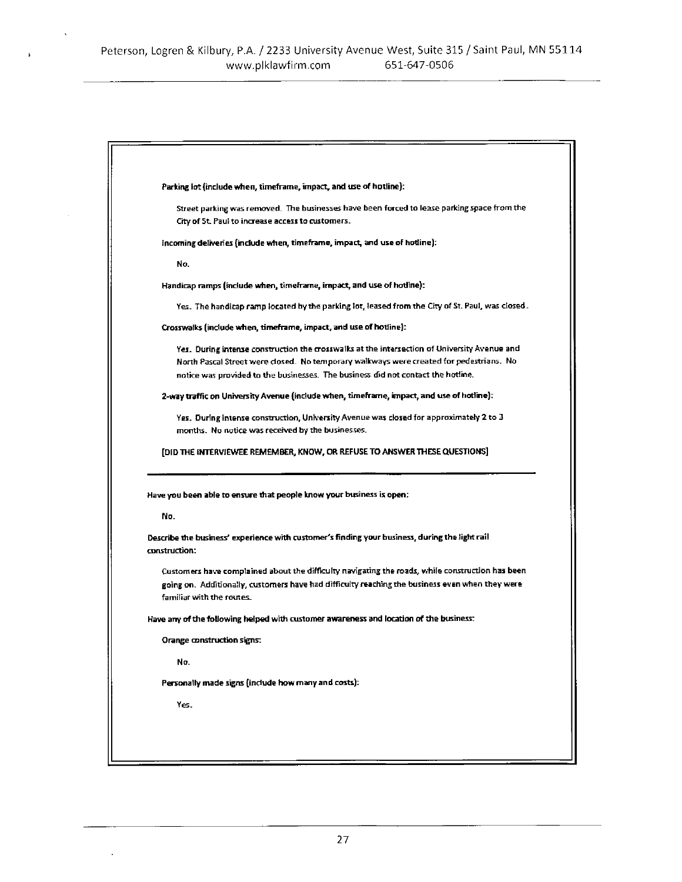**Parking lot (include when, timeframe, impact, and use of hotline):**

Street parking was removed. The businesses have been forced to lease parking space from the City of St. Paul to increase access to customers.

**Incoming deliveries (include when, timeframe, impact, and use of hotline):**

No.

**Handicap ramps (include when, timeframe, impact, and use of hotline):**

Yes. The handicap ramp located by the parking lot, leased from the City of St. Paul, was closed.

**Crosswalks (include when, timeframe, impact, and use of hotline):**

Yes. During intense construction the crosswalks at the intersection of University Avenue and North Pascal Street were closed. No temporary walkways were created for pedestrians. No notice was provided to the businesses. The business did not contact the hotline.

**2-way traffic on University Avenue (include when, timeframe, impact, and use of hotline):**

Yes. During intense construction, University Avenue was closed for approximately 2 to 3 months. No notice was received by the businesses.

**[DID THE INTERVIEWEE REMEMBER, KNOW, OR REFUSE TO ANSWER THESE QUESTIONS]**

---

**Have you been able to ensure that people know your business is open:**

No.

**Describe the business' experience with customer's finding your business, during the light rail construction:**

Customers have complained about the difficulty navigating the roads, while construction has been going on. Additionally, customers have had difficulty reaching the business even when they were familiar with the routes.

**Have any of the following helped with customer awareness and location of the business:**

**Orange construction signs:**

No.

**Personally made signs (include how many and costs):**

Yes.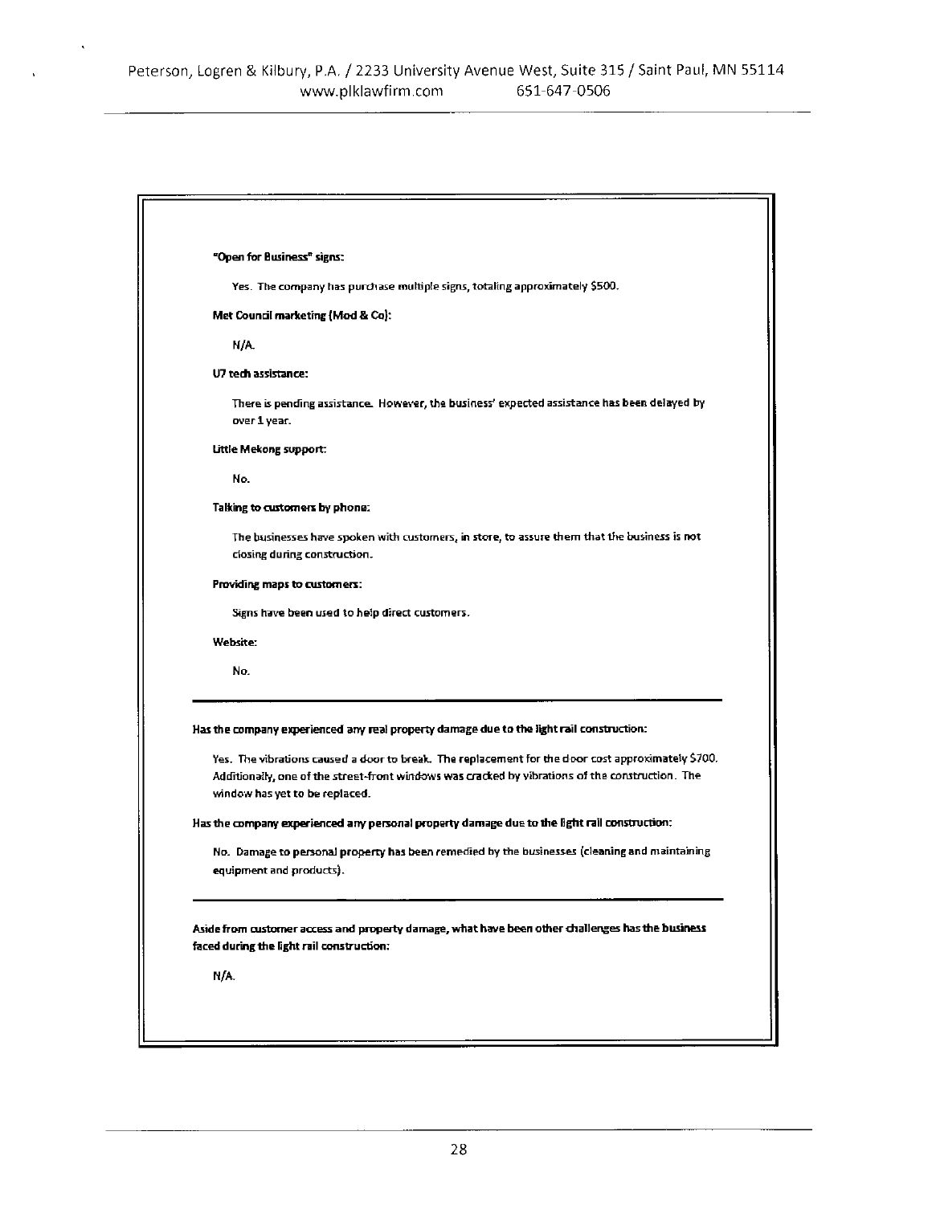**"Open for Business" signs:**

Yes. The company has purchase multiple signs, totaling approximately $500.

**Met Council marketing (Mod & Co):**

N/A.

**U7 tech assistance:**

There is pending assistance. However, the business' expected assistance has been delayed by over 1 year.

**Little Mekong support:**

No.

**Talking to customers by phone:**

The businesses have spoken with customers, in store, to assure them that the business is not closing during construction.

**Providing maps to customers:**

Signs have been used to help direct customers.

**Website:**

No.

---

**Has the company experienced any real property damage due to the light rail construction:**

Yes. The vibrations caused a door to break. The replacement for the door cost approximately $700. Additionally, one of the street-front windows was cracked by vibrations of the construction. The window has yet to be replaced.

**Has the company experienced any personal property damage due to the light rail construction:**

No. Damage to personal property has been remedied by the businesses (cleaning and maintaining equipment and products).

---

**Aside from customer access and property damage, what have been other challenges has the business faced during the light rail construction:**

N/A.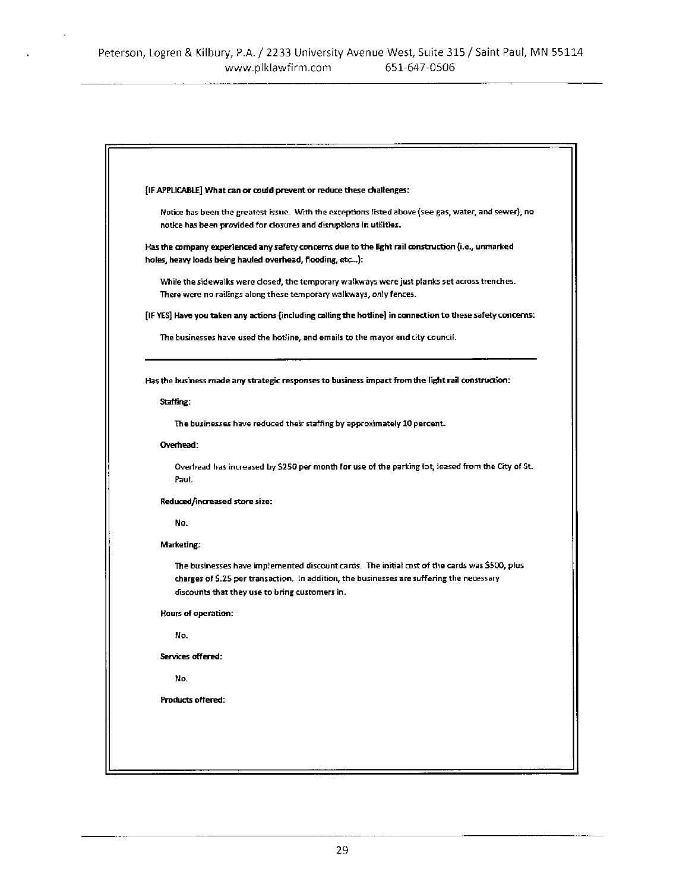**[IF APPLICABLE] What can or could prevent or reduce these challenges:**

Notice has been the greatest issue. With the exceptions listed above (see gas, water, and sewer), no notice has been provided for closures and disruptions in utilities.

**Has the company experienced any safety concerns due to the light rail construction (i.e., unmarked holes, heavy loads being hauled overhead, flooding, etc...):**

While the sidewalks were closed, the temporary walkways were just planks set across trenches. There were no railings along these temporary walkways, only fences.

**[IF YES] Have you taken any actions (including calling the hotline) in connection to these safety concerns:**

The businesses have used the hotline, and emails to the mayor and city council.

---

**Has the business made any strategic responses to business impact from the light rail construction:**

**Staffing:**

The businesses have reduced their staffing by approximately 10 percent.

**Overhead:**

Overhead has increased by $250 per month for use of the parking lot, leased from the City of St. Paul.

**Reduced/increased store size:**

No.

**Marketing:**

The businesses have implemented discount cards. The initial cost of the cards was $500, plus charges of $.25 per transaction. In addition, the businesses are suffering the necessary discounts that they use to bring customers in.

**Hours of operation:**

No.

**Services offered:**

No.

**Products offered:**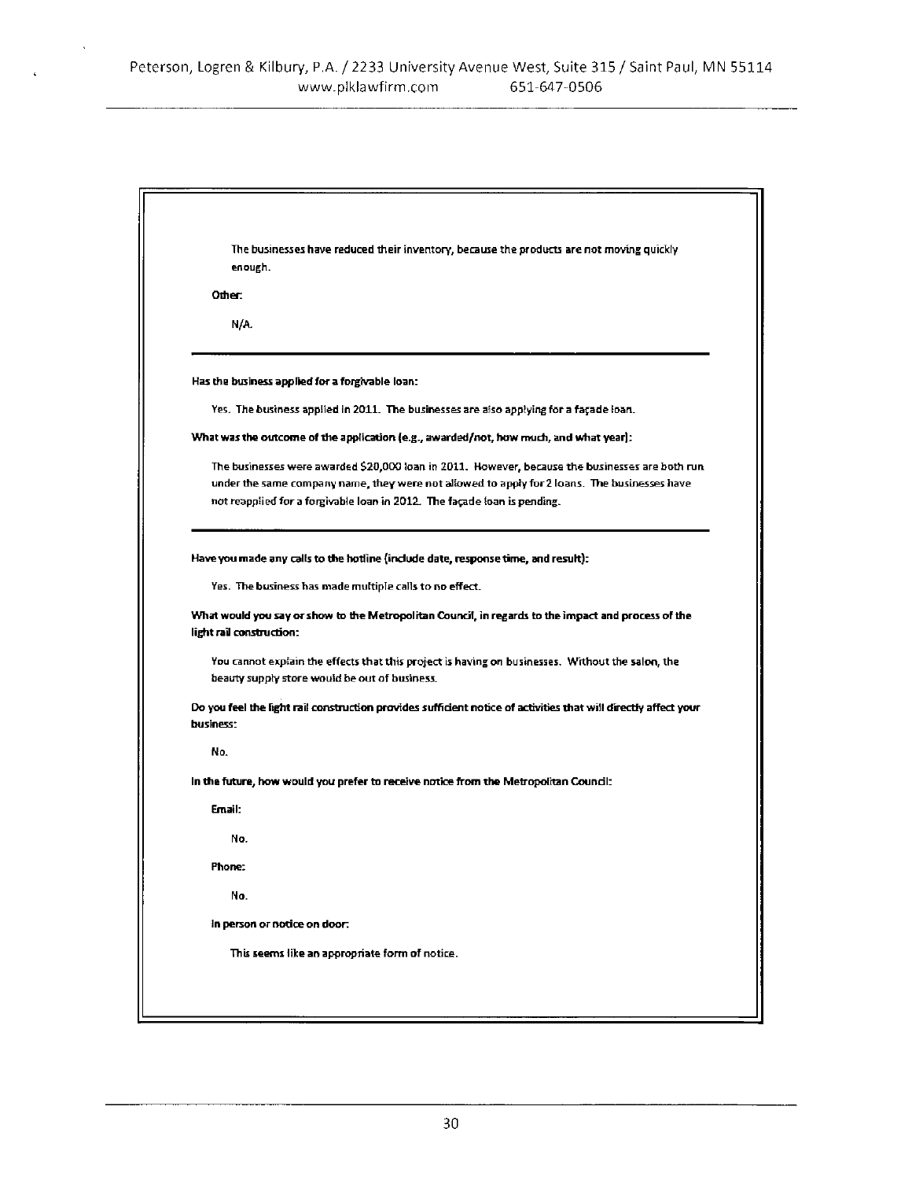The businesses have reduced their inventory, because the products are not moving quickly enough.

**Other:**

N/A.

---

**Has the business applied for a forgivable loan:**

Yes. The business applied in 2011. The businesses are also applying for a façade loan.

**What was the outcome of the application (e.g., awarded/not, how much, and what year):**

The businesses were awarded $20,000 loan in 2011. However, because the businesses are both run under the same company name, they were not allowed to apply for 2 loans. The businesses have not reapplied for a forgivable loan in 2012. The façade loan is pending.

---

**Have you made any calls to the hotline (include date, response time, and result):**

Yes. The business has made multiple calls to no effect.

**What would you say or show to the Metropolitan Council, in regards to the impact and process of the light rail construction:**

You cannot explain the effects that this project is having on businesses. Without the salon, the beauty supply store would be out of business.

**Do you feel the light rail construction provides sufficient notice of activities that will directly affect your business:**

No.

**In the future, how would you prefer to receive notice from the Metropolitan Council:**

**Email:**

No.

**Phone:**

No.

**In person or notice on door:**

This seems like an appropriate form of notice.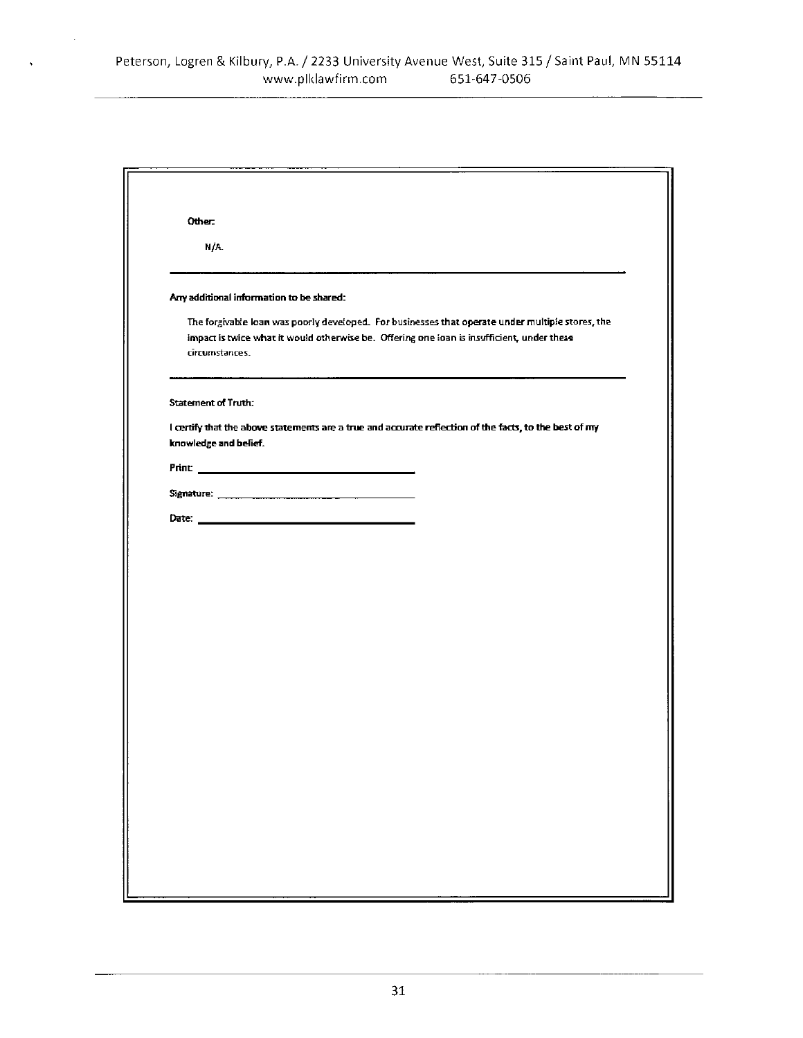**Other:**

N/A.

---

**Any additional information to be shared:**

The forgivable loan was poorly developed. For businesses that operate under multiple stores, the impact is twice what it would otherwise be. Offering one loan is insufficient, under these circumstances.

---

**Statement of Truth:**

**I certify that the above statements are a true and accurate reflection of the facts, to the best of my knowledge and belief.**

**Print:** ______________________________

**Signature:** ______________________________

**Date:** ______________________________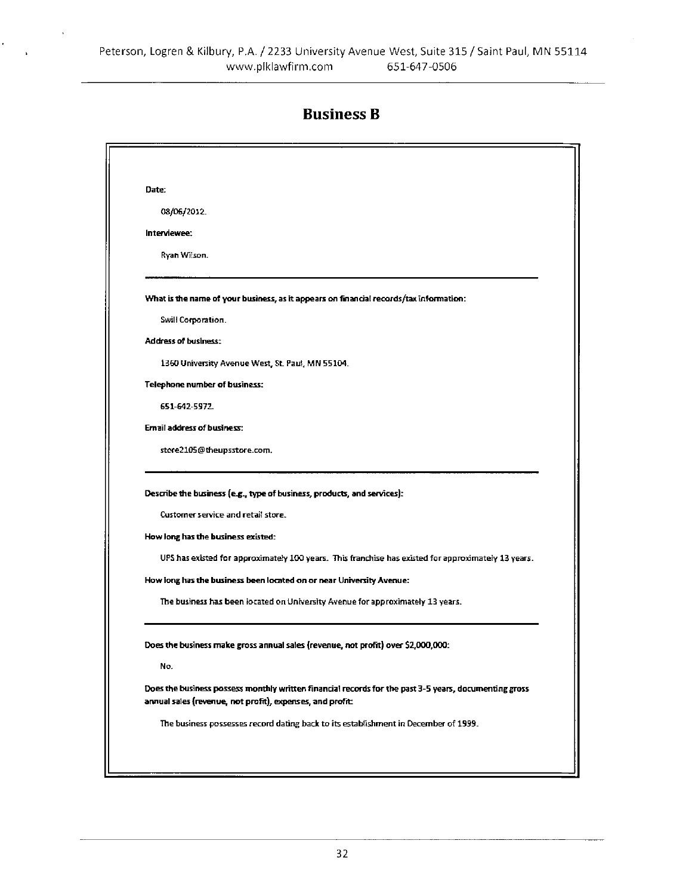# Business B

**Date:**

08/06/2012.

**Interviewee:**

Ryan Wilson.

---

**What is the name of your business, as it appears on financial records/tax information:**

Swill Corporation.

**Address of business:**

1360 University Avenue West, St. Paul, MN 55104.

**Telephone number of business:**

651-642-5972.

**Email address of business:**

store2105@theupsstore.com.

---

**Describe the business (e.g., type of business, products, and services):**

Customer service and retail store.

**How long has the business existed:**

UPS has existed for approximately 100 years. This franchise has existed for approximately 13 years.

**How long has the business been located on or near University Avenue:**

The business has been located on University Avenue for approximately 13 years.

---

**Does the business make gross annual sales (revenue, not profit) over $2,000,000:**

No.

**Does the business possess monthly written financial records for the past 3-5 years, documenting gross annual sales (revenue, not profit), expenses, and profit:**

The business possesses record dating back to its establishment in December of 1999.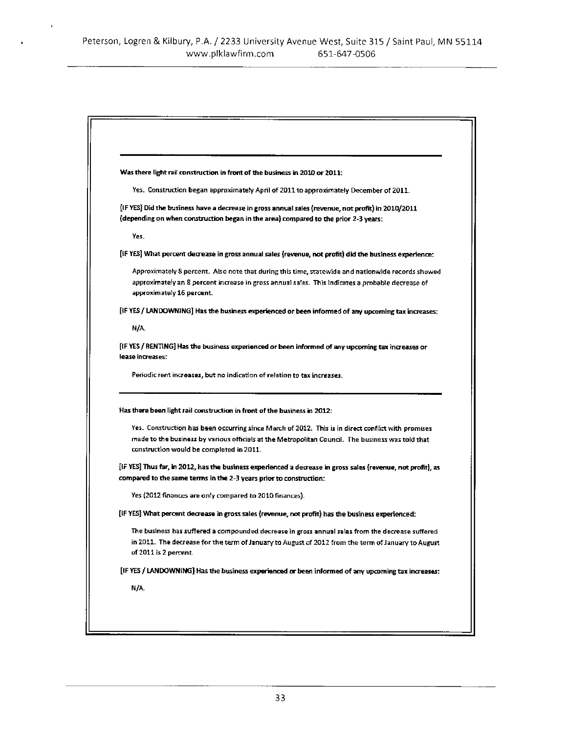Peterson, Logren & Kilbury, P.A. / 2233 University Avenue West, Suite 315 / Saint Paul, MN 55114
www.plklawfirm.com 651-647-0506

---

**Was there light rail construction in front of the business in 2010 or 2011:**

Yes. Construction began approximately April of 2011 to approximately December of 2011.

**[IF YES] Did the business have a decrease in gross annual sales (revenue, not profit) in 2010/2011 (depending on when construction began in the area) compared to the prior 2-3 years:**

Yes.

**[IF YES] What percent decrease in gross annual sales (revenue, not profit) did the business experience:**

Approximately 8 percent. Also note that during this time, statewide and nationwide records showed approximately an 8 percent increase in gross annual sales. This indicates a probable decrease of approximately 16 percent.

**[IF YES / LANDOWNING] Has the business experienced or been informed of any upcoming tax increases:**

N/A.

**[IF YES / RENTING] Has the business experienced or been informed of any upcoming tax increases or lease increases:**

Periodic rent increases, but no indication of relation to tax increases.

---

**Has there been light rail construction in front of the business in 2012:**

Yes. Construction has been occurring since March of 2012. This is in direct conflict with promises made to the business by various officials at the Metropolitan Council. The business was told that construction would be completed in 2011.

**[IF YES] Thus far, in 2012, has the business experienced a decrease in gross sales (revenue, not profit), as compared to the same terms in the 2-3 years prior to construction:**

Yes (2012 finances are only compared to 2010 finances).

**[IF YES] What percent decrease in gross sales (revenue, not profit) has the business experienced:**

The business has suffered a compounded decrease in gross annual sales from the decrease suffered in 2011. The decrease for the term of January to August of 2012 from the term of January to August of 2011 is 2 percent.

**[IF YES / LANDOWNING] Has the business experienced or been informed of any upcoming tax increases:**

N/A.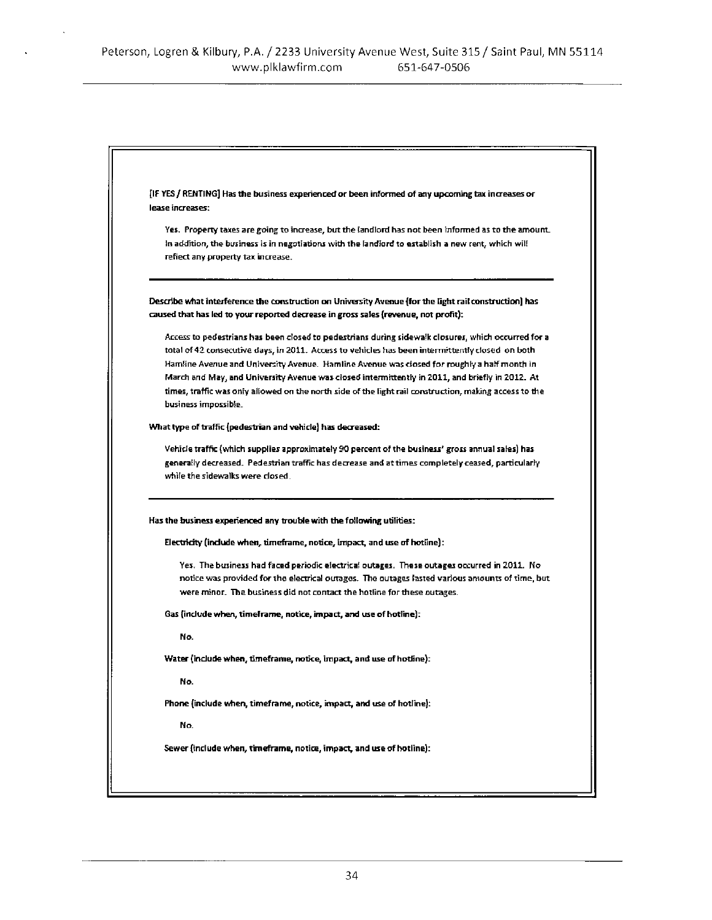**[IF YES / RENTING] Has the business experienced or been informed of any upcoming tax increases or lease increases:**

Yes. Property taxes are going to increase, but the landlord has not been informed as to the amount. In addition, the business is in negotiations with the landlord to establish a new rent, which will reflect any property tax increase.

---

**Describe what interference the construction on University Avenue (for the light rail construction) has caused that has led to your reported decrease in gross sales (revenue, not profit):**

Access to pedestrians has been closed to pedestrians during sidewalk closures, which occurred for a total of 42 consecutive days, in 2011. Access to vehicles has been intermittently closed on both Hamline Avenue and University Avenue. Hamline Avenue was closed for roughly a half month in March and May, and University Avenue was closed intermittently in 2011, and briefly in 2012. At times, traffic was only allowed on the north side of the light rail construction, making access to the business impossible.

**What type of traffic (pedestrian and vehicle) has decreased:**

Vehicle traffic (which supplies approximately 90 percent of the business' gross annual sales) has generally decreased. Pedestrian traffic has decrease and at times completely ceased, particularly while the sidewalks were closed.

---

**Has the business experienced any trouble with the following utilities:**

**Electricity (include when, timeframe, notice, impact, and use of hotline):**

Yes. The business had faced periodic electrical outages. These outages occurred in 2011. No notice was provided for the electrical outages. The outages lasted various amounts of time, but were minor. The business did not contact the hotline for these outages.

**Gas (include when, timeframe, notice, impact, and use of hotline):**

No.

**Water (include when, timeframe, notice, impact, and use of hotline):**

No.

**Phone (include when, timeframe, notice, impact, and use of hotline):**

No.

**Sewer (include when, timeframe, notice, impact, and use of hotline):**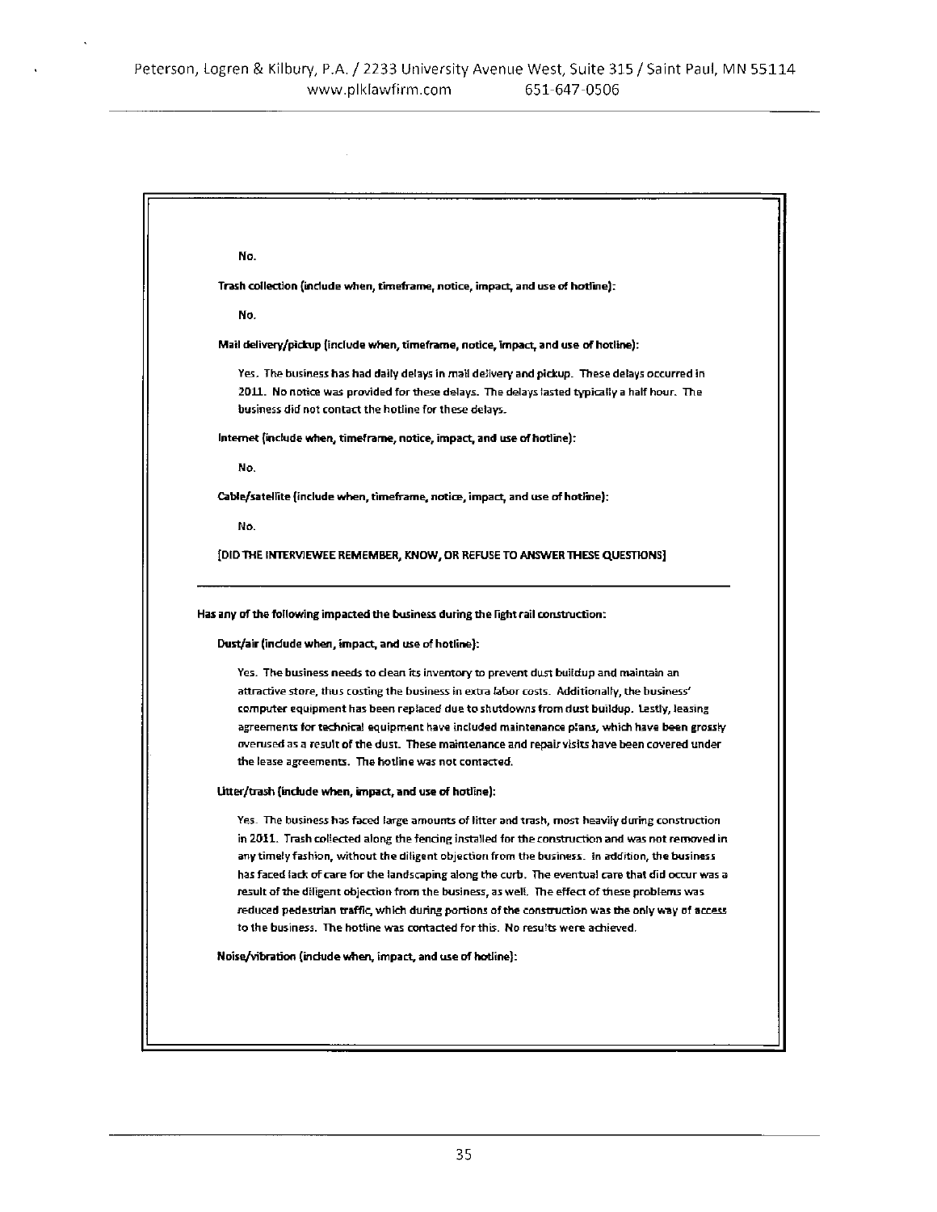No.

**Trash collection (include when, timeframe, notice, impact, and use of hotline):**

No.

**Mail delivery/pickup (include when, timeframe, notice, impact, and use of hotline):**

Yes. The business has had daily delays in mail delivery and pickup. These delays occurred in 2011. No notice was provided for these delays. The delays lasted typically a half hour. The business did not contact the hotline for these delays.

**Internet (include when, timeframe, notice, impact, and use of hotline):**

No.

**Cable/satellite (include when, timeframe, notice, impact, and use of hotline):**

No.

**[DID THE INTERVIEWEE REMEMBER, KNOW, OR REFUSE TO ANSWER THESE QUESTIONS]**

---

**Has any of the following impacted the business during the light rail construction:**

**Dust/air (include when, impact, and use of hotline):**

Yes. The business needs to clean its inventory to prevent dust buildup and maintain an attractive store, thus costing the business in extra labor costs. Additionally, the business' computer equipment has been replaced due to shutdowns from dust buildup. Lastly, leasing agreements for technical equipment have included maintenance plans, which have been grossly overused as a result of the dust. These maintenance and repair visits have been covered under the lease agreements. The hotline was not contacted.

**Litter/trash (include when, impact, and use of hotline):**

Yes. The business has faced large amounts of litter and trash, most heavily during construction in 2011. Trash collected along the fencing installed for the construction and was not removed in any timely fashion, without the diligent objection from the business. In addition, the business has faced lack of care for the landscaping along the curb. The eventual care that did occur was a result of the diligent objection from the business, as well. The effect of these problems was reduced pedestrian traffic, which during portions of the construction was the only way of access to the business. The hotline was contacted for this. No results were achieved.

**Noise/vibration (include when, impact, and use of hotline):**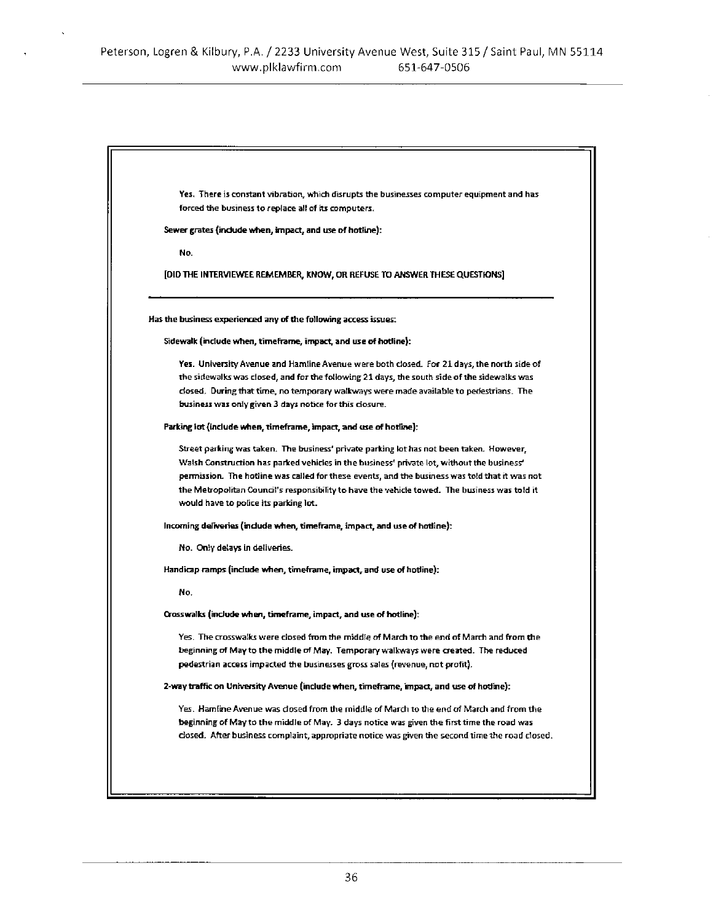Yes. There is constant vibration, which disrupts the businesses computer equipment and has forced the business to replace all of its computers.

**Sewer grates (include when, impact, and use of hotline):**

No.

**[DID THE INTERVIEWEE REMEMBER, KNOW, OR REFUSE TO ANSWER THESE QUESTIONS]**

---

**Has the business experienced any of the following access issues:**

**Sidewalk (include when, timeframe, impact, and use of hotline):**

Yes. University Avenue and Hamline Avenue were both closed. For 21 days, the north side of the sidewalks was closed, and for the following 21 days, the south side of the sidewalks was closed. During that time, no temporary walkways were made available to pedestrians. The business was only given 3 days notice for this closure.

**Parking lot (include when, timeframe, impact, and use of hotline):**

Street parking was taken. The business' private parking lot has not been taken. However, Walsh Construction has parked vehicles in the business' private lot, without the business' permission. The hotline was called for these events, and the business was told that it was not the Metropolitan Council's responsibility to have the vehicle towed. The business was told it would have to police its parking lot.

**Incoming deliveries (include when, timeframe, impact, and use of hotline):**

No. Only delays in deliveries.

**Handicap ramps (include when, timeframe, impact, and use of hotline):**

No.

**Crosswalks (include when, timeframe, impact, and use of hotline):**

Yes. The crosswalks were closed from the middle of March to the end of March and from the beginning of May to the middle of May. Temporary walkways were created. The reduced pedestrian access impacted the businesses gross sales (revenue, not profit).

**2-way traffic on University Avenue (include when, timeframe, impact, and use of hotline):**

Yes. Hamline Avenue was closed from the middle of March to the end of March and from the beginning of May to the middle of May. 3 days notice was given the first time the road was closed. After business complaint, appropriate notice was given the second time the road closed.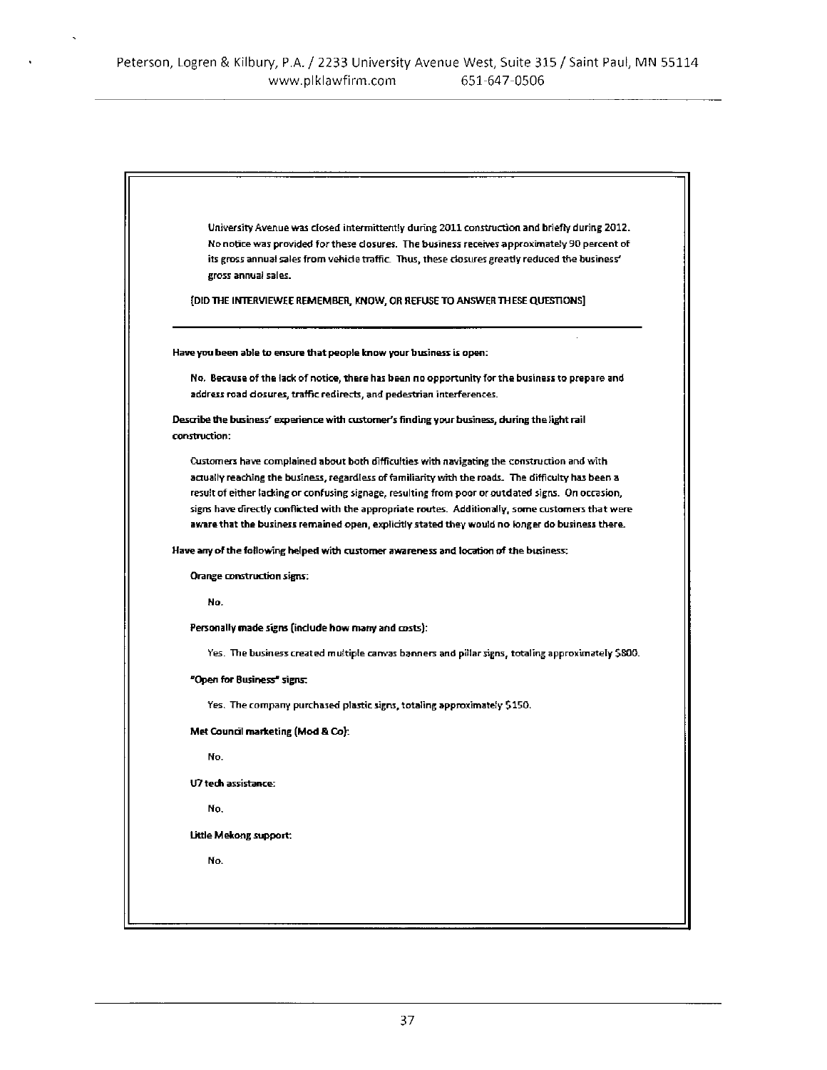University Avenue was closed intermittently during 2011 construction and briefly during 2012. No notice was provided for these closures. The business receives approximately 90 percent of its gross annual sales from vehicle traffic. Thus, these closures greatly reduced the business' gross annual sales.

[DID THE INTERVIEWEE REMEMBER, KNOW, OR REFUSE TO ANSWER THESE QUESTIONS]

---

**Have you been able to ensure that people know your business is open:**

No. Because of the lack of notice, there has been no opportunity for the business to prepare and address road closures, traffic redirects, and pedestrian interferences.

**Describe the business' experience with customer's finding your business, during the light rail construction:**

Customers have complained about both difficulties with navigating the construction and with actually reaching the business, regardless of familiarity with the roads. The difficulty has been a result of either lacking or confusing signage, resulting from poor or outdated signs. On occasion, signs have directly conflicted with the appropriate routes. Additionally, some customers that were aware that the business remained open, explicitly stated they would no longer do business there.

**Have any of the following helped with customer awareness and location of the business:**

**Orange construction signs:**

No.

**Personally made signs (include how many and costs):**

Yes. The business created multiple canvas banners and pillar signs, totaling approximately $800.

**"Open for Business" signs:**

Yes. The company purchased plastic signs, totaling approximately $150.

**Met Council marketing (Mod & Co):**

No.

**U7 tech assistance:**

No.

**Little Mekong support:**

No.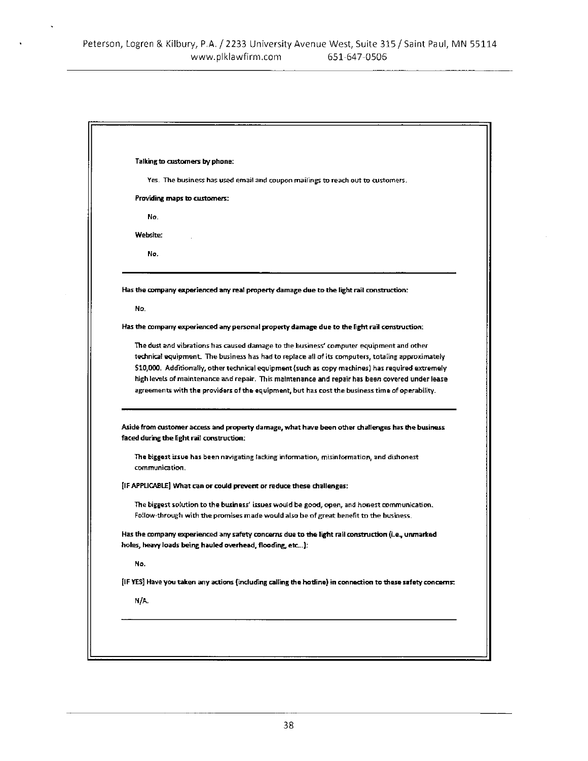**Talking to customers by phone:**

Yes. The business has used email and coupon mailings to reach out to customers.

**Providing maps to customers:**

No.

**Website:**

No.

---

**Has the company experienced any real property damage due to the light rail construction:**

No.

**Has the company experienced any personal property damage due to the light rail construction:**

The dust and vibrations has caused damage to the business' computer equipment and other technical equipment. The business has had to replace all of its computers, totaling approximately $10,000. Additionally, other technical equipment (such as copy machines) has required extremely high levels of maintenance and repair. This maintenance and repair has been covered under lease agreements with the providers of the equipment, but has cost the business time of operability.

---

**Aside from customer access and property damage, what have been other challenges has the business faced during the light rail construction:**

The biggest issue has been navigating lacking information, misinformation, and dishonest communication.

**[IF APPLICABLE] What can or could prevent or reduce these challenges:**

The biggest solution to the business' issues would be good, open, and honest communication. Follow-through with the promises made would also be of great benefit to the business.

**Has the company experienced any safety concerns due to the light rail construction (i.e., unmarked holes, heavy loads being hauled overhead, flooding, etc...):**

No.

**[IF YES] Have you taken any actions (including calling the hotline) in connection to these safety concerns:**

N/A.

---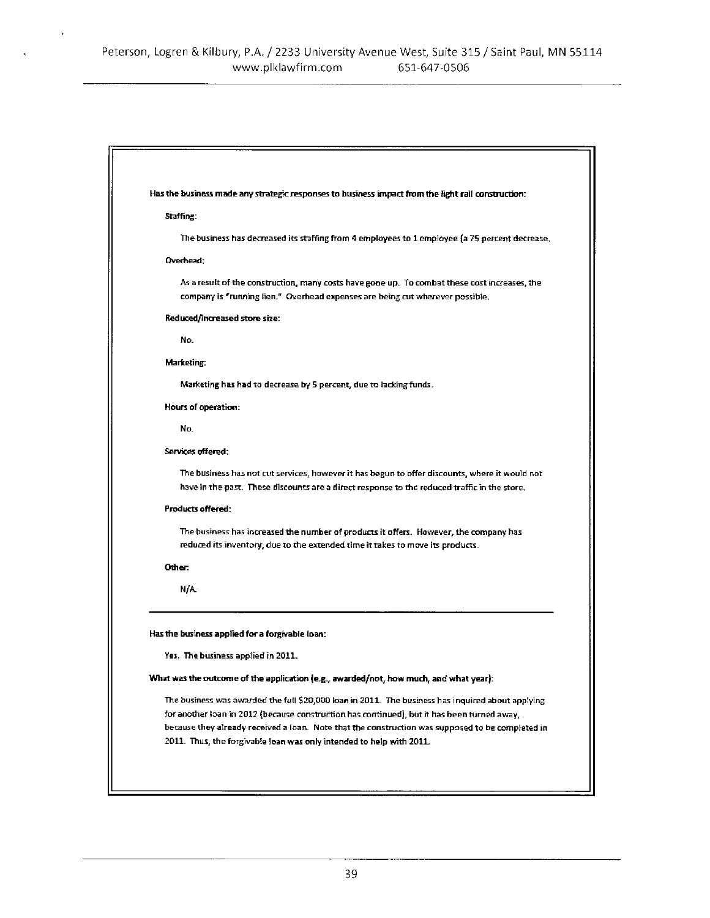**Has the business made any strategic responses to business impact from the light rail construction:**

**Staffing:**

The business has decreased its staffing from 4 employees to 1 employee (a 75 percent decrease.

**Overhead:**

As a result of the construction, many costs have gone up. To combat these cost increases, the company is "running lien." Overhead expenses are being cut wherever possible.

**Reduced/increased store size:**

No.

**Marketing:**

Marketing has had to decrease by 5 percent, due to lacking funds.

**Hours of operation:**

No.

**Services offered:**

The business has not cut services, however it has begun to offer discounts, where it would not have in the past. These discounts are a direct response to the reduced traffic in the store.

**Products offered:**

The business has increased the number of products it offers. However, the company has reduced its inventory, due to the extended time it takes to move its products.

**Other:**

N/A.

---

**Has the business applied for a forgivable loan:**

Yes. The business applied in 2011.

**What was the outcome of the application (e.g., awarded/not, how much, and what year):**

The business was awarded the full $20,000 loan in 2011. The business has inquired about applying for another loan in 2012 (because construction has continued), but it has been turned away, because they already received a loan. Note that the construction was supposed to be completed in 2011. Thus, the forgivable loan was only intended to help with 2011.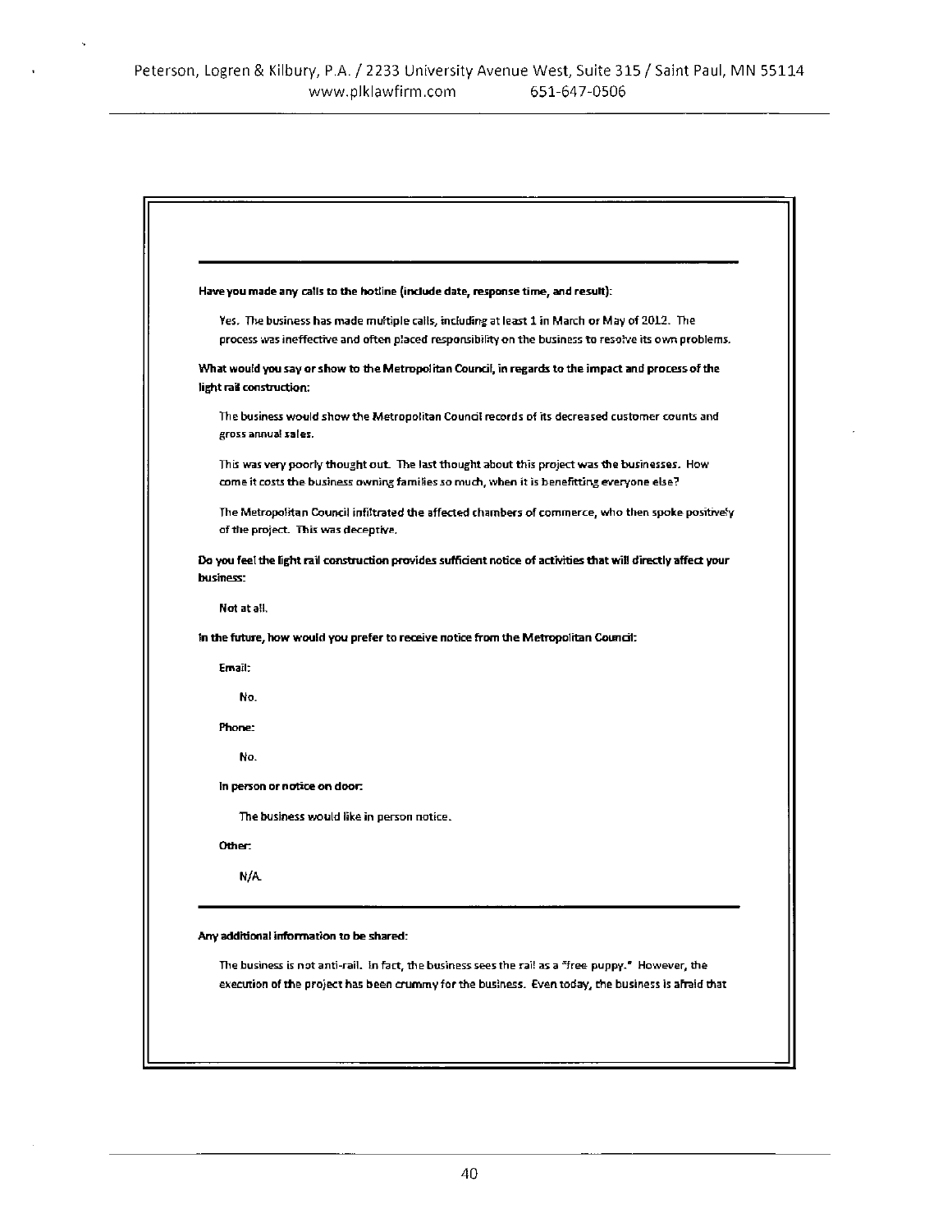**Have you made any calls to the hotline (include date, response time, and result):**

Yes. The business has made multiple calls, including at least 1 in March or May of 2012. The process was ineffective and often placed responsibility on the business to resolve its own problems.

**What would you say or show to the Metropolitan Council, in regards to the impact and process of the light rail construction:**

The business would show the Metropolitan Council records of its decreased customer counts and gross annual sales.

This was very poorly thought out. The last thought about this project was the businesses. How come it costs the business owning families so much, when it is benefitting everyone else?

The Metropolitan Council infiltrated the affected chambers of commerce, who then spoke positively of the project. This was deceptive.

**Do you feel the light rail construction provides sufficient notice of activities that will directly affect your business:**

Not at all.

**In the future, how would you prefer to receive notice from the Metropolitan Council:**

**Email:**

No.

**Phone:**

No.

**In person or notice on door:**

The business would like in person notice.

**Other:**

N/A.

---

**Any additional information to be shared:**

The business is not anti-rail. In fact, the business sees the rail as a "free puppy." However, the execution of the project has been crummy for the business. Even today, the business is afraid that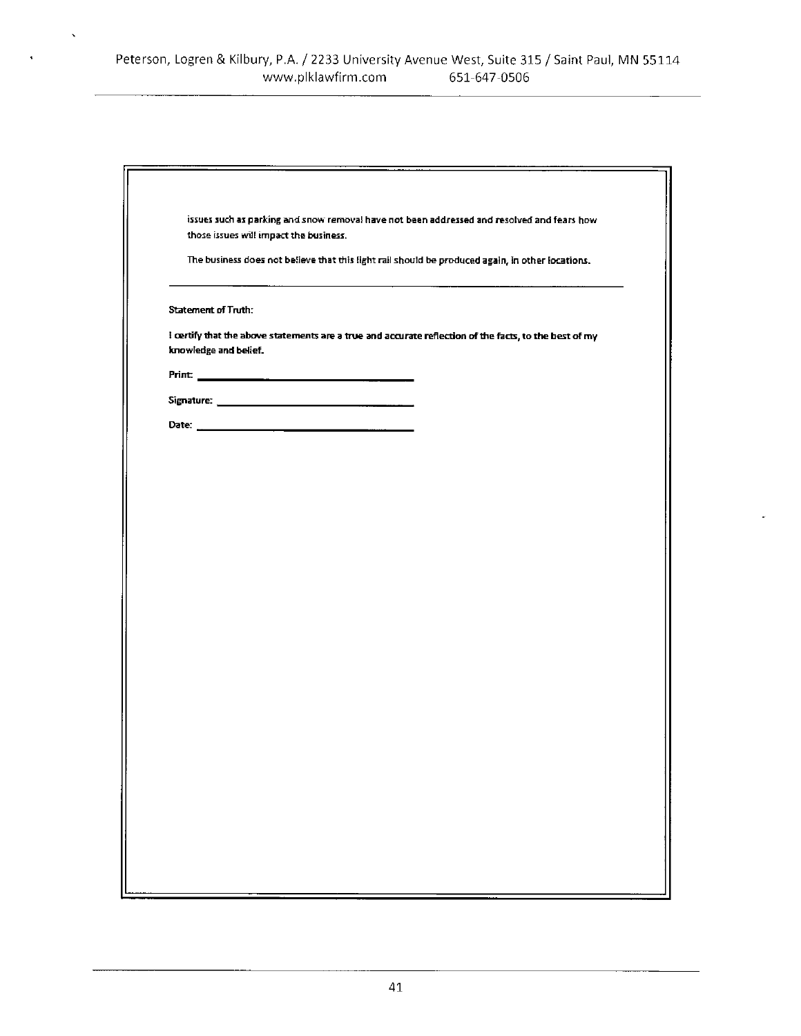issues such as parking and snow removal have not been addressed and resolved and fears how those issues will impact the business.

The business does not believe that this light rail should be produced again, in other locations.

---

Statement of Truth:

I certify that the above statements are a true and accurate reflection of the facts, to the best of my knowledge and belief.

Print: ______________________________

Signature: ______________________________

Date: ______________________________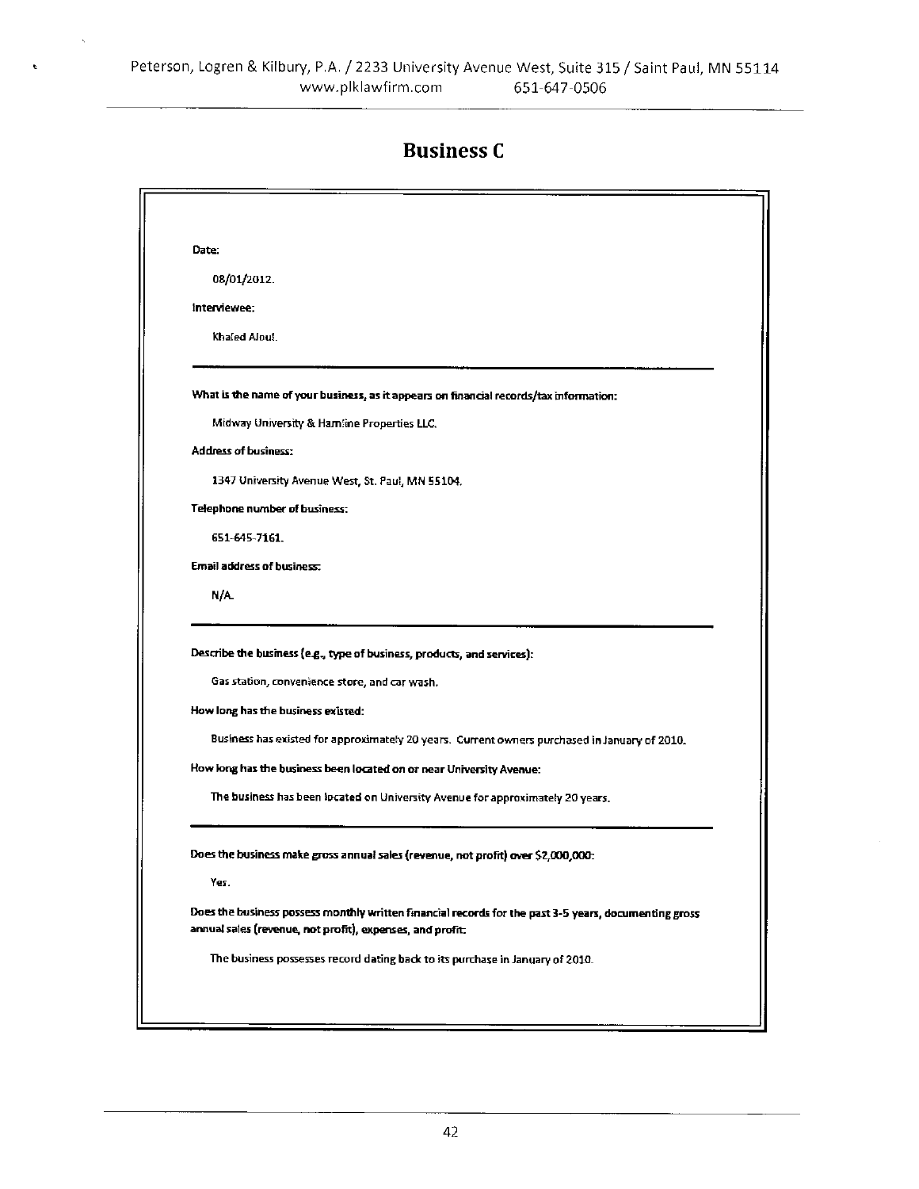# Business C

**Date:**

08/01/2012.

**Interviewee:**

Khaled Aloul.

---

**What is the name of your business, as it appears on financial records/tax information:**

Midway University & Hamline Properties LLC.

**Address of business:**

1347 University Avenue West, St. Paul, MN 55104.

**Telephone number of business:**

651-645-7161.

**Email address of business:**

N/A.

---

**Describe the business (e.g., type of business, products, and services):**

Gas station, convenience store, and car wash.

**How long has the business existed:**

Business has existed for approximately 20 years. Current owners purchased in January of 2010.

**How long has the business been located on or near University Avenue:**

The business has been located on University Avenue for approximately 20 years.

---

**Does the business make gross annual sales (revenue, not profit) over $2,000,000:**

Yes.

**Does the business possess monthly written financial records for the past 3-5 years, documenting gross annual sales (revenue, not profit), expenses, and profit:**

The business possesses record dating back to its purchase in January of 2010.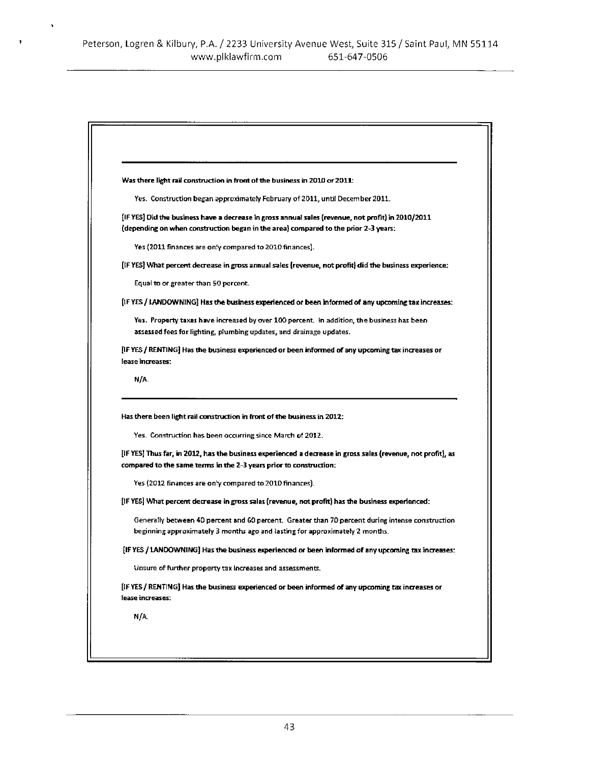**Was there light rail construction in front of the business in 2010 or 2011:**

Yes. Construction began approximately February of 2011, until December 2011.

**[IF YES] Did the business have a decrease in gross annual sales (revenue, not profit) in 2010/2011 (depending on when construction began in the area) compared to the prior 2-3 years:**

Yes (2011 finances are only compared to 2010 finances).

**[IF YES] What percent decrease in gross annual sales (revenue, not profit) did the business experience:**

Equal to or greater than 50 percent.

**[IF YES / LANDOWNING] Has the business experienced or been informed of any upcoming tax increases:**

Yes. Property taxes have increased by over 100 percent. In addition, the business has been assessed fees for lighting, plumbing updates, and drainage updates.

**[IF YES / RENTING] Has the business experienced or been informed of any upcoming tax increases or lease increases:**

N/A.

---

**Has there been light rail construction in front of the business in 2012:**

Yes. Construction has been occurring since March of 2012.

**[IF YES] Thus far, in 2012, has the business experienced a decrease in gross sales (revenue, not profit), as compared to the same terms in the 2-3 years prior to construction:**

Yes (2012 finances are only compared to 2010 finances).

**[IF YES] What percent decrease in gross sales (revenue, not profit) has the business experienced:**

Generally between 40 percent and 60 percent. Greater than 70 percent during intense construction beginning approximately 3 months ago and lasting for approximately 2 months.

**[IF YES / LANDOWNING] Has the business experienced or been informed of any upcoming tax increases:**

Unsure of further property tax increases and assessments.

**[IF YES / RENTING] Has the business experienced or been informed of any upcoming tax increases or lease increases:**

N/A.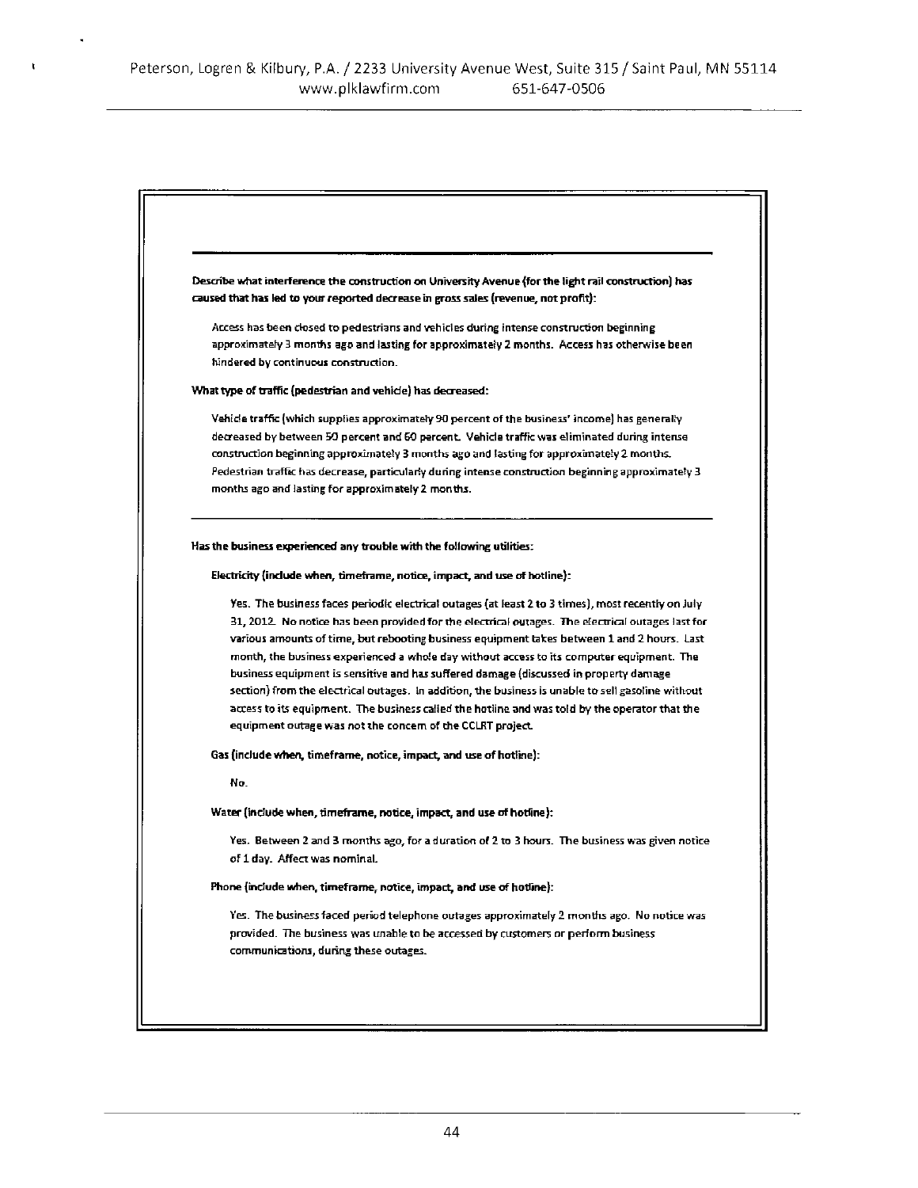Describe what interference the construction on University Avenue (for the light rail construction) has caused that has led to your reported decrease in gross sales (revenue, not profit):

Access has been closed to pedestrians and vehicles during intense construction beginning approximately 3 months ago and lasting for approximately 2 months. Access has otherwise been hindered by continuous construction.

What type of traffic (pedestrian and vehicle) has decreased:

Vehicle traffic (which supplies approximately 90 percent of the business' income) has generally decreased by between 50 percent and 60 percent. Vehicle traffic was eliminated during intense construction beginning approximately 3 months ago and lasting for approximately 2 months. Pedestrian traffic has decrease, particularly during intense construction beginning approximately 3 months ago and lasting for approximately 2 months.

---

Has the business experienced any trouble with the following utilities:

Electricity (include when, timeframe, notice, impact, and use of hotline):

Yes. The business faces periodic electrical outages (at least 2 to 3 times), most recently on July 31, 2012. No notice has been provided for the electrical outages. The electrical outages last for various amounts of time, but rebooting business equipment takes between 1 and 2 hours. Last month, the business experienced a whole day without access to its computer equipment. The business equipment is sensitive and has suffered damage (discussed in property damage section) from the electrical outages. In addition, the business is unable to sell gasoline without access to its equipment. The business called the hotline and was told by the operator that the equipment outage was not the concern of the CCLRT project.

Gas (include when, timeframe, notice, impact, and use of hotline):

No.

Water (include when, timeframe, notice, impact, and use of hotline):

Yes. Between 2 and 3 months ago, for a duration of 2 to 3 hours. The business was given notice of 1 day. Affect was nominal.

Phone (include when, timeframe, notice, impact, and use of hotline):

Yes. The business faced period telephone outages approximately 2 months ago. No notice was provided. The business was unable to be accessed by customers or perform business communications, during these outages.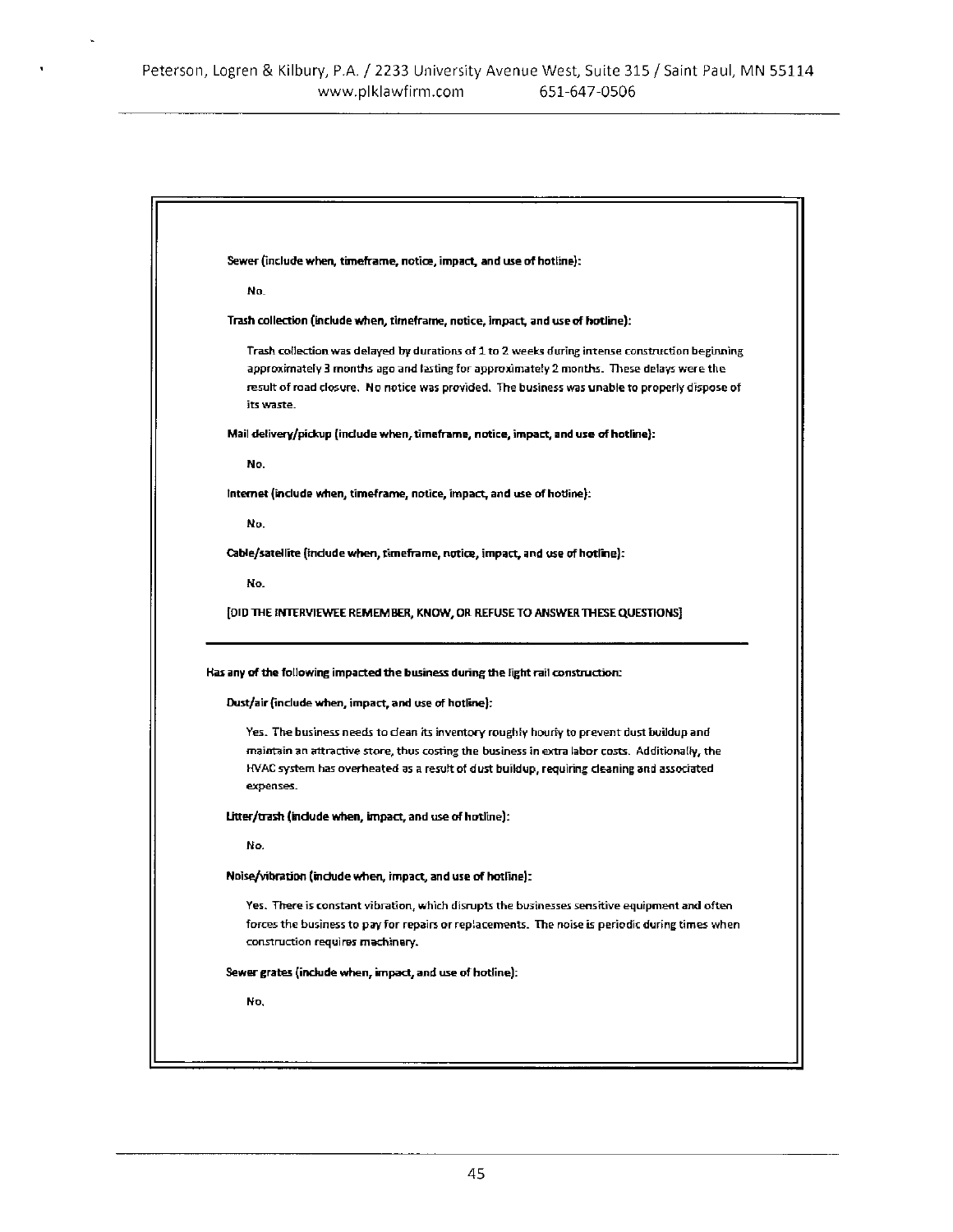**Sewer (include when, timeframe, notice, impact, and use of hotline):**

No.

**Trash collection (include when, timeframe, notice, impact, and use of hotline):**

Trash collection was delayed by durations of 1 to 2 weeks during intense construction beginning approximately 3 months ago and lasting for approximately 2 months. These delays were the result of road closure. No notice was provided. The business was unable to properly dispose of its waste.

**Mail delivery/pickup (include when, timeframe, notice, impact, and use of hotline):**

No.

**Internet (include when, timeframe, notice, impact, and use of hotline):**

No.

**Cable/satellite (include when, timeframe, notice, impact, and use of hotline):**

No.

[DID THE INTERVIEWEE REMEMBER, KNOW, OR REFUSE TO ANSWER THESE QUESTIONS]

---

**Has any of the following impacted the business during the light rail construction:**

**Dust/air (include when, impact, and use of hotline):**

Yes. The business needs to clean its inventory roughly hourly to prevent dust buildup and maintain an attractive store, thus costing the business in extra labor costs. Additionally, the HVAC system has overheated as a result of dust buildup, requiring cleaning and associated expenses.

**Litter/trash (include when, impact, and use of hotline):**

No.

**Noise/vibration (include when, impact, and use of hotline):**

Yes. There is constant vibration, which disrupts the businesses sensitive equipment and often forces the business to pay for repairs or replacements. The noise is periodic during times when construction requires machinery.

**Sewer grates (include when, impact, and use of hotline):**

No.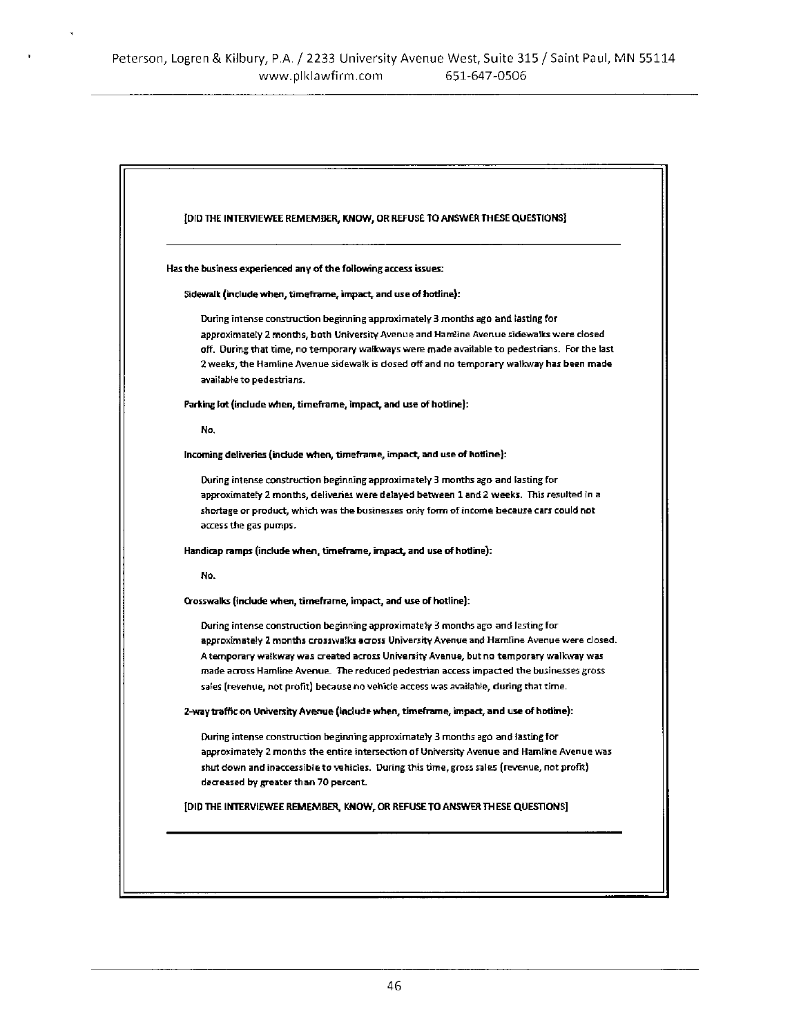[DID THE INTERVIEWEE REMEMBER, KNOW, OR REFUSE TO ANSWER THESE QUESTIONS]

---

**Has the business experienced any of the following access issues:**

**Sidewalk (include when, timeframe, impact, and use of hotline):**

During intense construction beginning approximately 3 months ago and lasting for approximately 2 months, both University Avenue and Hamline Avenue sidewalks were closed off. During that time, no temporary walkways were made available to pedestrians. For the last 2 weeks, the Hamline Avenue sidewalk is closed off and no temporary walkway has been made available to pedestrians.

**Parking lot (include when, timeframe, impact, and use of hotline):**

No.

**Incoming deliveries (include when, timeframe, impact, and use of hotline):**

During intense construction beginning approximately 3 months ago and lasting for approximately 2 months, deliveries were delayed between 1 and 2 weeks. This resulted in a shortage or product, which was the businesses only form of income because cars could not access the gas pumps.

**Handicap ramps (include when, timeframe, impact, and use of hotline):**

No.

**Crosswalks (include when, timeframe, impact, and use of hotline):**

During intense construction beginning approximately 3 months ago and lasting for approximately 2 months crosswalks across University Avenue and Hamline Avenue were closed. A temporary walkway was created across University Avenue, but no temporary walkway was made across Hamline Avenue. The reduced pedestrian access impacted the businesses gross sales (revenue, not profit) because no vehicle access was available, during that time.

**2-way traffic on University Avenue (include when, timeframe, impact, and use of hotline):**

During intense construction beginning approximately 3 months ago and lasting for approximately 2 months the entire intersection of University Avenue and Hamline Avenue was shut down and inaccessible to vehicles. During this time, gross sales (revenue, not profit) decreased by greater than 70 percent.

[DID THE INTERVIEWEE REMEMBER, KNOW, OR REFUSE TO ANSWER THESE QUESTIONS]

---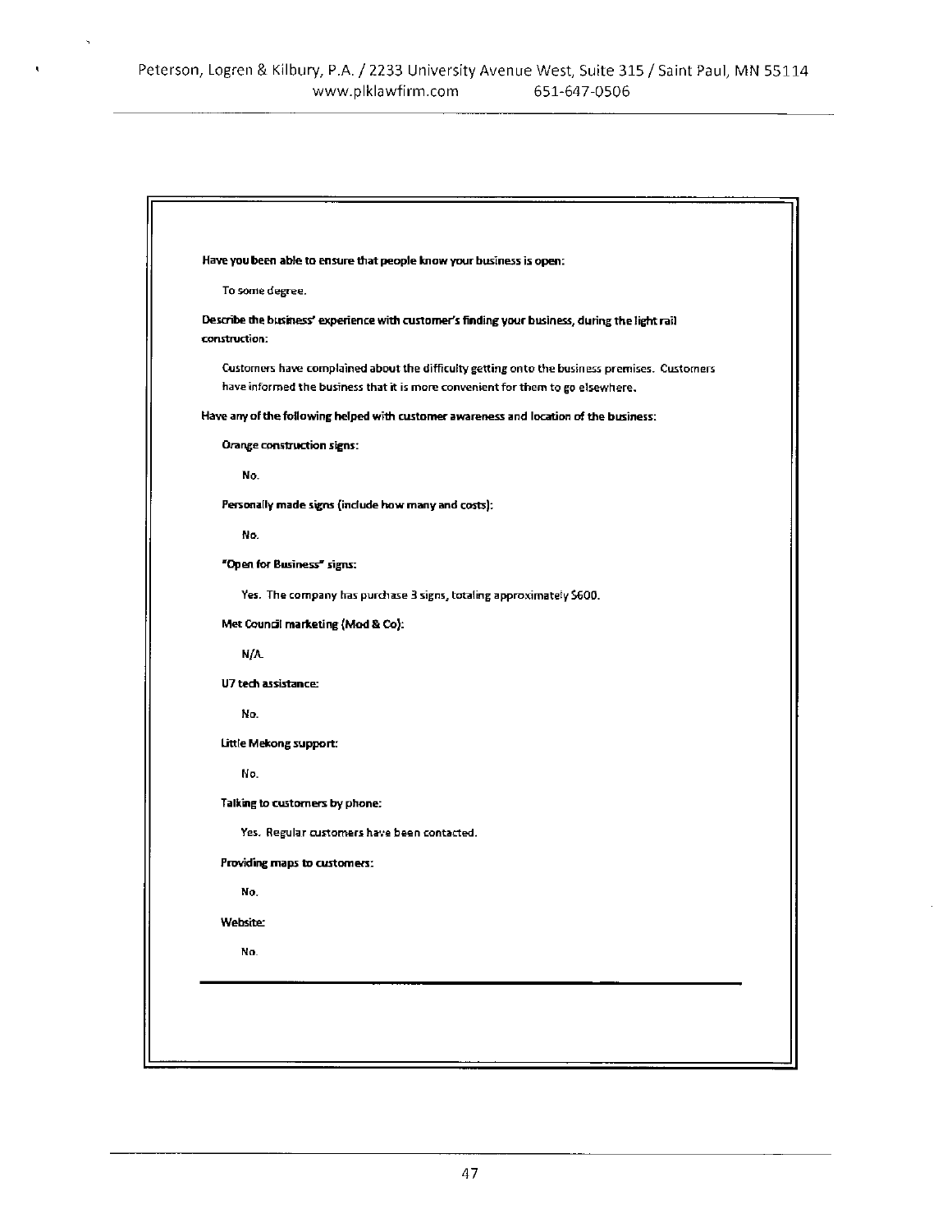**Have you been able to ensure that people know your business is open:**

To some degree.

**Describe the business' experience with customer's finding your business, during the light rail construction:**

Customers have complained about the difficulty getting onto the business premises. Customers have informed the business that it is more convenient for them to go elsewhere.

**Have any of the following helped with customer awareness and location of the business:**

**Orange construction signs:**

No.

**Personally made signs (include how many and costs):**

No.

**"Open for Business" signs:**

Yes. The company has purchase 3 signs, totaling approximately $600.

**Met Council marketing (Mod & Co):**

N/A.

**U7 tech assistance:**

No.

**Little Mekong support:**

No.

**Talking to customers by phone:**

Yes. Regular customers have been contacted.

**Providing maps to customers:**

No.

**Website:**

No.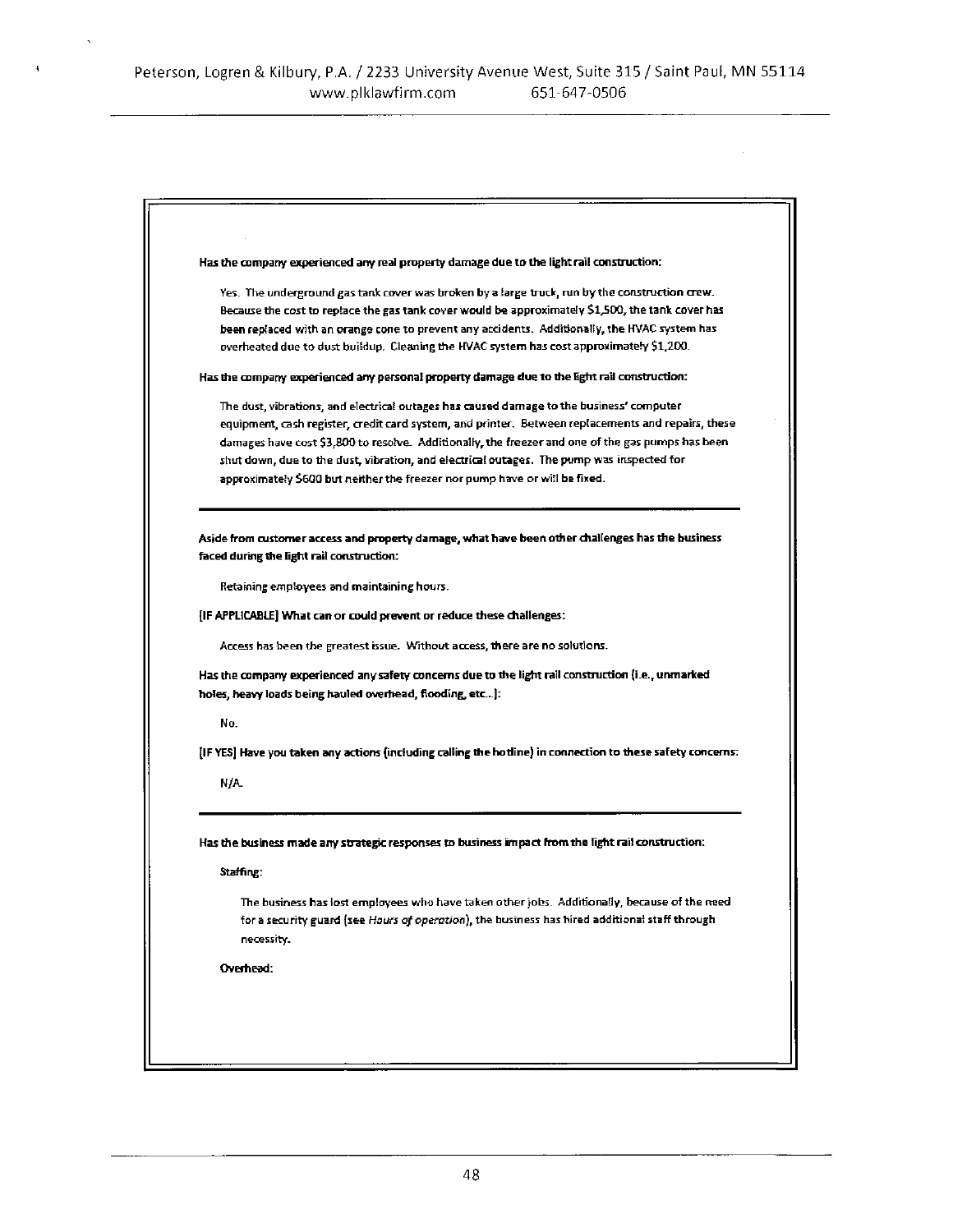**Has the company experienced any real property damage due to the light rail construction:**

Yes. The underground gas tank cover was broken by a large truck, run by the construction crew. Because the cost to replace the gas tank cover would be approximately $1,500, the tank cover has been replaced with an orange cone to prevent any accidents. Additionally, the HVAC system has overheated due to dust buildup. Cleaning the HVAC system has cost approximately $1,200.

**Has the company experienced any personal property damage due to the light rail construction:**

The dust, vibrations, and electrical outages has caused damage to the business' computer equipment, cash register, credit card system, and printer. Between replacements and repairs, these damages have cost $3,800 to resolve. Additionally, the freezer and one of the gas pumps has been shut down, due to the dust, vibration, and electrical outages. The pump was inspected for approximately $600 but neither the freezer nor pump have or will be fixed.

---

**Aside from customer access and property damage, what have been other challenges has the business faced during the light rail construction:**

Retaining employees and maintaining hours.

**[IF APPLICABLE] What can or could prevent or reduce these challenges:**

Access has been the greatest issue. Without access, there are no solutions.

**Has the company experienced any safety concerns due to the light rail construction (i.e., unmarked holes, heavy loads being hauled overhead, flooding, etc..):**

No.

**[IF YES] Have you taken any actions (including calling the hotline) in connection to these safety concerns:**

N/A.

---

**Has the business made any strategic responses to business impact from the light rail construction:**

**Staffing:**

The business has lost employees who have taken other jobs. Additionally, because of the need for a security guard (see *Hours of operation*), the business has hired additional staff through necessity.

**Overhead:**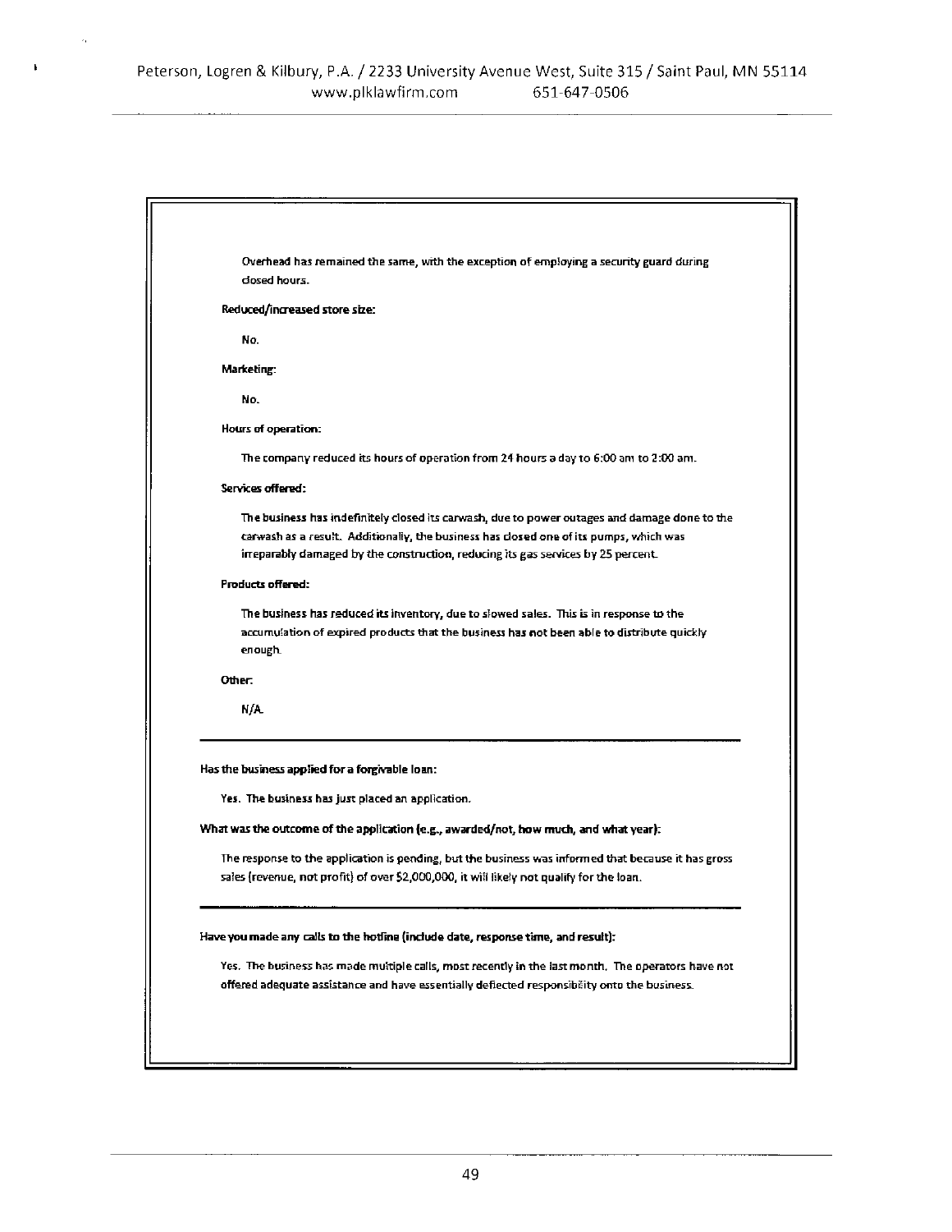Overhead has remained the same, with the exception of employing a security guard during closed hours.

**Reduced/increased store size:**

No.

**Marketing:**

No.

**Hours of operation:**

The company reduced its hours of operation from 24 hours a day to 6:00 am to 2:00 am.

**Services offered:**

The business has indefinitely closed its carwash, due to power outages and damage done to the carwash as a result. Additionally, the business has closed one of its pumps, which was irreparably damaged by the construction, reducing its gas services by 25 percent.

**Products offered:**

The business has reduced its inventory, due to slowed sales. This is in response to the accumulation of expired products that the business has not been able to distribute quickly enough.

**Other:**

N/A.

---

**Has the business applied for a forgivable loan:**

Yes. The business has just placed an application.

**What was the outcome of the application (e.g., awarded/not, how much, and what year):**

The response to the application is pending, but the business was informed that because it has gross sales (revenue, not profit) of over $2,000,000, it will likely not qualify for the loan.

---

**Have you made any calls to the hotline (include date, response time, and result):**

Yes. The business has made multiple calls, most recently in the last month. The operators have not offered adequate assistance and have essentially deflected responsibility onto the business.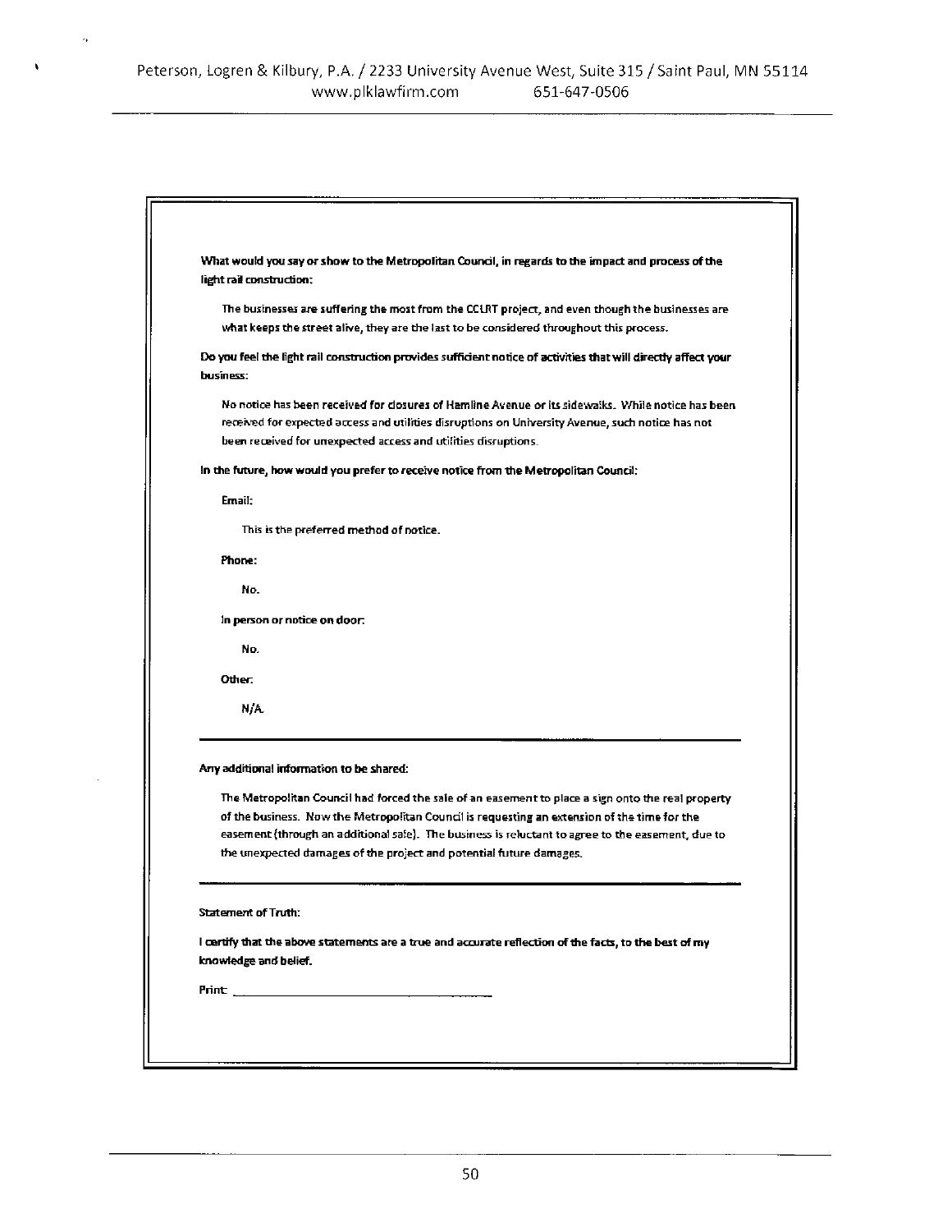**What would you say or show to the Metropolitan Council, in regards to the impact and process of the light rail construction:**

The businesses are suffering the most from the CCLRT project, and even though the businesses are what keeps the street alive, they are the last to be considered throughout this process.

**Do you feel the light rail construction provides sufficient notice of activities that will directly affect your business:**

No notice has been received for closures of Hamline Avenue or its sidewalks. While notice has been received for expected access and utilities disruptions on University Avenue, such notice has not been received for unexpected access and utilities disruptions.

**In the future, how would you prefer to receive notice from the Metropolitan Council:**

**Email:**

This is the preferred method of notice.

**Phone:**

No.

**In person or notice on door:**

No.

**Other:**

N/A.

---

**Any additional information to be shared:**

The Metropolitan Council had forced the sale of an easement to place a sign onto the real property of the business. Now the Metropolitan Council is requesting an extension of the time for the easement (through an additional sale). The business is reluctant to agree to the easement, due to the unexpected damages of the project and potential future damages.

---

Statement of Truth:

**I certify that the above statements are a true and accurate reflection of the facts, to the best of my knowledge and belief.**

Print: ______________________________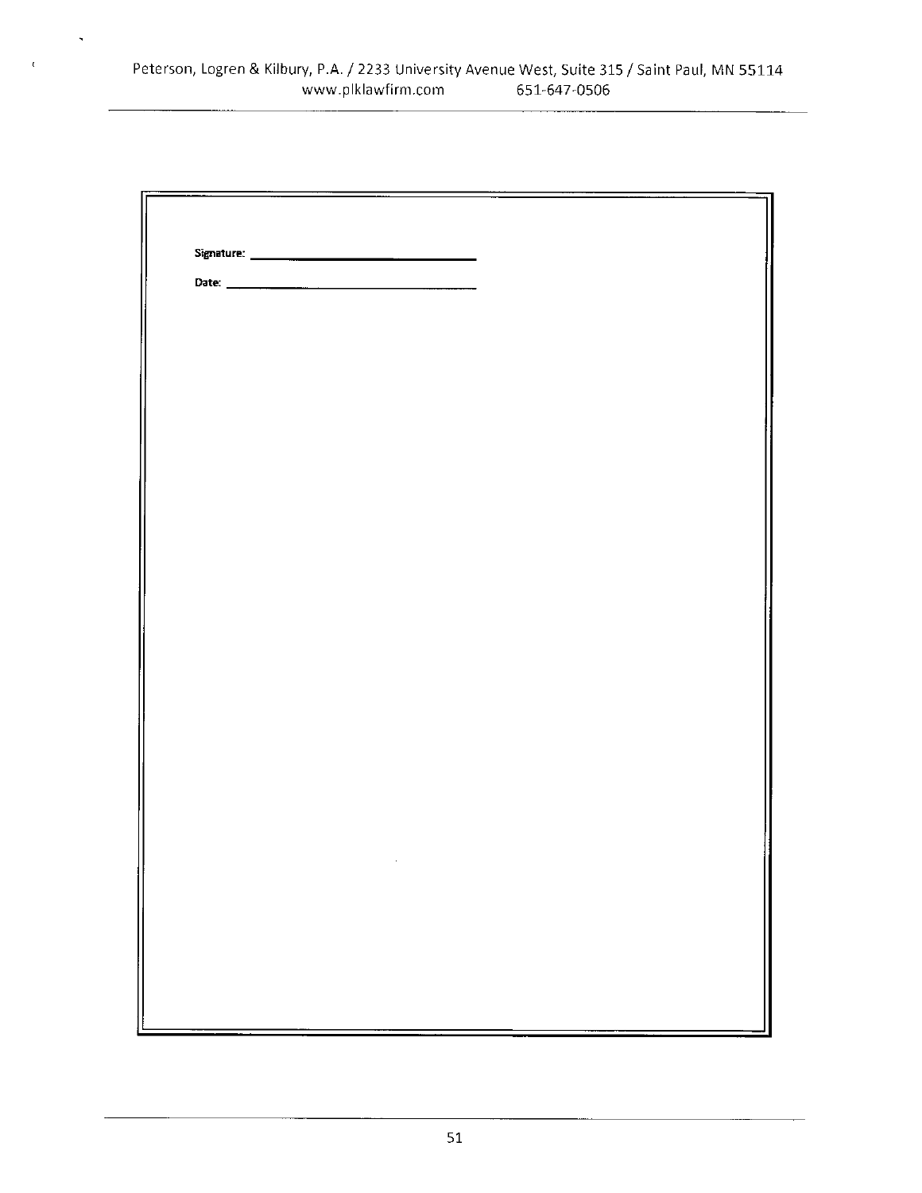Signature: ______________________________

Date: ______________________________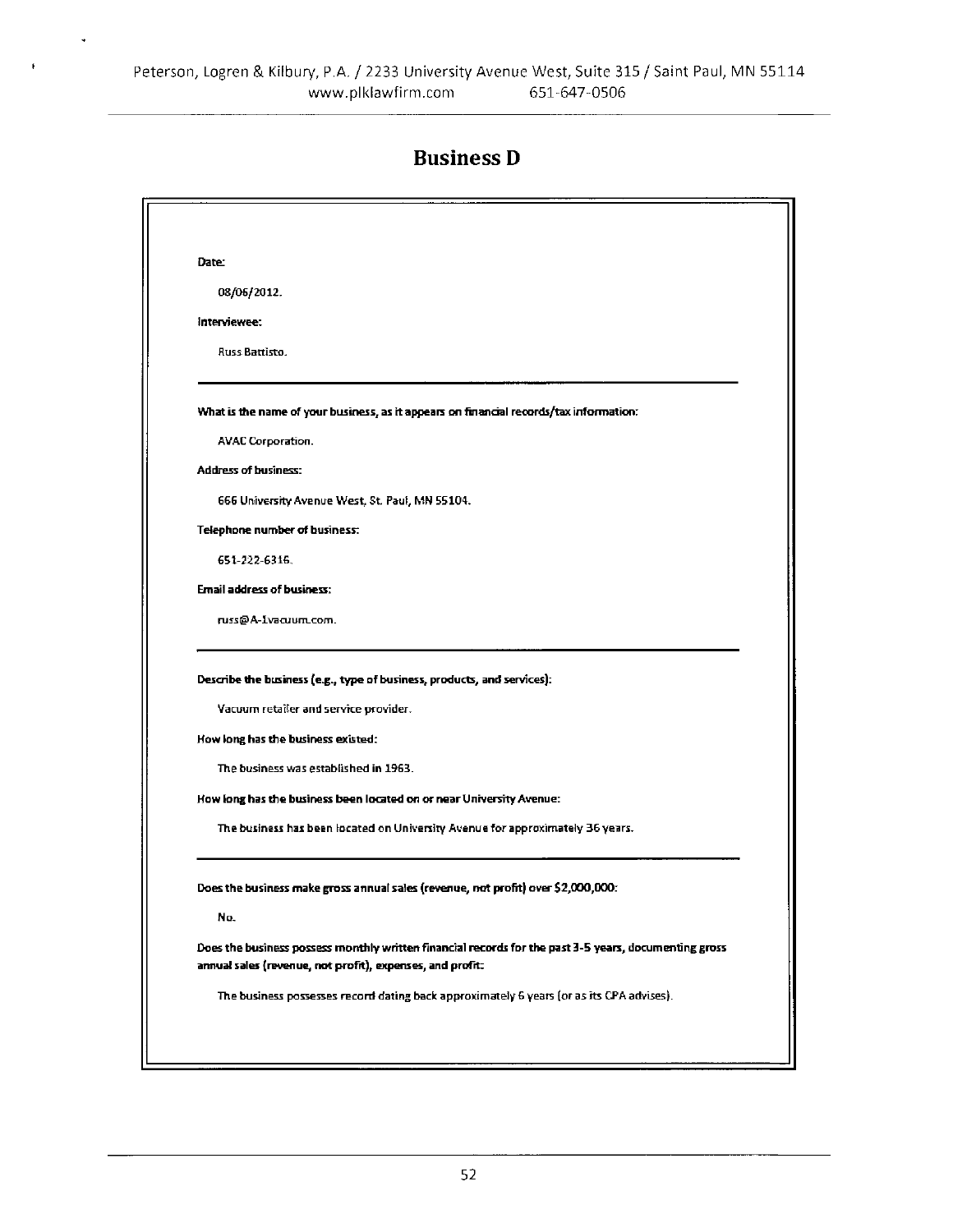# Business D

**Date:**

08/06/2012.

**Interviewee:**

Russ Battisto.

---

**What is the name of your business, as it appears on financial records/tax information:**

AVAC Corporation.

**Address of business:**

666 University Avenue West, St. Paul, MN 55104.

**Telephone number of business:**

651-222-6316.

**Email address of business:**

russ@A-1vacuum.com.

---

**Describe the business (e.g., type of business, products, and services):**

Vacuum retailer and service provider.

**How long has the business existed:**

The business was established in 1963.

**How long has the business been located on or near University Avenue:**

The business has been located on University Avenue for approximately 36 years.

---

**Does the business make gross annual sales (revenue, not profit) over $2,000,000:**

No.

**Does the business possess monthly written financial records for the past 3-5 years, documenting gross annual sales (revenue, not profit), expenses, and profit:**

The business possesses record dating back approximately 6 years (or as its CPA advises).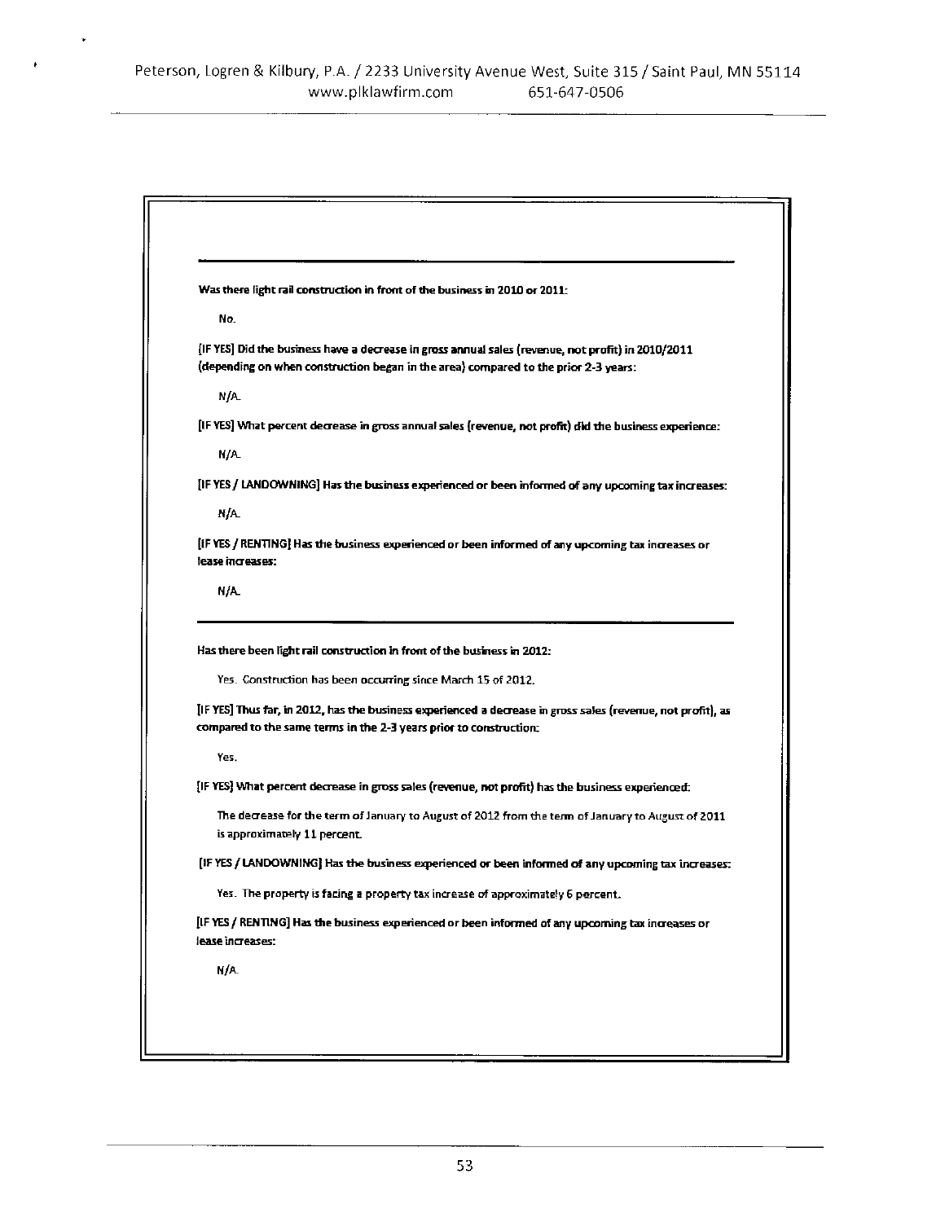---

**Was there light rail construction in front of the business in 2010 or 2011:**

No.

**[IF YES] Did the business have a decrease in gross annual sales (revenue, not profit) in 2010/2011 (depending on when construction began in the area) compared to the prior 2-3 years:**

N/A.

**[IF YES] What percent decrease in gross annual sales (revenue, not profit) did the business experience:**

N/A.

**[IF YES / LANDOWNING] Has the business experienced or been informed of any upcoming tax increases:**

N/A.

**[IF YES / RENTING] Has the business experienced or been informed of any upcoming tax increases or lease increases:**

N/A.

---

**Has there been light rail construction in front of the business in 2012:**

Yes. Construction has been occurring since March 15 of 2012.

**[IF YES] Thus far, in 2012, has the business experienced a decrease in gross sales (revenue, not profit), as compared to the same terms in the 2-3 years prior to construction:**

Yes.

**[IF YES] What percent decrease in gross sales (revenue, not profit) has the business experienced:**

The decrease for the term of January to August of 2012 from the term of January to August of 2011 is approximately 11 percent.

**[IF YES / LANDOWNING] Has the business experienced or been informed of any upcoming tax increases:**

Yes. The property is facing a property tax increase of approximately 6 percent.

**[IF YES / RENTING] Has the business experienced or been informed of any upcoming tax increases or lease increases:**

N/A.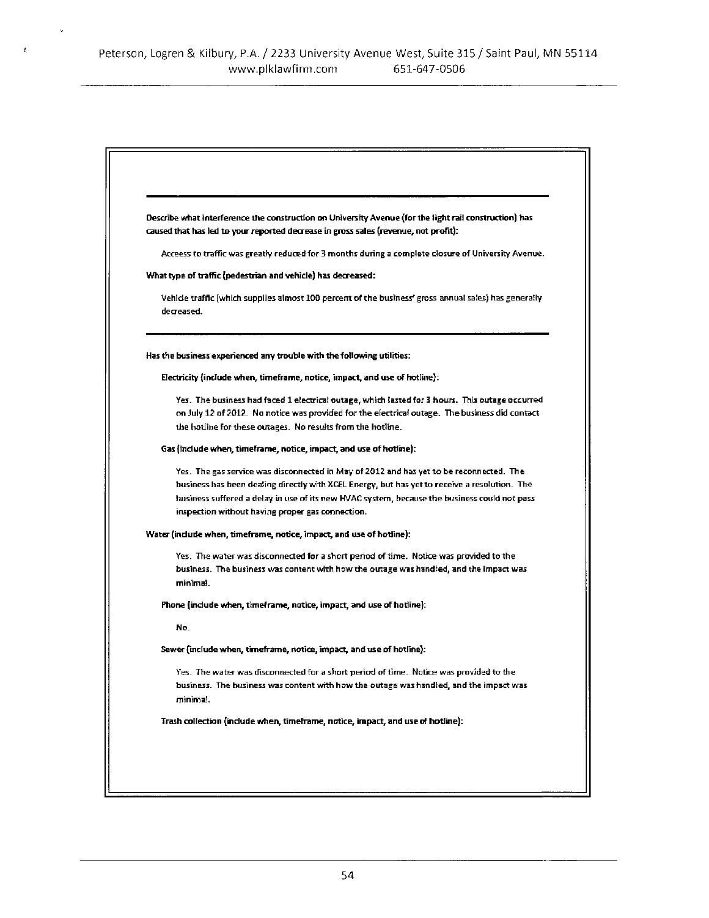**Describe what interference the construction on University Avenue (for the light rail construction) has caused that has led to your reported decrease in gross sales (revenue, not profit):**

Acceess to traffic was greatly reduced for 3 months during a complete closure of University Avenue.

**What type of traffic (pedestrian and vehicle) has decreased:**

Vehicle traffic (which supplies almost 100 percent of the business' gross annual sales) has generally decreased.

---

**Has the business experienced any trouble with the following utilities:**

**Electricity (include when, timeframe, notice, impact, and use of hotline):**

Yes. The business had faced 1 electrical outage, which lasted for 3 hours. This outage occurred on July 12 of 2012. No notice was provided for the electrical outage. The business did contact the hotline for these outages. No results from the hotline.

**Gas (include when, timeframe, notice, impact, and use of hotline):**

Yes. The gas service was disconnected in May of 2012 and has yet to be reconnected. The business has been dealing directly with XCEL Energy, but has yet to receive a resolution. The business suffered a delay in use of its new HVAC system, because the business could not pass inspection without having proper gas connection.

**Water (include when, timeframe, notice, impact, and use of hotline):**

Yes. The water was disconnected for a short period of time. Notice was provided to the business. The business was content with how the outage was handled, and the impact was minimal.

**Phone (include when, timeframe, notice, impact, and use of hotline):**

No.

**Sewer (include when, timeframe, notice, impact, and use of hotline):**

Yes. The water was disconnected for a short period of time. Notice was provided to the business. The business was content with how the outage was handled, and the impact was minimal.

**Trash collection (include when, timeframe, notice, impact, and use of hotline):**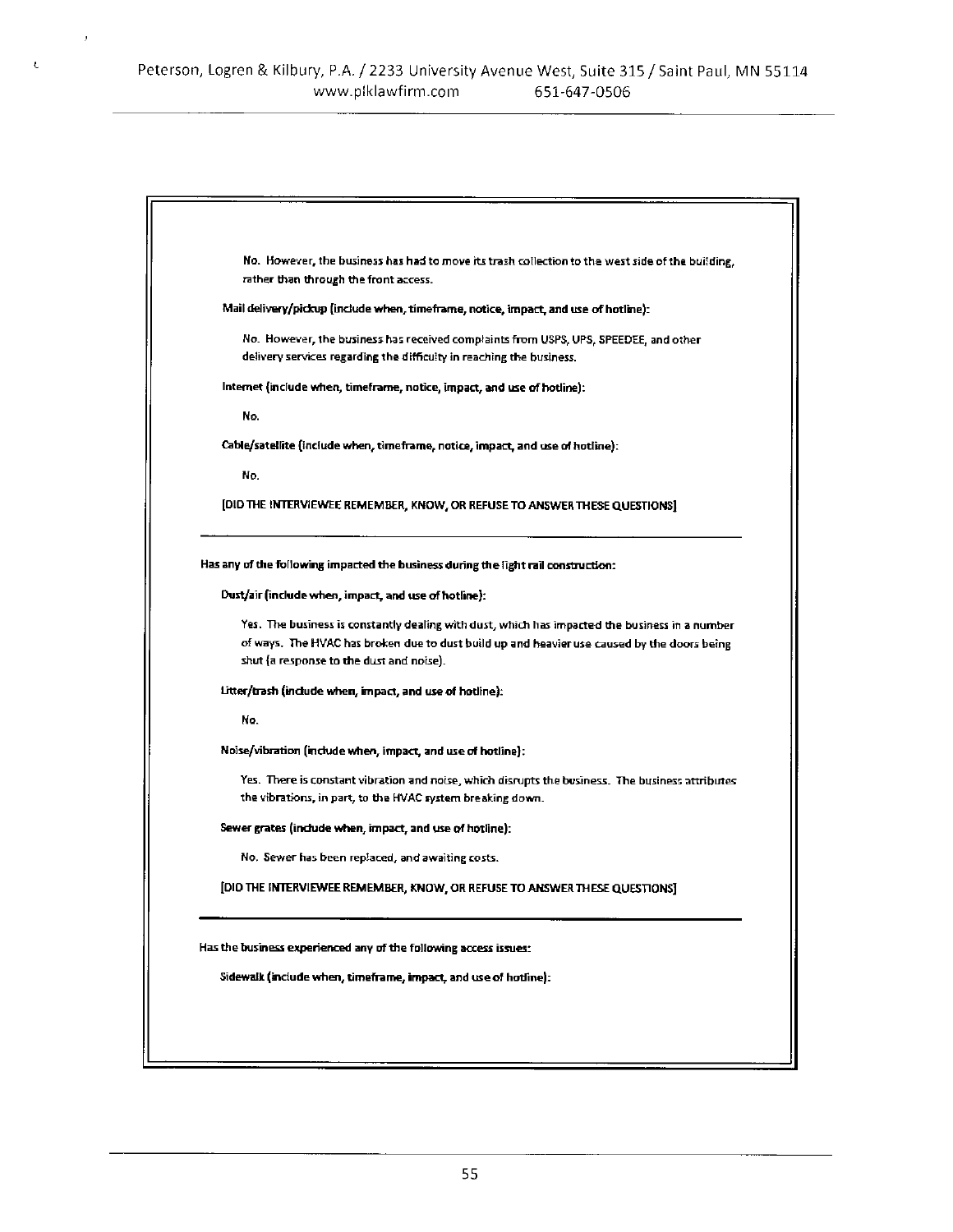No. However, the business has had to move its trash collection to the west side of the building, rather than through the front access.

**Mail delivery/pickup (include when, timeframe, notice, impact, and use of hotline):**

No. However, the business has received complaints from USPS, UPS, SPEEDEE, and other delivery services regarding the difficulty in reaching the business.

**Internet (include when, timeframe, notice, impact, and use of hotline):**

No.

**Cable/satellite (include when, timeframe, notice, impact, and use of hotline):**

No.

**[DID THE INTERVIEWEE REMEMBER, KNOW, OR REFUSE TO ANSWER THESE QUESTIONS]**

---

**Has any of the following impacted the business during the light rail construction:**

**Dust/air (include when, impact, and use of hotline):**

Yes. The business is constantly dealing with dust, which has impacted the business in a number of ways. The HVAC has broken due to dust build up and heavier use caused by the doors being shut (a response to the dust and noise).

**Litter/trash (include when, impact, and use of hotline):**

No.

**Noise/vibration (include when, impact, and use of hotline):**

Yes. There is constant vibration and noise, which disrupts the business. The business attributes the vibrations, in part, to the HVAC system breaking down.

**Sewer grates (include when, impact, and use of hotline):**

No. Sewer has been replaced, and awaiting costs.

**[DID THE INTERVIEWEE REMEMBER, KNOW, OR REFUSE TO ANSWER THESE QUESTIONS]**

---

**Has the business experienced any of the following access issues:**

**Sidewalk (include when, timeframe, impact, and use of hotline):**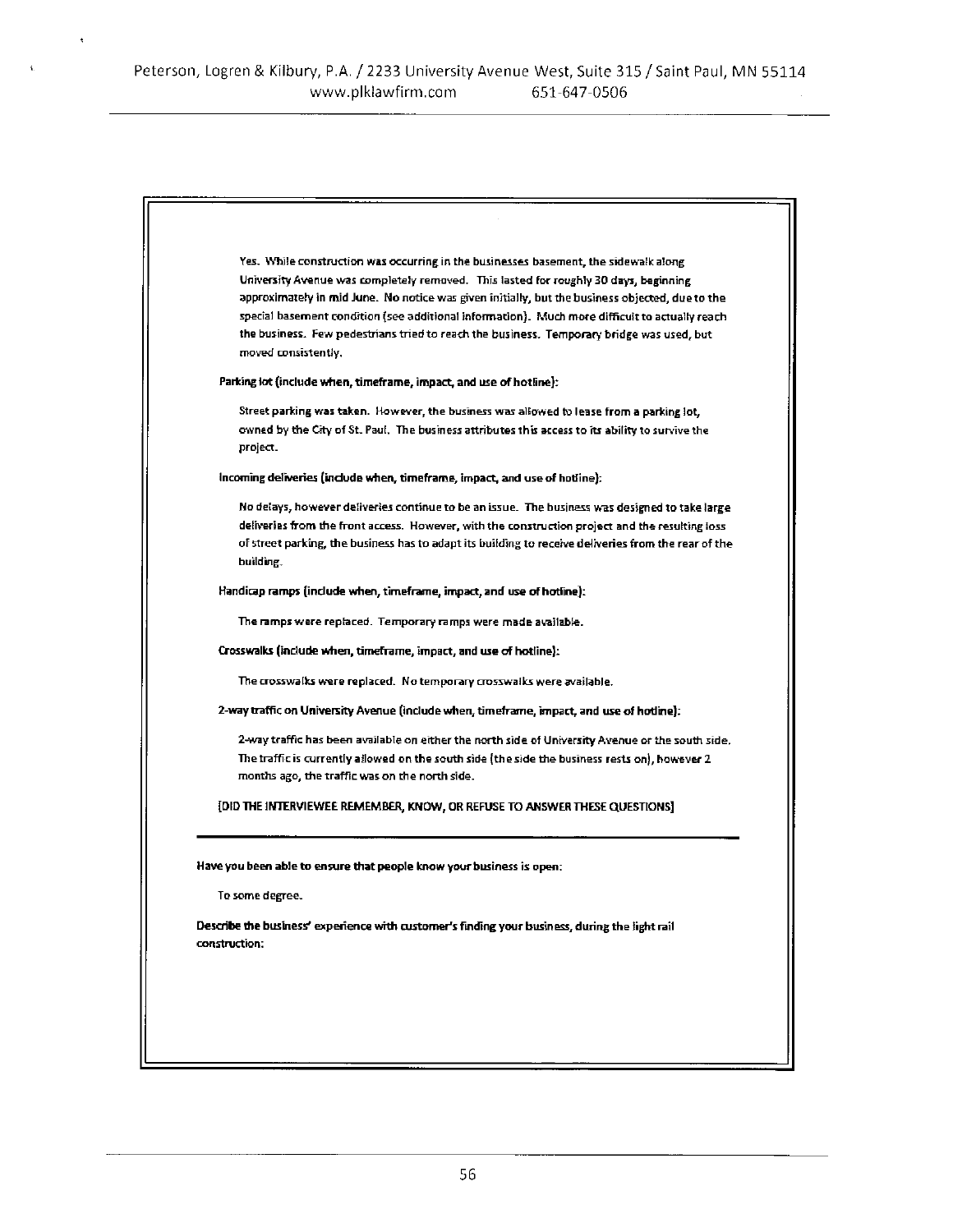Yes. While construction was occurring in the businesses basement, the sidewalk along University Avenue was completely removed. This lasted for roughly 30 days, beginning approximately in mid June. No notice was given initially, but the business objected, due to the special basement condition (see additional information). Much more difficult to actually reach the business. Few pedestrians tried to reach the business. Temporary bridge was used, but moved consistently.

**Parking lot (include when, timeframe, impact, and use of hotline):**

Street parking was taken. However, the business was allowed to lease from a parking lot, owned by the City of St. Paul. The business attributes this access to its ability to survive the project.

**Incoming deliveries (include when, timeframe, impact, and use of hotline):**

No delays, however deliveries continue to be an issue. The business was designed to take large deliveries from the front access. However, with the construction project and the resulting loss of street parking, the business has to adapt its building to receive deliveries from the rear of the building.

**Handicap ramps (include when, timeframe, impact, and use of hotline):**

The ramps were replaced. Temporary ramps were made available.

**Crosswalks (include when, timeframe, impact, and use of hotline):**

The crosswalks were replaced. No temporary crosswalks were available.

**2-way traffic on University Avenue (include when, timeframe, impact, and use of hotline):**

2-way traffic has been available on either the north side of University Avenue or the south side. The traffic is currently allowed on the south side (the side the business rests on), however 2 months ago, the traffic was on the north side.

**[DID THE INTERVIEWEE REMEMBER, KNOW, OR REFUSE TO ANSWER THESE QUESTIONS]**

---

**Have you been able to ensure that people know your business is open:**

To some degree.

**Describe the business' experience with customer's finding your business, during the light rail construction:**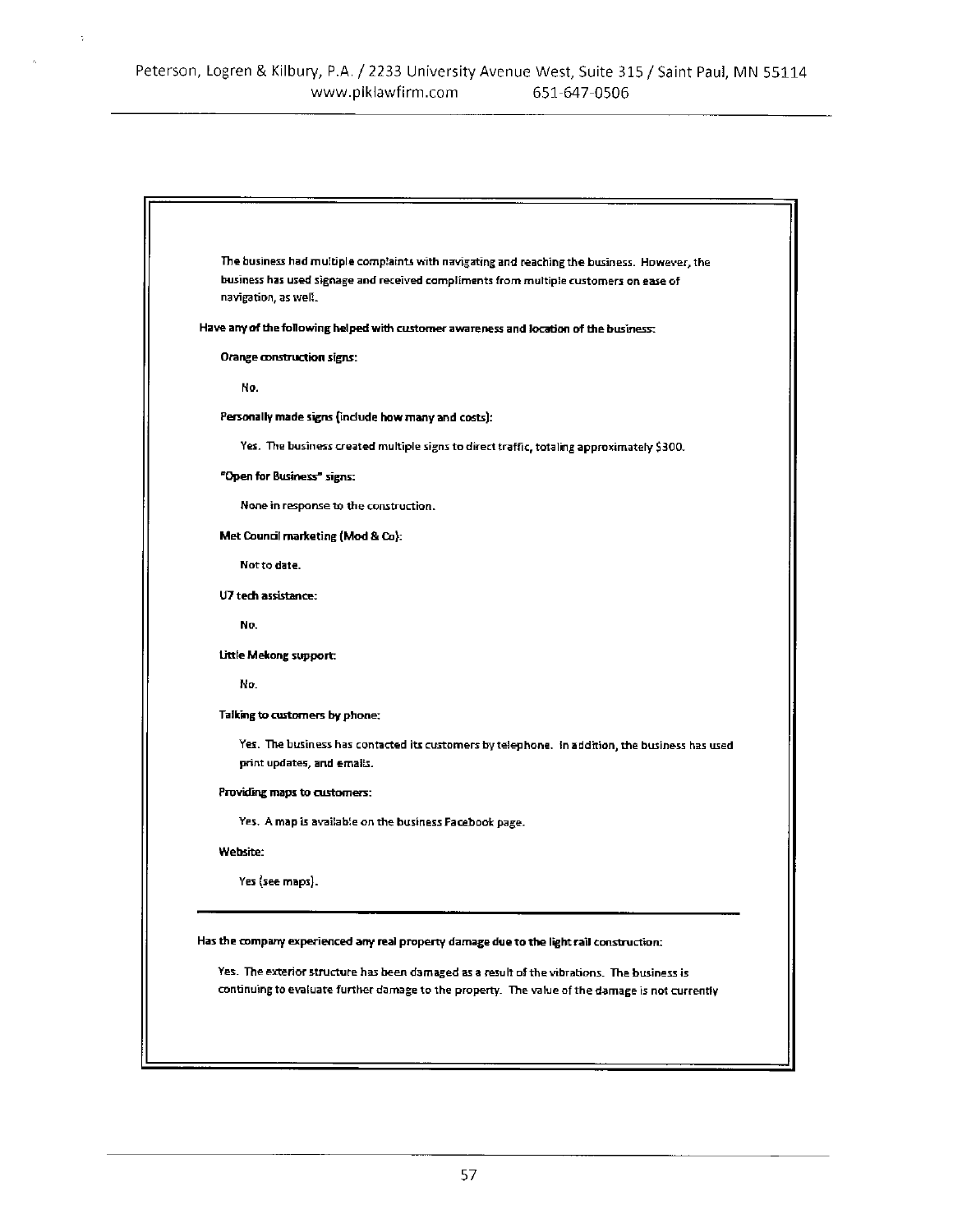The business had multiple complaints with navigating and reaching the business. However, the business has used signage and received compliments from multiple customers on ease of navigation, as well.

**Have any of the following helped with customer awareness and location of the business:**

**Orange construction signs:**

No.

**Personally made signs (include how many and costs):**

Yes. The business created multiple signs to direct traffic, totaling approximately $300.

**"Open for Business" signs:**

None in response to the construction.

**Met Council marketing (Mod & Co):**

Not to date.

**U7 tech assistance:**

No.

**Little Mekong support:**

No.

**Talking to customers by phone:**

Yes. The business has contacted its customers by telephone. In addition, the business has used print updates, and emails.

**Providing maps to customers:**

Yes. A map is available on the business Facebook page.

**Website:**

Yes (see maps).

---

**Has the company experienced any real property damage due to the light rail construction:**

Yes. The exterior structure has been damaged as a result of the vibrations. The business is continuing to evaluate further damage to the property. The value of the damage is not currently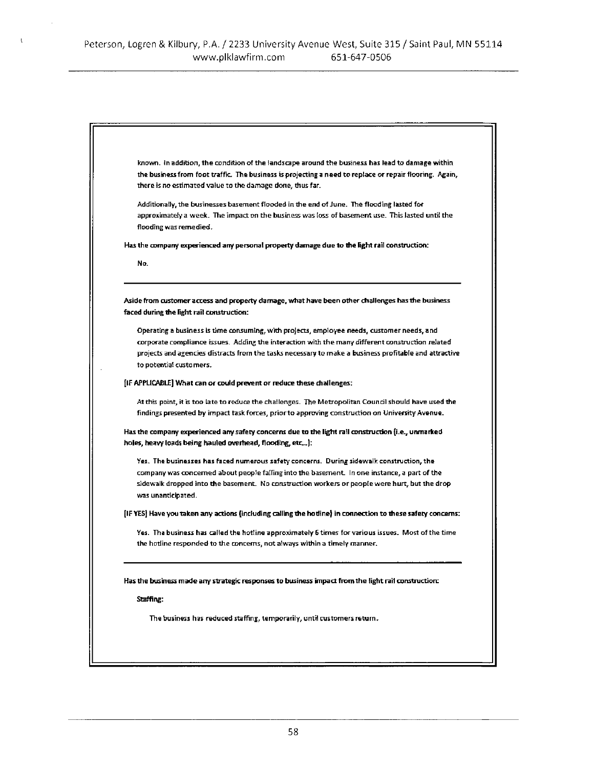known. In addition, the condition of the landscape around the business has lead to damage within the business from foot traffic. The business is projecting a need to replace or repair flooring. Again, there is no estimated value to the damage done, thus far.

Additionally, the businesses basement flooded in the end of June. The flooding lasted for approximately a week. The impact on the business was loss of basement use. This lasted until the flooding was remedied.

**Has the company experienced any personal property damage due to the light rail construction:**

No.

---

**Aside from customer access and property damage, what have been other challenges has the business faced during the light rail construction:**

Operating a business is time consuming, with projects, employee needs, customer needs, and corporate compliance issues. Adding the interaction with the many different construction related projects and agencies distracts from the tasks necessary to make a business profitable and attractive to potential customers.

**[IF APPLICABLE] What can or could prevent or reduce these challenges:**

At this point, it is too late to reduce the challenges. The Metropolitan Council should have used the findings presented by impact task forces, prior to approving construction on University Avenue.

**Has the company experienced any safety concerns due to the light rail construction (i.e., unmarked holes, heavy loads being hauled overhead, flooding, etc...):**

Yes. The businesses has faced numerous safety concerns. During sidewalk construction, the company was concerned about people falling into the basement. In one instance, a part of the sidewalk dropped into the basement. No construction workers or people were hurt, but the drop was unanticipated.

**[IF YES] Have you taken any actions (including calling the hotline) in connection to these safety concerns:**

Yes. The business has called the hotline approximately 6 times for various issues. Most of the time the hotline responded to the concerns, not always within a timely manner.

---

**Has the business made any strategic responses to business impact from the light rail construction:**

**Staffing:**

The business has reduced staffing, temporarily, until customers return.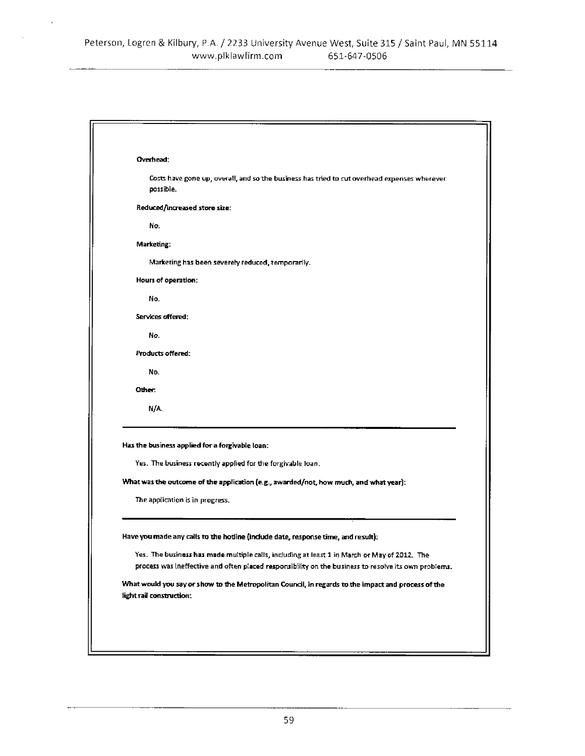**Overhead:**

Costs have gone up, overall, and so the business has tried to cut overhead expenses wherever possible.

**Reduced/Increased store size:**

No.

**Marketing:**

Marketing has been severely reduced, temporarily.

**Hours of operation:**

No.

**Services offered:**

No.

**Products offered:**

No.

**Other:**

N/A.

---

**Has the business applied for a forgivable loan:**

Yes. The business recently applied for the forgivable loan.

**What was the outcome of the application (e.g., awarded/not, how much, and what year):**

The application is in progress.

---

**Have you made any calls to the hotline (include date, response time, and result):**

Yes. The business has made multiple calls, including at least 1 in March or May of 2012. The process was ineffective and often placed responsibility on the business to resolve its own problems.

**What would you say or show to the Metropolitan Council, in regards to the impact and process of the light rail construction:**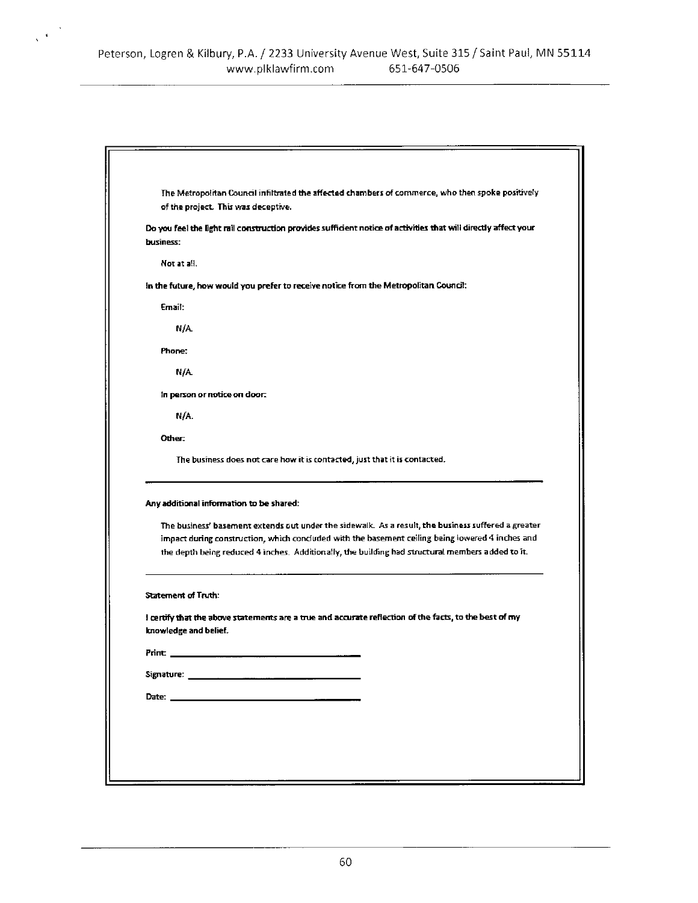The Metropolitan Council infiltrated the affected chambers of commerce, who then spoke positively of the project. This was deceptive.

**Do you feel the light rail construction provides sufficient notice of activities that will directly affect your business:**

Not at all.

**In the future, how would you prefer to receive notice from the Metropolitan Council:**

Email:

N/A.

**Phone:**

N/A.

**In person or notice on door:**

N/A.

**Other:**

The business does not care how it is contacted, just that it is contacted.

---

**Any additional information to be shared:**

The business' basement extends out under the sidewalk. As a result, the business suffered a greater impact during construction, which concluded with the basement ceiling being lowered 4 inches and the depth being reduced 4 inches. Additionally, the building had structural members added to it.

---

**Statement of Truth:**

**I certify that the above statements are a true and accurate reflection of the facts, to the best of my knowledge and belief.**

Print: ______________________________

Signature: ______________________________

Date: ______________________________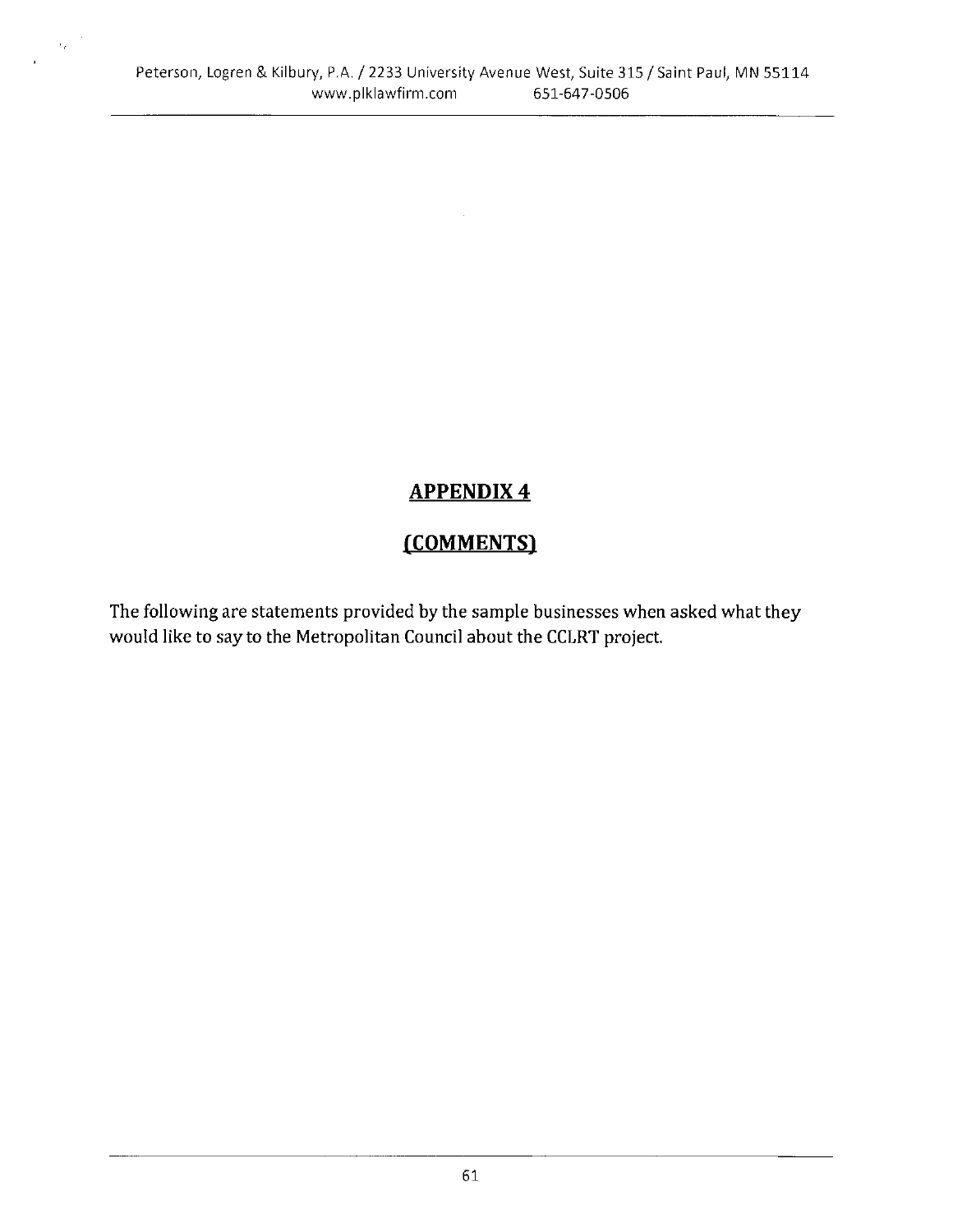# APPENDIX 4

# (COMMENTS)

The following are statements provided by the sample businesses when asked what they would like to say to the Metropolitan Council about the CCLRT project.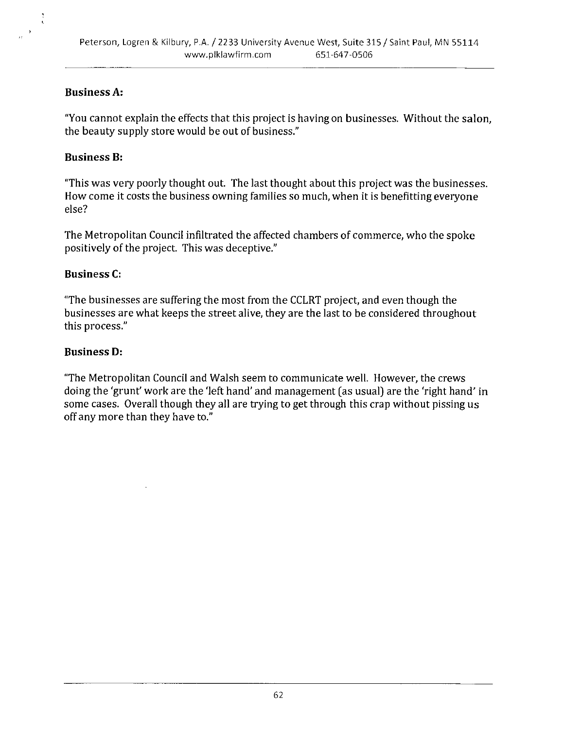**Business A:**

"You cannot explain the effects that this project is having on businesses. Without the salon, the beauty supply store would be out of business."

**Business B:**

"This was very poorly thought out. The last thought about this project was the businesses. How come it costs the business owning families so much, when it is benefitting everyone else?

The Metropolitan Council infiltrated the affected chambers of commerce, who the spoke positively of the project. This was deceptive."

**Business C:**

"The businesses are suffering the most from the CCLRT project, and even though the businesses are what keeps the street alive, they are the last to be considered throughout this process."

**Business D:**

"The Metropolitan Council and Walsh seem to communicate well. However, the crews doing the 'grunt' work are the 'left hand' and management (as usual) are the 'right hand' in some cases. Overall though they all are trying to get through this crap without pissing us off any more than they have to."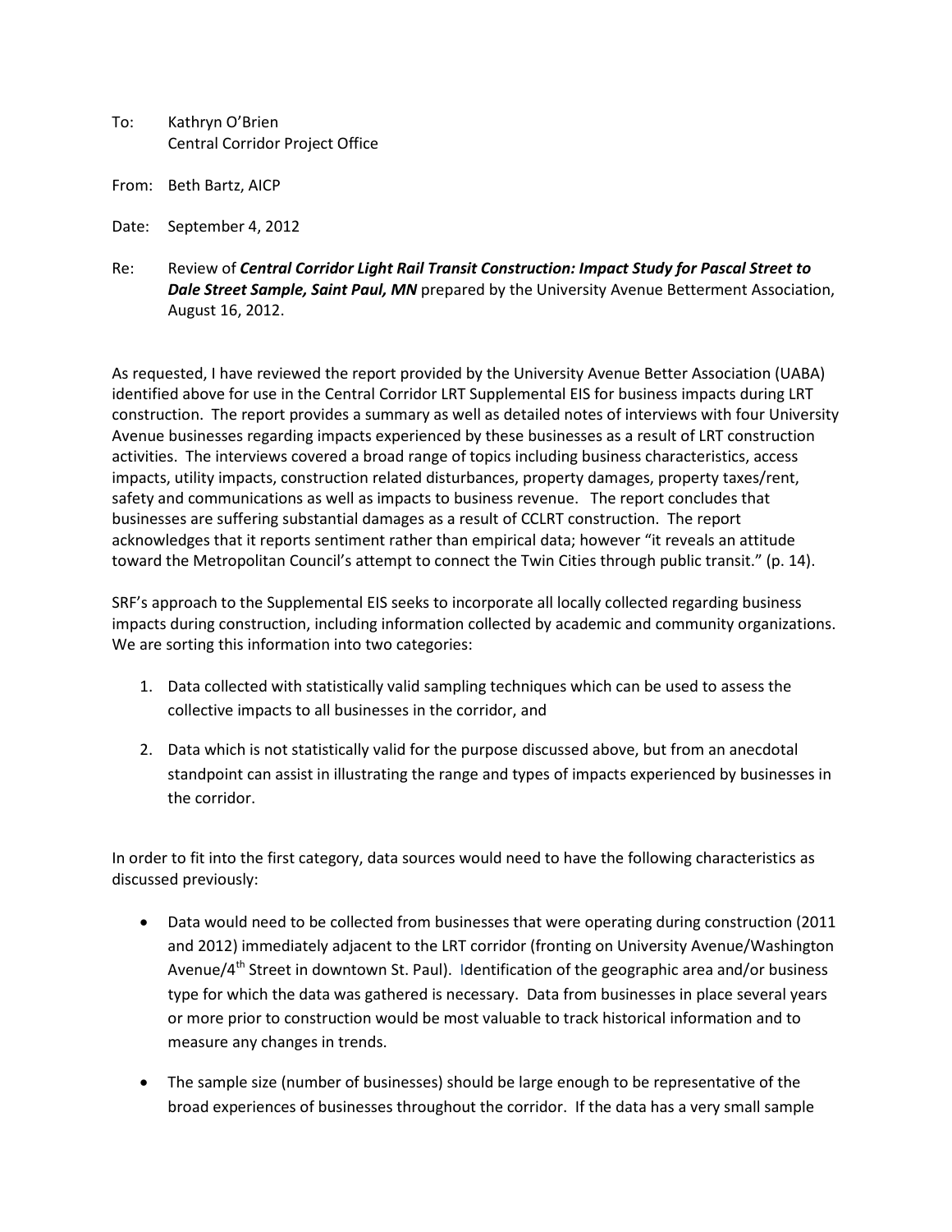To: Kathryn O'Brien
Central Corridor Project Office

From: Beth Bartz, AICP

Date: September 4, 2012

Re: Review of ***Central Corridor Light Rail Transit Construction: Impact Study for Pascal Street to Dale Street Sample, Saint Paul, MN*** prepared by the University Avenue Betterment Association, August 16, 2012.

As requested, I have reviewed the report provided by the University Avenue Better Association (UABA) identified above for use in the Central Corridor LRT Supplemental EIS for business impacts during LRT construction. The report provides a summary as well as detailed notes of interviews with four University Avenue businesses regarding impacts experienced by these businesses as a result of LRT construction activities. The interviews covered a broad range of topics including business characteristics, access impacts, utility impacts, construction related disturbances, property damages, property taxes/rent, safety and communications as well as impacts to business revenue. The report concludes that businesses are suffering substantial damages as a result of CCLRT construction. The report acknowledges that it reports sentiment rather than empirical data; however "it reveals an attitude toward the Metropolitan Council's attempt to connect the Twin Cities through public transit." (p. 14).

SRF's approach to the Supplemental EIS seeks to incorporate all locally collected regarding business impacts during construction, including information collected by academic and community organizations. We are sorting this information into two categories:

1. Data collected with statistically valid sampling techniques which can be used to assess the collective impacts to all businesses in the corridor, and

2. Data which is not statistically valid for the purpose discussed above, but from an anecdotal standpoint can assist in illustrating the range and types of impacts experienced by businesses in the corridor.

In order to fit into the first category, data sources would need to have the following characteristics as discussed previously:

- Data would need to be collected from businesses that were operating during construction (2011 and 2012) immediately adjacent to the LRT corridor (fronting on University Avenue/Washington Avenue/4th Street in downtown St. Paul). Identification of the geographic area and/or business type for which the data was gathered is necessary. Data from businesses in place several years or more prior to construction would be most valuable to track historical information and to measure any changes in trends.

- The sample size (number of businesses) should be large enough to be representative of the broad experiences of businesses throughout the corridor. If the data has a very small sample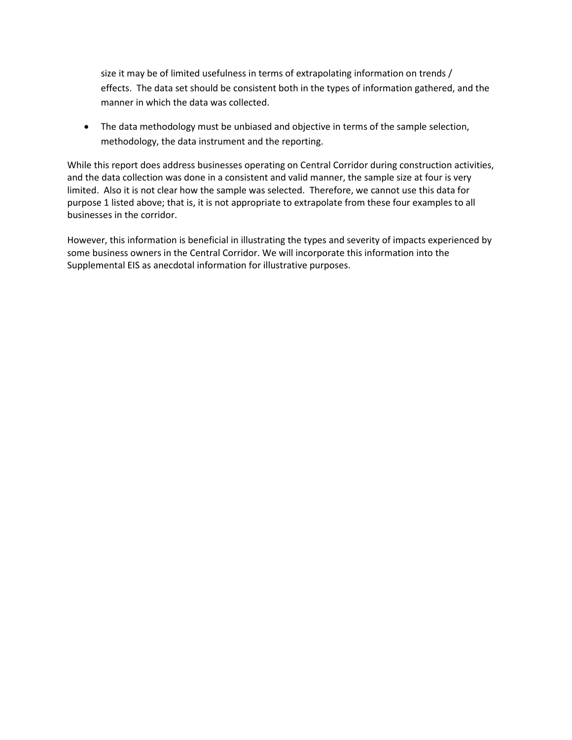size it may be of limited usefulness in terms of extrapolating information on trends / effects. The data set should be consistent both in the types of information gathered, and the manner in which the data was collected.

- The data methodology must be unbiased and objective in terms of the sample selection, methodology, the data instrument and the reporting.

While this report does address businesses operating on Central Corridor during construction activities, and the data collection was done in a consistent and valid manner, the sample size at four is very limited. Also it is not clear how the sample was selected. Therefore, we cannot use this data for purpose 1 listed above; that is, it is not appropriate to extrapolate from these four examples to all businesses in the corridor.

However, this information is beneficial in illustrating the types and severity of impacts experienced by some business owners in the Central Corridor. We will incorporate this information into the Supplemental EIS as anecdotal information for illustrative purposes.